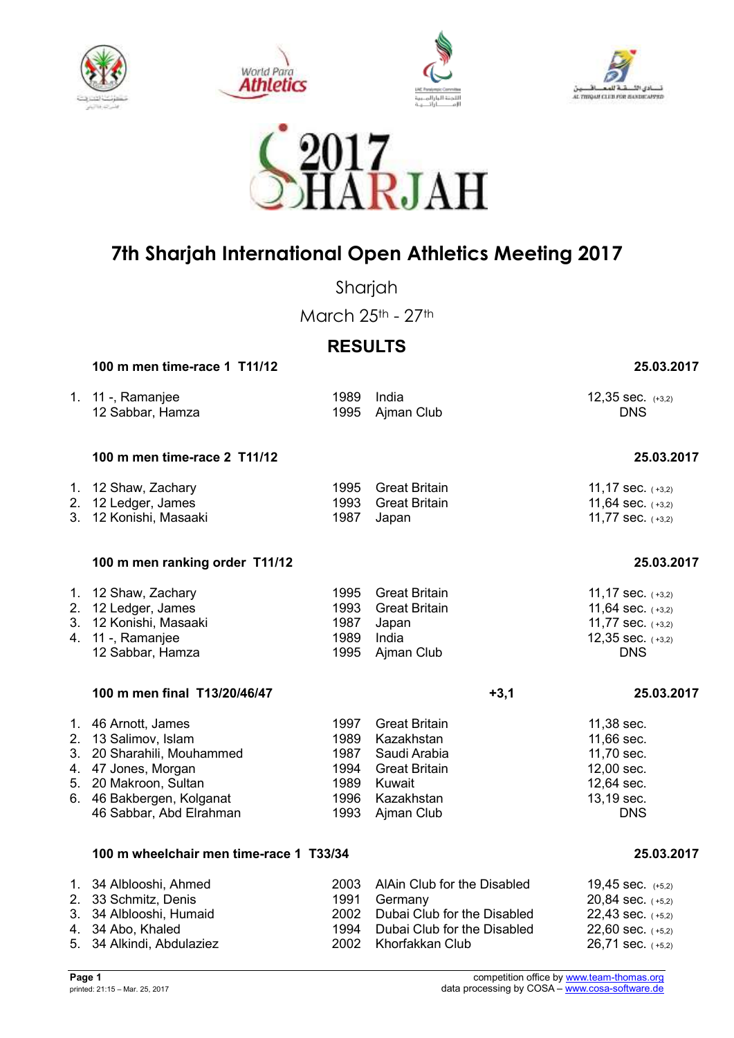# 7th Sharjah International Open Athletics Meeting 2017

Sharjah

March 25th - 27th

## RESULTS

### 100 m men time-race 1 T11/12 — 25.03.2017

| | | | | |
|---|---|---|---|---|
| 1. | 11 -, Ramanjee | 1989 | India | 12,35 sec. (+3,2) |
| | 12 Sabbar, Hamza | 1995 | Ajman Club | DNS |

### 100 m men time-race 2 T11/12 — 25.03.2017

| | | | | |
|---|---|---|---|---|
| 1. | 12 Shaw, Zachary | 1995 | Great Britain | 11,17 sec. (+3,2) |
| 2. | 12 Ledger, James | 1993 | Great Britain | 11,64 sec. (+3,2) |
| 3. | 12 Konishi, Masaaki | 1987 | Japan | 11,77 sec. (+3,2) |

### 100 m men ranking order T11/12 — 25.03.2017

| | | | | |
|---|---|---|---|---|
| 1. | 12 Shaw, Zachary | 1995 | Great Britain | 11,17 sec. (+3,2) |
| 2. | 12 Ledger, James | 1993 | Great Britain | 11,64 sec. (+3,2) |
| 3. | 12 Konishi, Masaaki | 1987 | Japan | 11,77 sec. (+3,2) |
| 4. | 11 -, Ramanjee | 1989 | India | 12,35 sec. (+3,2) |
| | 12 Sabbar, Hamza | 1995 | Ajman Club | DNS |

### 100 m men final T13/20/46/47 — +3,1 — 25.03.2017

| | | | | |
|---|---|---|---|---|
| 1. | 46 Arnott, James | 1997 | Great Britain | 11,38 sec. |
| 2. | 13 Salimov, Islam | 1989 | Kazakhstan | 11,66 sec. |
| 3. | 20 Sharahili, Mouhammed | 1987 | Saudi Arabia | 11,70 sec. |
| 4. | 47 Jones, Morgan | 1994 | Great Britain | 12,00 sec. |
| 5. | 20 Makroon, Sultan | 1989 | Kuwait | 12,64 sec. |
| 6. | 46 Bakbergen, Kolganat | 1996 | Kazakhstan | 13,19 sec. |
| | 46 Sabbar, Abd Elrahman | 1993 | Ajman Club | DNS |

### 100 m wheelchair men time-race 1 T33/34 — 25.03.2017

| | | | | |
|---|---|---|---|---|
| 1. | 34 Alblooshi, Ahmed | 2003 | AlAin Club for the Disabled | 19,45 sec. (+5,2) |
| 2. | 33 Schmitz, Denis | 1991 | Germany | 20,84 sec. (+5,2) |
| 3. | 34 Alblooshi, Humaid | 2002 | Dubai Club for the Disabled | 22,43 sec. (+5,2) |
| 4. | 34 Abo, Khaled | 1994 | Dubai Club for the Disabled | 22,60 sec. (+5,2) |
| 5. | 34 Alkindi, Abdulaziez | 2002 | Khorfakkan Club | 26,71 sec. (+5,2) |

competition office by www.team-thomas.org
data processing by COSA – www.cosa-software.de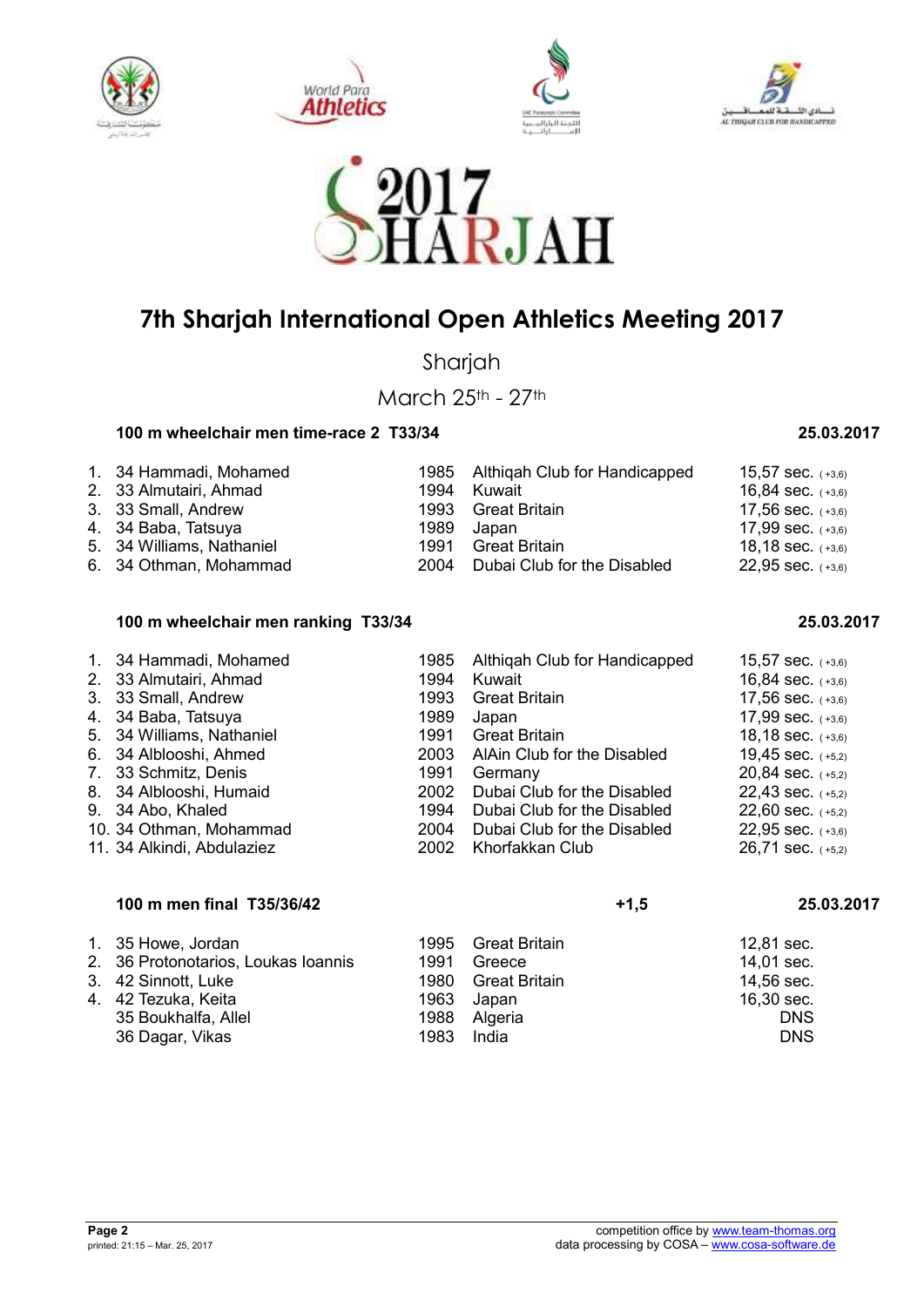# 7th Sharjah International Open Athletics Meeting 2017

Sharjah

March 25th - 27th

### 100 m wheelchair men time-race 2 T33/34 — 25.03.2017

| Rank | Class | Name | Year | Club/Country | Result |
|---|---|---|---|---|---|
| 1. | 34 | Hammadi, Mohamed | 1985 | Althiqah Club for Handicapped | 15,57 sec. (+3,6) |
| 2. | 33 | Almutairi, Ahmad | 1994 | Kuwait | 16,84 sec. (+3,6) |
| 3. | 33 | Small, Andrew | 1993 | Great Britain | 17,56 sec. (+3,6) |
| 4. | 34 | Baba, Tatsuya | 1989 | Japan | 17,99 sec. (+3,6) |
| 5. | 34 | Williams, Nathaniel | 1991 | Great Britain | 18,18 sec. (+3,6) |
| 6. | 34 | Othman, Mohammad | 2004 | Dubai Club for the Disabled | 22,95 sec. (+3,6) |

### 100 m wheelchair men ranking T33/34 — 25.03.2017

| Rank | Class | Name | Year | Club/Country | Result |
|---|---|---|---|---|---|
| 1. | 34 | Hammadi, Mohamed | 1985 | Althiqah Club for Handicapped | 15,57 sec. (+3,6) |
| 2. | 33 | Almutairi, Ahmad | 1994 | Kuwait | 16,84 sec. (+3,6) |
| 3. | 33 | Small, Andrew | 1993 | Great Britain | 17,56 sec. (+3,6) |
| 4. | 34 | Baba, Tatsuya | 1989 | Japan | 17,99 sec. (+3,6) |
| 5. | 34 | Williams, Nathaniel | 1991 | Great Britain | 18,18 sec. (+3,6) |
| 6. | 34 | Alblooshi, Ahmed | 2003 | AlAin Club for the Disabled | 19,45 sec. (+5,2) |
| 7. | 33 | Schmitz, Denis | 1991 | Germany | 20,84 sec. (+5,2) |
| 8. | 34 | Alblooshi, Humaid | 2002 | Dubai Club for the Disabled | 22,43 sec. (+5,2) |
| 9. | 34 | Abo, Khaled | 1994 | Dubai Club for the Disabled | 22,60 sec. (+5,2) |
| 10. | 34 | Othman, Mohammad | 2004 | Dubai Club for the Disabled | 22,95 sec. (+3,6) |
| 11. | 34 | Alkindi, Abdulaziez | 2002 | Khorfakkan Club | 26,71 sec. (+5,2) |

### 100 m men final T35/36/42 — +1,5 — 25.03.2017

| Rank | Class | Name | Year | Club/Country | Result |
|---|---|---|---|---|---|
| 1. | 35 | Howe, Jordan | 1995 | Great Britain | 12,81 sec. |
| 2. | 36 | Protonotarios, Loukas Ioannis | 1991 | Greece | 14,01 sec. |
| 3. | 42 | Sinnott, Luke | 1980 | Great Britain | 14,56 sec. |
| 4. | 42 | Tezuka, Keita | 1963 | Japan | 16,30 sec. |
| | 35 | Boukhalfa, Allel | 1988 | Algeria | DNS |
| | 36 | Dagar, Vikas | 1983 | India | DNS |

printed: 21:15 – Mar. 25, 2017

competition office by www.team-thomas.org
data processing by COSA – www.cosa-software.de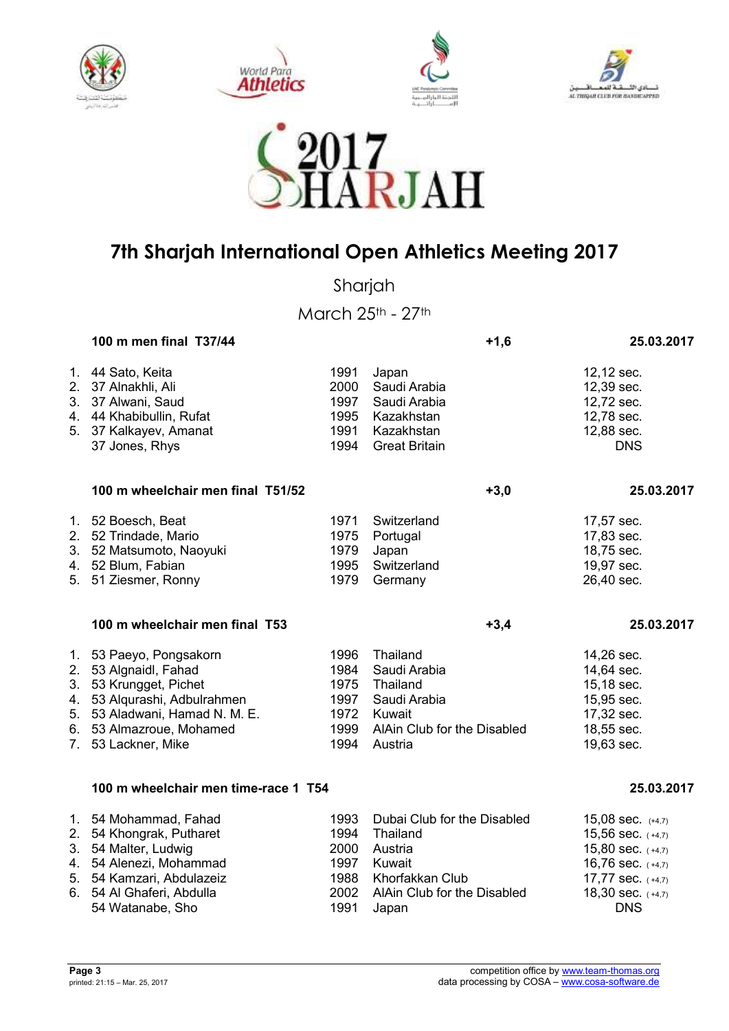# 7th Sharjah International Open Athletics Meeting 2017

Sharjah

March 25th - 27th

### 100 m men final T37/44 — +1,6 — 25.03.2017

| Rank | Class | Name | Year | Country/Club | Result |
|---|---|---|---|---|---|
| 1. | 44 | Sato, Keita | 1991 | Japan | 12,12 sec. |
| 2. | 37 | Alnakhli, Ali | 2000 | Saudi Arabia | 12,39 sec. |
| 3. | 37 | Alwani, Saud | 1997 | Saudi Arabia | 12,72 sec. |
| 4. | 44 | Khabibullin, Rufat | 1995 | Kazakhstan | 12,78 sec. |
| 5. | 37 | Kalkayev, Amanat | 1991 | Kazakhstan | 12,88 sec. |
| | 37 | Jones, Rhys | 1994 | Great Britain | DNS |

### 100 m wheelchair men final T51/52 — +3,0 — 25.03.2017

| Rank | Class | Name | Year | Country/Club | Result |
|---|---|---|---|---|---|
| 1. | 52 | Boesch, Beat | 1971 | Switzerland | 17,57 sec. |
| 2. | 52 | Trindade, Mario | 1975 | Portugal | 17,83 sec. |
| 3. | 52 | Matsumoto, Naoyuki | 1979 | Japan | 18,75 sec. |
| 4. | 52 | Blum, Fabian | 1995 | Switzerland | 19,97 sec. |
| 5. | 51 | Ziesmer, Ronny | 1979 | Germany | 26,40 sec. |

### 100 m wheelchair men final T53 — +3,4 — 25.03.2017

| Rank | Class | Name | Year | Country/Club | Result |
|---|---|---|---|---|---|
| 1. | 53 | Paeyo, Pongsakorn | 1996 | Thailand | 14,26 sec. |
| 2. | 53 | Algnaidl, Fahad | 1984 | Saudi Arabia | 14,64 sec. |
| 3. | 53 | Krungget, Pichet | 1975 | Thailand | 15,18 sec. |
| 4. | 53 | Alqurashi, Adbulrahmen | 1997 | Saudi Arabia | 15,95 sec. |
| 5. | 53 | Aladwani, Hamad N. M. E. | 1972 | Kuwait | 17,32 sec. |
| 6. | 53 | Almazroue, Mohamed | 1999 | AlAin Club for the Disabled | 18,55 sec. |
| 7. | 53 | Lackner, Mike | 1994 | Austria | 19,63 sec. |

### 100 m wheelchair men time-race 1 T54 — 25.03.2017

| Rank | Class | Name | Year | Country/Club | Result |
|---|---|---|---|---|---|
| 1. | 54 | Mohammad, Fahad | 1993 | Dubai Club for the Disabled | 15,08 sec. (+4,7) |
| 2. | 54 | Khongrak, Putharet | 1994 | Thailand | 15,56 sec. (+4,7) |
| 3. | 54 | Malter, Ludwig | 2000 | Austria | 15,80 sec. (+4,7) |
| 4. | 54 | Alenezi, Mohammad | 1997 | Kuwait | 16,76 sec. (+4,7) |
| 5. | 54 | Kamzari, Abdulazeiz | 1988 | Khorfakkan Club | 17,77 sec. (+4,7) |
| 6. | 54 | Al Ghaferi, Abdulla | 2002 | AlAin Club for the Disabled | 18,30 sec. (+4,7) |
| | 54 | Watanabe, Sho | 1991 | Japan | DNS |

printed: 21:15 – Mar. 25, 2017

competition office by www.team-thomas.org
data processing by COSA – www.cosa-software.de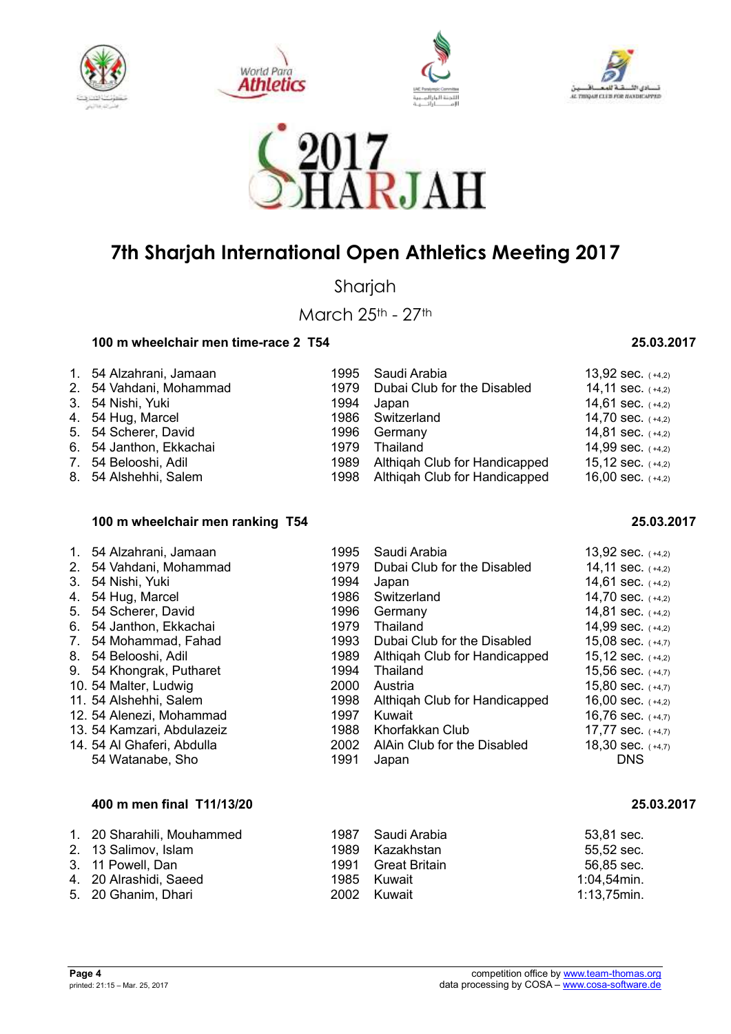# 7th Sharjah International Open Athletics Meeting 2017

Sharjah

March 25th - 27th

### 100 m wheelchair men time-race 2 T54 — 25.03.2017

| | Class | Name | Year | Club/Country | Result |
|---|---|---|---|---|---|
| 1. | 54 | Alzahrani, Jamaan | 1995 | Saudi Arabia | 13,92 sec. (+4,2) |
| 2. | 54 | Vahdani, Mohammad | 1979 | Dubai Club for the Disabled | 14,11 sec. (+4,2) |
| 3. | 54 | Nishi, Yuki | 1994 | Japan | 14,61 sec. (+4,2) |
| 4. | 54 | Hug, Marcel | 1986 | Switzerland | 14,70 sec. (+4,2) |
| 5. | 54 | Scherer, David | 1996 | Germany | 14,81 sec. (+4,2) |
| 6. | 54 | Janthon, Ekkachai | 1979 | Thailand | 14,99 sec. (+4,2) |
| 7. | 54 | Belooshi, Adil | 1989 | Althiqah Club for Handicapped | 15,12 sec. (+4,2) |
| 8. | 54 | Alshehhi, Salem | 1998 | Althiqah Club for Handicapped | 16,00 sec. (+4,2) |

### 100 m wheelchair men ranking T54 — 25.03.2017

| | Class | Name | Year | Club/Country | Result |
|---|---|---|---|---|---|
| 1. | 54 | Alzahrani, Jamaan | 1995 | Saudi Arabia | 13,92 sec. (+4,2) |
| 2. | 54 | Vahdani, Mohammad | 1979 | Dubai Club for the Disabled | 14,11 sec. (+4,2) |
| 3. | 54 | Nishi, Yuki | 1994 | Japan | 14,61 sec. (+4,2) |
| 4. | 54 | Hug, Marcel | 1986 | Switzerland | 14,70 sec. (+4,2) |
| 5. | 54 | Scherer, David | 1996 | Germany | 14,81 sec. (+4,2) |
| 6. | 54 | Janthon, Ekkachai | 1979 | Thailand | 14,99 sec. (+4,2) |
| 7. | 54 | Mohammad, Fahad | 1993 | Dubai Club for the Disabled | 15,08 sec. (+4,7) |
| 8. | 54 | Belooshi, Adil | 1989 | Althiqah Club for Handicapped | 15,12 sec. (+4,2) |
| 9. | 54 | Khongrak, Putharet | 1994 | Thailand | 15,56 sec. (+4,7) |
| 10. | 54 | Malter, Ludwig | 2000 | Austria | 15,80 sec. (+4,7) |
| 11. | 54 | Alshehhi, Salem | 1998 | Althiqah Club for Handicapped | 16,00 sec. (+4,2) |
| 12. | 54 | Alenezi, Mohammad | 1997 | Kuwait | 16,76 sec. (+4,7) |
| 13. | 54 | Kamzari, Abdulazeiz | 1988 | Khorfakkan Club | 17,77 sec. (+4,7) |
| 14. | 54 | Al Ghaferi, Abdulla | 2002 | AlAin Club for the Disabled | 18,30 sec. (+4,7) |
| | 54 | Watanabe, Sho | 1991 | Japan | DNS |

### 400 m men final T11/13/20 — 25.03.2017

| | Class | Name | Year | Club/Country | Result |
|---|---|---|---|---|---|
| 1. | 20 | Sharahili, Mouhammed | 1987 | Saudi Arabia | 53,81 sec. |
| 2. | 13 | Salimov, Islam | 1989 | Kazakhstan | 55,52 sec. |
| 3. | 11 | Powell, Dan | 1991 | Great Britain | 56,85 sec. |
| 4. | 20 | Alrashidi, Saeed | 1985 | Kuwait | 1:04,54min. |
| 5. | 20 | Ghanim, Dhari | 2002 | Kuwait | 1:13,75min. |

printed: 21:15 – Mar. 25, 2017

competition office by www.team-thomas.org
data processing by COSA – www.cosa-software.de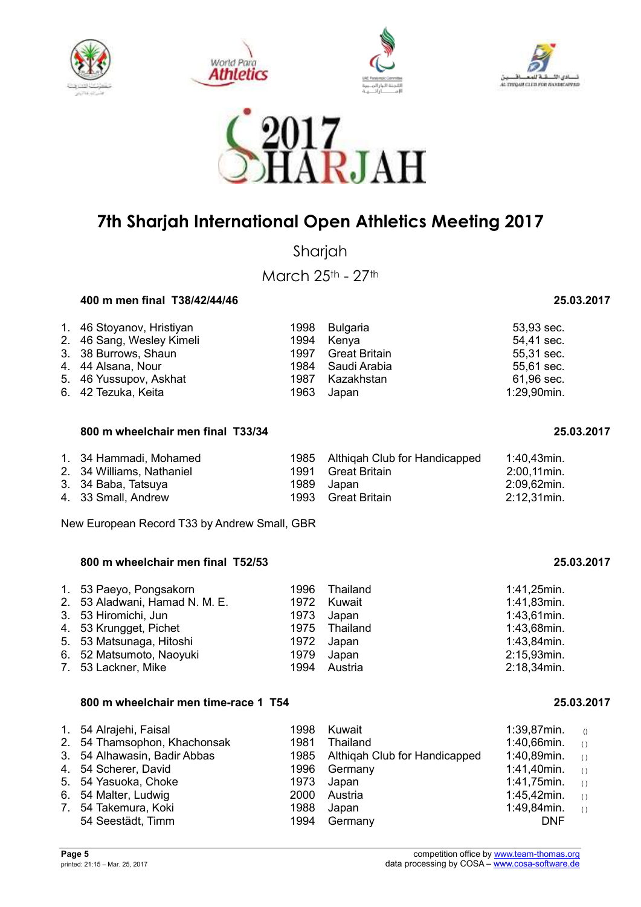# 7th Sharjah International Open Athletics Meeting 2017

Sharjah

March 25th - 27th

### 400 m men final T38/42/44/46 — 25.03.2017

| Rank | Class | Name | Year | Country | Result |
|---|---|---|---|---|---|
| 1. | 46 | Stoyanov, Hristiyan | 1998 | Bulgaria | 53,93 sec. |
| 2. | 46 | Sang, Wesley Kimeli | 1994 | Kenya | 54,41 sec. |
| 3. | 38 | Burrows, Shaun | 1997 | Great Britain | 55,31 sec. |
| 4. | 44 | Alsana, Nour | 1984 | Saudi Arabia | 55,61 sec. |
| 5. | 46 | Yussupov, Askhat | 1987 | Kazakhstan | 61,96 sec. |
| 6. | 42 | Tezuka, Keita | 1963 | Japan | 1:29,90min. |

### 800 m wheelchair men final T33/34 — 25.03.2017

| Rank | Class | Name | Year | Country | Result |
|---|---|---|---|---|---|
| 1. | 34 | Hammadi, Mohamed | 1985 | Althiqah Club for Handicapped | 1:40,43min. |
| 2. | 34 | Williams, Nathaniel | 1991 | Great Britain | 2:00,11min. |
| 3. | 34 | Baba, Tatsuya | 1989 | Japan | 2:09,62min. |
| 4. | 33 | Small, Andrew | 1993 | Great Britain | 2:12,31min. |

New European Record T33 by Andrew Small, GBR

### 800 m wheelchair men final T52/53 — 25.03.2017

| Rank | Class | Name | Year | Country | Result |
|---|---|---|---|---|---|
| 1. | 53 | Paeyo, Pongsakorn | 1996 | Thailand | 1:41,25min. |
| 2. | 53 | Aladwani, Hamad N. M. E. | 1972 | Kuwait | 1:41,83min. |
| 3. | 53 | Hiromichi, Jun | 1973 | Japan | 1:43,61min. |
| 4. | 53 | Krungget, Pichet | 1975 | Thailand | 1:43,68min. |
| 5. | 53 | Matsunaga, Hitoshi | 1972 | Japan | 1:43,84min. |
| 6. | 52 | Matsumoto, Naoyuki | 1979 | Japan | 2:15,93min. |
| 7. | 53 | Lackner, Mike | 1994 | Austria | 2:18,34min. |

### 800 m wheelchair men time-race 1 T54 — 25.03.2017

| Rank | Class | Name | Year | Country | Result | |
|---|---|---|---|---|---|---|
| 1. | 54 | Alrajehi, Faisal | 1998 | Kuwait | 1:39,87min. | () |
| 2. | 54 | Thamsophon, Khachonsak | 1981 | Thailand | 1:40,66min. | () |
| 3. | 54 | Alhawasin, Badir Abbas | 1985 | Althiqah Club for Handicapped | 1:40,89min. | () |
| 4. | 54 | Scherer, David | 1996 | Germany | 1:41,40min. | () |
| 5. | 54 | Yasuoka, Choke | 1973 | Japan | 1:41,75min. | () |
| 6. | 54 | Malter, Ludwig | 2000 | Austria | 1:45,42min. | () |
| 7. | 54 | Takemura, Koki | 1988 | Japan | 1:49,84min. | () |
| | 54 | Seestädt, Timm | 1994 | Germany | DNF | |

printed: 21:15 – Mar. 25, 2017

competition office by www.team-thomas.org
data processing by COSA – www.cosa-software.de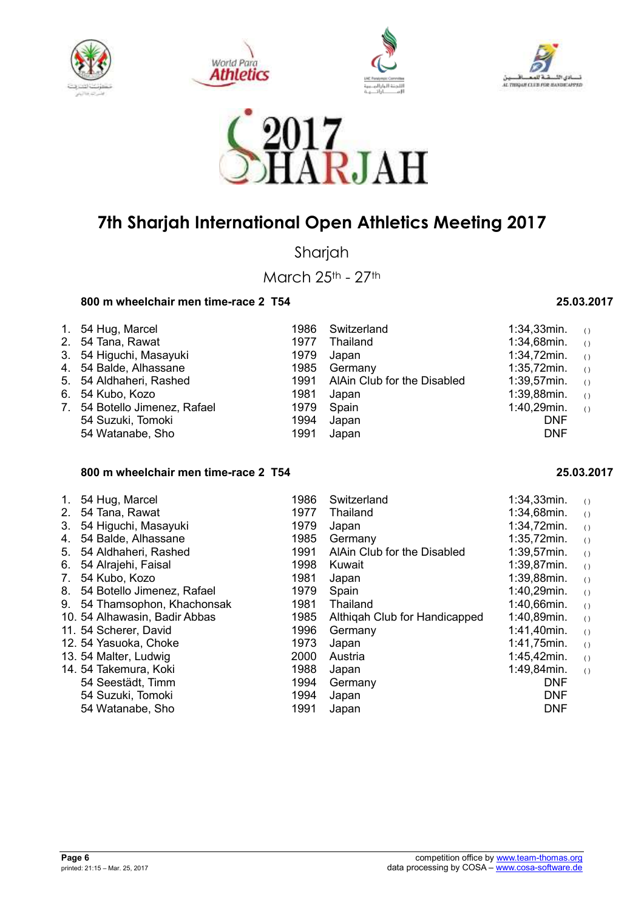# 7th Sharjah International Open Athletics Meeting 2017

Sharjah

March 25th - 27th

### 800 m wheelchair men time-race 2 T54

25.03.2017

| Rank | Class | Name | Year | Country | Result | |
|---|---|---|---|---|---|---|
| 1. | 54 | Hug, Marcel | 1986 | Switzerland | 1:34,33min. | () |
| 2. | 54 | Tana, Rawat | 1977 | Thailand | 1:34,68min. | () |
| 3. | 54 | Higuchi, Masayuki | 1979 | Japan | 1:34,72min. | () |
| 4. | 54 | Balde, Alhassane | 1985 | Germany | 1:35,72min. | () |
| 5. | 54 | Aldhaheri, Rashed | 1991 | AlAin Club for the Disabled | 1:39,57min. | () |
| 6. | 54 | Kubo, Kozo | 1981 | Japan | 1:39,88min. | () |
| 7. | 54 | Botello Jimenez, Rafael | 1979 | Spain | 1:40,29min. | () |
| | 54 | Suzuki, Tomoki | 1994 | Japan | DNF | |
| | 54 | Watanabe, Sho | 1991 | Japan | DNF | |

### 800 m wheelchair men time-race 2 T54

25.03.2017

| Rank | Class | Name | Year | Country | Result | |
|---|---|---|---|---|---|---|
| 1. | 54 | Hug, Marcel | 1986 | Switzerland | 1:34,33min. | () |
| 2. | 54 | Tana, Rawat | 1977 | Thailand | 1:34,68min. | () |
| 3. | 54 | Higuchi, Masayuki | 1979 | Japan | 1:34,72min. | () |
| 4. | 54 | Balde, Alhassane | 1985 | Germany | 1:35,72min. | () |
| 5. | 54 | Aldhaheri, Rashed | 1991 | AlAin Club for the Disabled | 1:39,57min. | () |
| 6. | 54 | Alrajehi, Faisal | 1998 | Kuwait | 1:39,87min. | () |
| 7. | 54 | Kubo, Kozo | 1981 | Japan | 1:39,88min. | () |
| 8. | 54 | Botello Jimenez, Rafael | 1979 | Spain | 1:40,29min. | () |
| 9. | 54 | Thamsophon, Khachonsak | 1981 | Thailand | 1:40,66min. | () |
| 10. | 54 | Alhawasin, Badir Abbas | 1985 | Althiqah Club for Handicapped | 1:40,89min. | () |
| 11. | 54 | Scherer, David | 1996 | Germany | 1:41,40min. | () |
| 12. | 54 | Yasuoka, Choke | 1973 | Japan | 1:41,75min. | () |
| 13. | 54 | Malter, Ludwig | 2000 | Austria | 1:45,42min. | () |
| 14. | 54 | Takemura, Koki | 1988 | Japan | 1:49,84min. | () |
| | 54 | Seestädt, Timm | 1994 | Germany | DNF | |
| | 54 | Suzuki, Tomoki | 1994 | Japan | DNF | |
| | 54 | Watanabe, Sho | 1991 | Japan | DNF | |

printed: 21:15 – Mar. 25, 2017

competition office by www.team-thomas.org
data processing by COSA – www.cosa-software.de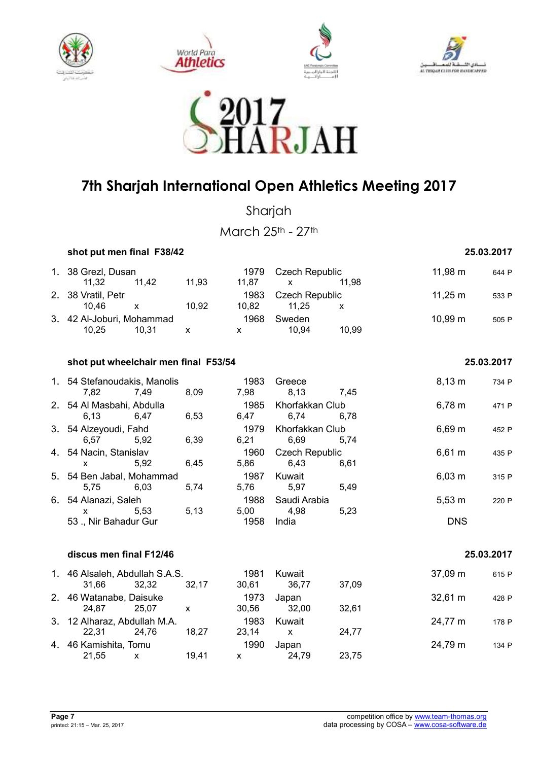# 7th Sharjah International Open Athletics Meeting 2017

Sharjah

March 25th - 27th

## shot put men final F38/42 — 25.03.2017

| Rank | Class | Name | Year | Country | Result | Points |
|---|---|---|---|---|---|---|
| 1. | 38 | Grezl, Dusan | 1979 | Czech Republic | 11,98 m | 644 P |
| | | 11,32 / 11,42 / 11,93 / 11,87 / x / 11,98 | | | | |
| 2. | 38 | Vratil, Petr | 1983 | Czech Republic | 11,25 m | 533 P |
| | | 10,46 / x / 10,92 / 10,82 / 11,25 / x | | | | |
| 3. | 42 | Al-Joburi, Mohammad | 1968 | Sweden | 10,99 m | 505 P |
| | | 10,25 / 10,31 / x / x / 10,94 / 10,99 | | | | |

## shot put wheelchair men final F53/54 — 25.03.2017

| Rank | Class | Name | Year | Country | Result | Points |
|---|---|---|---|---|---|---|
| 1. | 54 | Stefanoudakis, Manolis | 1983 | Greece | 8,13 m | 734 P |
| | | 7,82 / 7,49 / 8,09 / 7,98 / 8,13 / 7,45 | | | | |
| 2. | 54 | Al Masbahi, Abdulla | 1985 | Khorfakkan Club | 6,78 m | 471 P |
| | | 6,13 / 6,47 / 6,53 / 6,47 / 6,74 / 6,78 | | | | |
| 3. | 54 | Alzeyoudi, Fahd | 1979 | Khorfakkan Club | 6,69 m | 452 P |
| | | 6,57 / 5,92 / 6,39 / 6,21 / 6,69 / 5,74 | | | | |
| 4. | 54 | Nacin, Stanislav | 1960 | Czech Republic | 6,61 m | 435 P |
| | | x / 5,92 / 6,45 / 5,86 / 6,43 / 6,61 | | | | |
| 5. | 54 | Ben Jabal, Mohammad | 1987 | Kuwait | 6,03 m | 315 P |
| | | 5,75 / 6,03 / 5,74 / 5,76 / 5,97 / 5,49 | | | | |
| 6. | 54 | Alanazi, Saleh | 1988 | Saudi Arabia | 5,53 m | 220 P |
| | | x / 5,53 / 5,13 / 5,00 / 4,98 / 5,23 | | | | |
| | 53 | ., Nir Bahadur Gur | 1958 | India | DNS | |

## discus men final F12/46 — 25.03.2017

| Rank | Class | Name | Year | Country | Result | Points |
|---|---|---|---|---|---|---|
| 1. | 46 | Alsaleh, Abdullah S.A.S. | 1981 | Kuwait | 37,09 m | 615 P |
| | | 31,66 / 32,32 / 32,17 / 30,61 / 36,77 / 37,09 | | | | |
| 2. | 46 | Watanabe, Daisuke | 1973 | Japan | 32,61 m | 428 P |
| | | 24,87 / 25,07 / x / 30,56 / 32,00 / 32,61 | | | | |
| 3. | 12 | Alharaz, Abdullah M.A. | 1983 | Kuwait | 24,77 m | 178 P |
| | | 22,31 / 24,76 / 18,27 / 23,14 / x / 24,77 | | | | |
| 4. | 46 | Kamishita, Tomu | 1990 | Japan | 24,79 m | 134 P |
| | | 21,55 / x / 19,41 / x / 24,79 / 23,75 | | | | |

competition office by www.team-thomas.org
data processing by COSA – www.cosa-software.de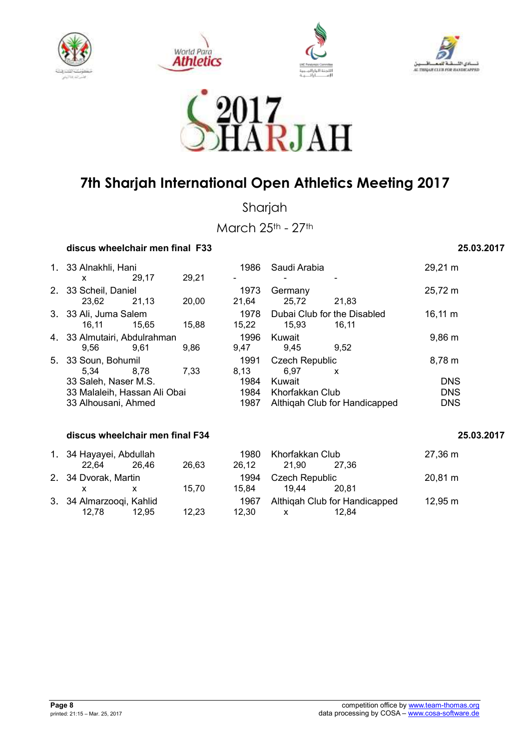# 7th Sharjah International Open Athletics Meeting 2017

Sharjah

March 25th - 27th

### discus wheelchair men final F33 — 25.03.2017

| Rank | Class | Name | Year | Club/Country | Result |
|---|---|---|---|---|---|
| 1. | 33 | Alnakhli, Hani | 1986 | Saudi Arabia | 29,21 m |
| | | x · 29,17 · 29,21 · - · - · - | | | |
| 2. | 33 | Scheil, Daniel | 1973 | Germany | 25,72 m |
| | | 23,62 · 21,13 · 20,00 · 21,64 · 25,72 · 21,83 | | | |
| 3. | 33 | Ali, Juma Salem | 1978 | Dubai Club for the Disabled | 16,11 m |
| | | 16,11 · 15,65 · 15,88 · 15,22 · 15,93 · 16,11 | | | |
| 4. | 33 | Almutairi, Abdulrahman | 1996 | Kuwait | 9,86 m |
| | | 9,56 · 9,61 · 9,86 · 9,47 · 9,45 · 9,52 | | | |
| 5. | 33 | Soun, Bohumil | 1991 | Czech Republic | 8,78 m |
| | | 5,34 · 8,78 · 7,33 · 8,13 · 6,97 · x | | | |
| | 33 | Saleh, Naser M.S. | 1984 | Kuwait | DNS |
| | 33 | Malaleih, Hassan Ali Obai | 1984 | Khorfakkan Club | DNS |
| | 33 | Alhousani, Ahmed | 1987 | Althiqah Club for Handicapped | DNS |

### discus wheelchair men final F34 — 25.03.2017

| Rank | Class | Name | Year | Club/Country | Result |
|---|---|---|---|---|---|
| 1. | 34 | Hayayei, Abdullah | 1980 | Khorfakkan Club | 27,36 m |
| | | 22,64 · 26,46 · 26,63 · 26,12 · 21,90 · 27,36 | | | |
| 2. | 34 | Dvorak, Martin | 1994 | Czech Republic | 20,81 m |
| | | x · x · 15,70 · 15,84 · 19,44 · 20,81 | | | |
| 3. | 34 | Almarzooqi, Kahlid | 1967 | Althiqah Club for Handicapped | 12,95 m |
| | | 12,78 · 12,95 · 12,23 · 12,30 · x · 12,84 | | | |

printed: 21:15 – Mar. 25, 2017

competition office by www.team-thomas.org
data processing by COSA – www.cosa-software.de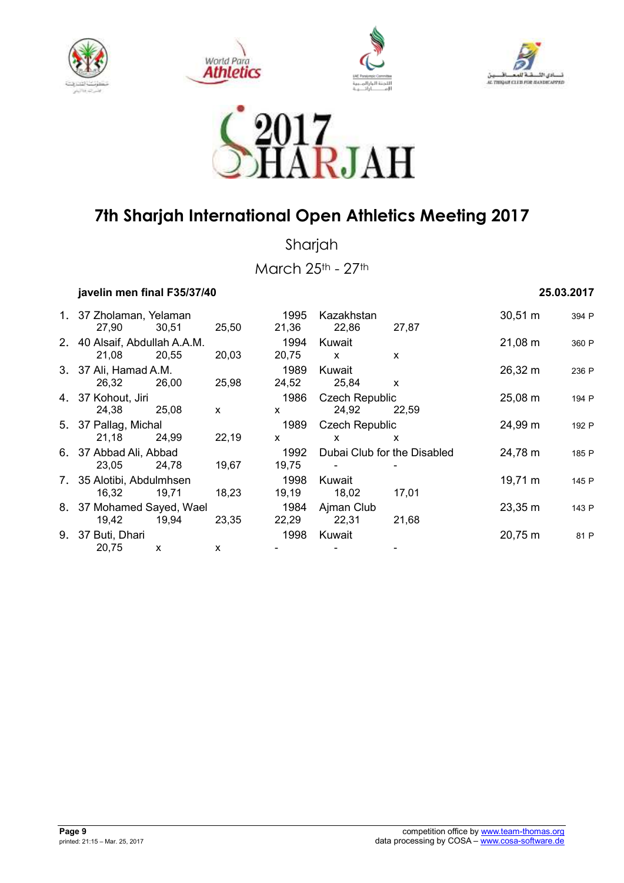# 7th Sharjah International Open Athletics Meeting 2017

Sharjah

March 25th - 27th

### javelin men final F35/37/40

**25.03.2017**

| Rank | Class | Name | Year | Country/Club | Result | Points |
|---|---|---|---|---|---|---|
| 1. | 37 | Zholaman, Yelaman | 1995 | Kazakhstan | 30,51 m | 394 P |
| | | 27,90 30,51 25,50 21,36 22,86 27,87 | | | | |
| 2. | 40 | Alsaif, Abdullah A.A.M. | 1994 | Kuwait | 21,08 m | 360 P |
| | | 21,08 20,55 20,03 20,75 x x | | | | |
| 3. | 37 | Ali, Hamad A.M. | 1989 | Kuwait | 26,32 m | 236 P |
| | | 26,32 26,00 25,98 24,52 25,84 x | | | | |
| 4. | 37 | Kohout, Jiri | 1986 | Czech Republic | 25,08 m | 194 P |
| | | 24,38 25,08 x x 24,92 22,59 | | | | |
| 5. | 37 | Pallag, Michal | 1989 | Czech Republic | 24,99 m | 192 P |
| | | 21,18 24,99 22,19 x x x | | | | |
| 6. | 37 | Abbad Ali, Abbad | 1992 | Dubai Club for the Disabled | 24,78 m | 185 P |
| | | 23,05 24,78 19,67 19,75 - - | | | | |
| 7. | 35 | Alotibi, Abdulmhsen | 1998 | Kuwait | 19,71 m | 145 P |
| | | 16,32 19,71 18,23 19,19 18,02 17,01 | | | | |
| 8. | 37 | Mohamed Sayed, Wael | 1984 | Ajman Club | 23,35 m | 143 P |
| | | 19,42 19,94 23,35 22,29 22,31 21,68 | | | | |
| 9. | 37 | Buti, Dhari | 1998 | Kuwait | 20,75 m | 81 P |
| | | 20,75 x x - - - | | | | |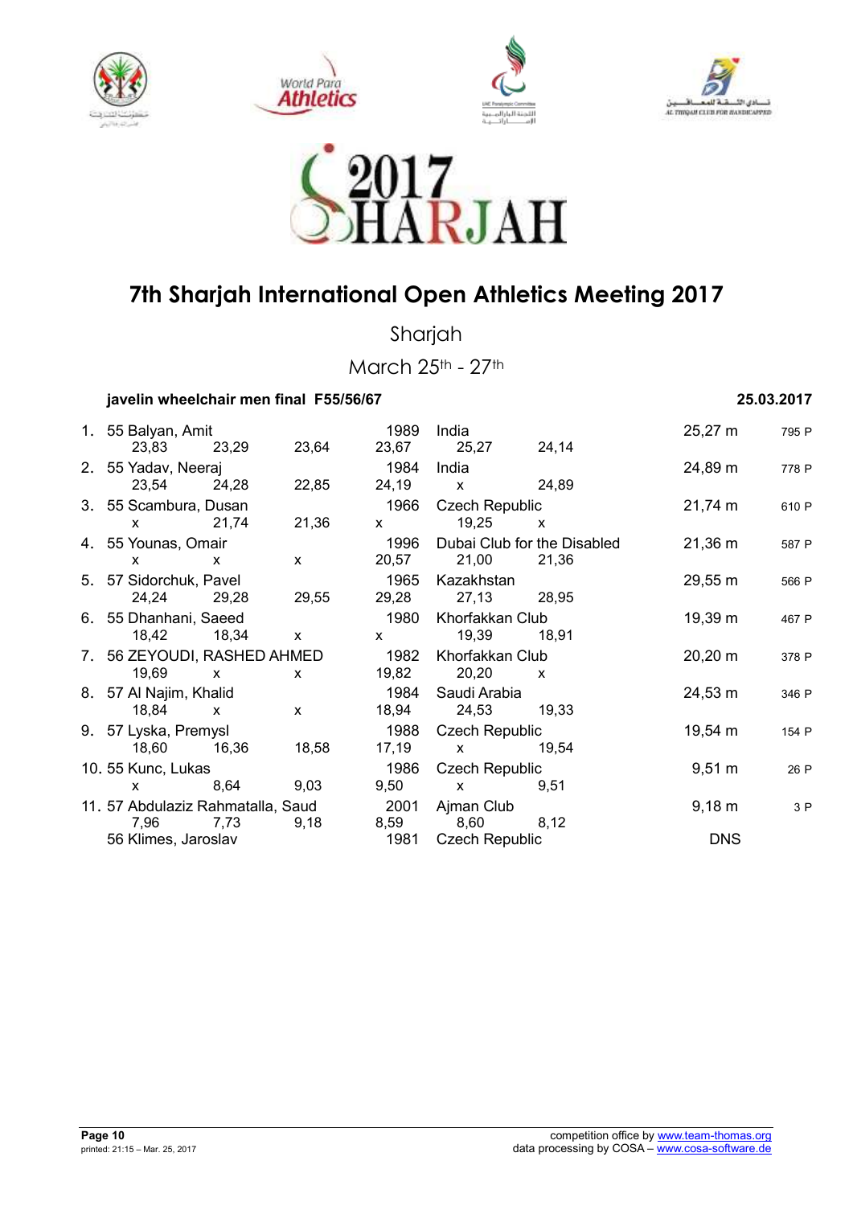# 7th Sharjah International Open Athletics Meeting 2017

Sharjah

March 25th - 27th

**javelin wheelchair men final F55/56/67** **25.03.2017**

| Rank | Class | Name | Year | Country/Club | Result | Points |
|---|---|---|---|---|---|---|
| 1. | 55 | Balyan, Amit | 1989 | India | 25,27 m | 795 P |
| | | 23,83 23,29 23,64 | 23,67 | 25,27 24,14 | | |
| 2. | 55 | Yadav, Neeraj | 1984 | India | 24,89 m | 778 P |
| | | 23,54 24,28 22,85 | 24,19 | x 24,89 | | |
| 3. | 55 | Scambura, Dusan | 1966 | Czech Republic | 21,74 m | 610 P |
| | | x 21,74 21,36 | x | 19,25 x | | |
| 4. | 55 | Younas, Omair | 1996 | Dubai Club for the Disabled | 21,36 m | 587 P |
| | | x x x | 20,57 | 21,00 21,36 | | |
| 5. | 57 | Sidorchuk, Pavel | 1965 | Kazakhstan | 29,55 m | 566 P |
| | | 24,24 29,28 29,55 | 29,28 | 27,13 28,95 | | |
| 6. | 55 | Dhanhani, Saeed | 1980 | Khorfakkan Club | 19,39 m | 467 P |
| | | 18,42 18,34 x | x | 19,39 18,91 | | |
| 7. | 56 | ZEYOUDI, RASHED AHMED | 1982 | Khorfakkan Club | 20,20 m | 378 P |
| | | 19,69 x x | 19,82 | 20,20 x | | |
| 8. | 57 | Al Najim, Khalid | 1984 | Saudi Arabia | 24,53 m | 346 P |
| | | 18,84 x x | 18,94 | 24,53 19,33 | | |
| 9. | 57 | Lyska, Premysl | 1988 | Czech Republic | 19,54 m | 154 P |
| | | 18,60 16,36 18,58 | 17,19 | x 19,54 | | |
| 10. | 55 | Kunc, Lukas | 1986 | Czech Republic | 9,51 m | 26 P |
| | | x 8,64 9,03 | 9,50 | x 9,51 | | |
| 11. | 57 | Abdulaziz Rahmatalla, Saud | 2001 | Ajman Club | 9,18 m | 3 P |
| | | 7,96 7,73 9,18 | 8,59 | 8,60 8,12 | | |
| | 56 | Klimes, Jaroslav | 1981 | Czech Republic | DNS | |

competition office by www.team-thomas.org
data processing by COSA – www.cosa-software.de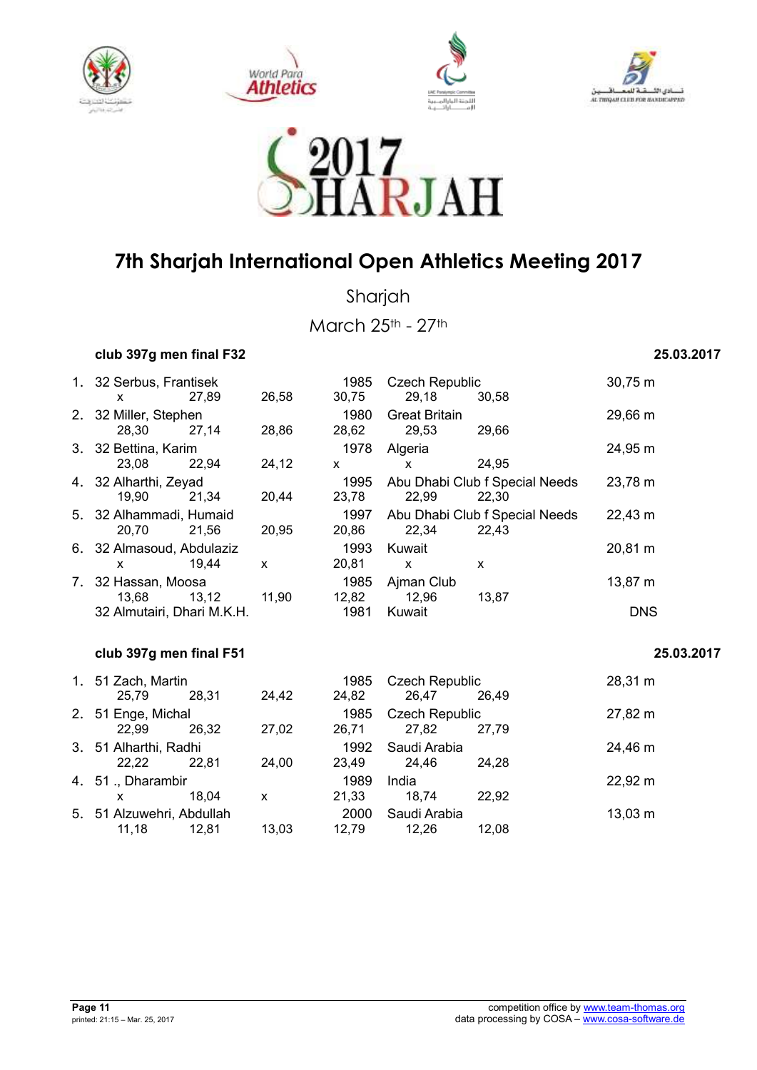# 7th Sharjah International Open Athletics Meeting 2017

Sharjah

March 25th - 27th

### club 397g men final F32 — 25.03.2017

| Rank | Class | Name | Year | Nation/Club | Result |
|---|---|---|---|---|---|
| 1. | 32 | Serbus, Frantisek | 1985 | Czech Republic | 30,75 m |
| | | x 27,89 26,58 30,75 29,18 30,58 | | | |
| 2. | 32 | Miller, Stephen | 1980 | Great Britain | 29,66 m |
| | | 28,30 27,14 28,86 28,62 29,53 29,66 | | | |
| 3. | 32 | Bettina, Karim | 1978 | Algeria | 24,95 m |
| | | 23,08 22,94 24,12 x x 24,95 | | | |
| 4. | 32 | Alharthi, Zeyad | 1995 | Abu Dhabi Club f Special Needs | 23,78 m |
| | | 19,90 21,34 20,44 23,78 22,99 22,30 | | | |
| 5. | 32 | Alhammadi, Humaid | 1997 | Abu Dhabi Club f Special Needs | 22,43 m |
| | | 20,70 21,56 20,95 20,86 22,34 22,43 | | | |
| 6. | 32 | Almasoud, Abdulaziz | 1993 | Kuwait | 20,81 m |
| | | x 19,44 x 20,81 x x | | | |
| 7. | 32 | Hassan, Moosa | 1985 | Ajman Club | 13,87 m |
| | | 13,68 13,12 11,90 12,82 12,96 13,87 | | | |
| | 32 | Almutairi, Dhari M.K.H. | 1981 | Kuwait | DNS |

### club 397g men final F51 — 25.03.2017

| Rank | Class | Name | Year | Nation/Club | Result |
|---|---|---|---|---|---|
| 1. | 51 | Zach, Martin | 1985 | Czech Republic | 28,31 m |
| | | 25,79 28,31 24,42 24,82 26,47 26,49 | | | |
| 2. | 51 | Enge, Michal | 1985 | Czech Republic | 27,82 m |
| | | 22,99 26,32 27,02 26,71 27,82 27,79 | | | |
| 3. | 51 | Alharthi, Radhi | 1992 | Saudi Arabia | 24,46 m |
| | | 22,22 22,81 24,00 23,49 24,46 24,28 | | | |
| 4. | 51 | ., Dharambir | 1989 | India | 22,92 m |
| | | x 18,04 x 21,33 18,74 22,92 | | | |
| 5. | 51 | Alzuwehri, Abdullah | 2000 | Saudi Arabia | 13,03 m |
| | | 11,18 12,81 13,03 12,79 12,26 12,08 | | | |

printed: 21:15 – Mar. 25, 2017

competition office by www.team-thomas.org
data processing by COSA – www.cosa-software.de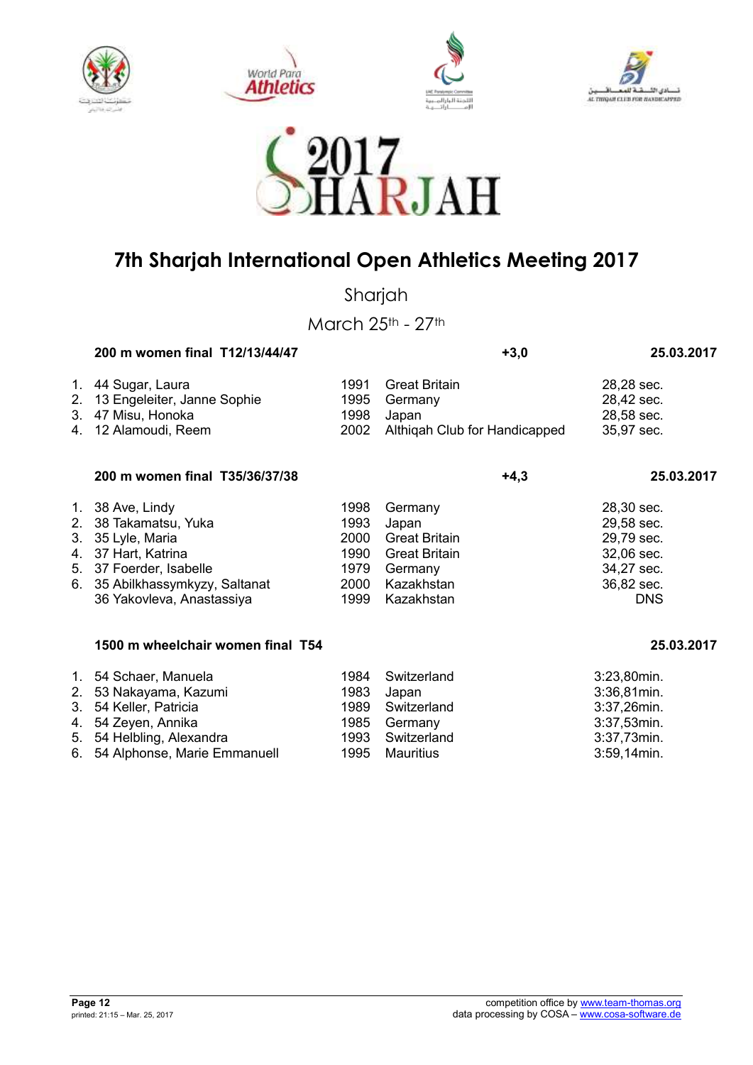# 7th Sharjah International Open Athletics Meeting 2017

Sharjah

March 25th - 27th

### 200 m women final T12/13/44/47 — +3,0 — 25.03.2017

| | | | | |
|---|---|---|---|---|
| 1. | 44 Sugar, Laura | 1991 | Great Britain | 28,28 sec. |
| 2. | 13 Engeleiter, Janne Sophie | 1995 | Germany | 28,42 sec. |
| 3. | 47 Misu, Honoka | 1998 | Japan | 28,58 sec. |
| 4. | 12 Alamoudi, Reem | 2002 | Althiqah Club for Handicapped | 35,97 sec. |

### 200 m women final T35/36/37/38 — +4,3 — 25.03.2017

| | | | | |
|---|---|---|---|---|
| 1. | 38 Ave, Lindy | 1998 | Germany | 28,30 sec. |
| 2. | 38 Takamatsu, Yuka | 1993 | Japan | 29,58 sec. |
| 3. | 35 Lyle, Maria | 2000 | Great Britain | 29,79 sec. |
| 4. | 37 Hart, Katrina | 1990 | Great Britain | 32,06 sec. |
| 5. | 37 Foerder, Isabelle | 1979 | Germany | 34,27 sec. |
| 6. | 35 Abilkhassymkyzy, Saltanat | 2000 | Kazakhstan | 36,82 sec. |
| | 36 Yakovleva, Anastassiya | 1999 | Kazakhstan | DNS |

### 1500 m wheelchair women final T54 — 25.03.2017

| | | | | |
|---|---|---|---|---|
| 1. | 54 Schaer, Manuela | 1984 | Switzerland | 3:23,80min. |
| 2. | 53 Nakayama, Kazumi | 1983 | Japan | 3:36,81min. |
| 3. | 54 Keller, Patricia | 1989 | Switzerland | 3:37,26min. |
| 4. | 54 Zeyen, Annika | 1985 | Germany | 3:37,53min. |
| 5. | 54 Helbling, Alexandra | 1993 | Switzerland | 3:37,73min. |
| 6. | 54 Alphonse, Marie Emmanuell | 1995 | Mauritius | 3:59,14min. |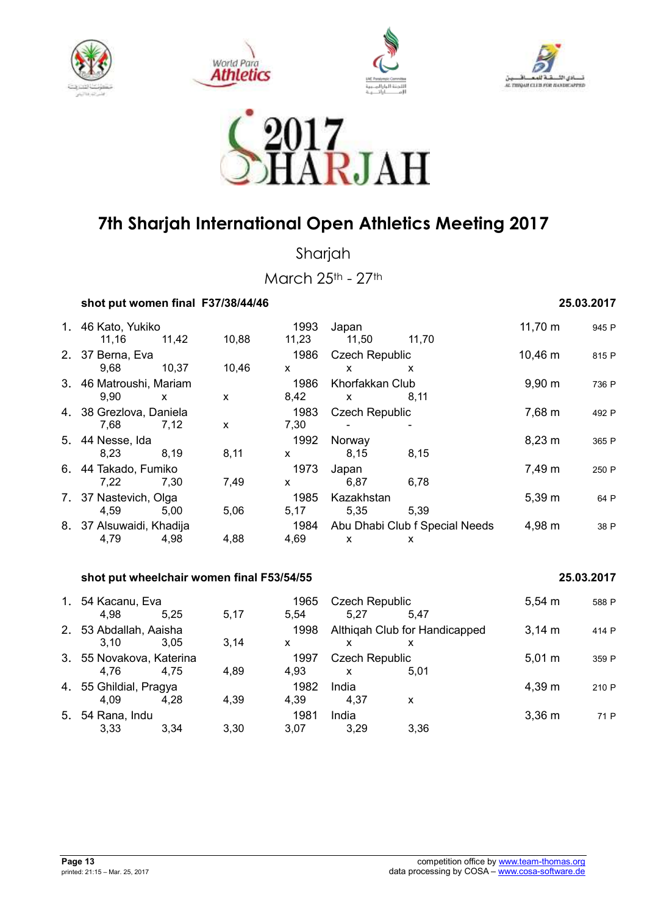# 7th Sharjah International Open Athletics Meeting 2017

Sharjah

March 25th - 27th

## shot put women final F37/38/44/46

25.03.2017

| Rank | Class, Name | | | | Year | Country/Club | | Result | Points |
|---|---|---|---|---|---|---|---|---|---|
| 1. | 46 Kato, Yukiko | | | | 1993 | Japan | | 11,70 m | 945 P |
| | 11,16 | 11,42 | 10,88 | 11,23 | | 11,50 | 11,70 | | |
| 2. | 37 Berna, Eva | | | | 1986 | Czech Republic | | 10,46 m | 815 P |
| | 9,68 | 10,37 | 10,46 | x | | x | x | | |
| 3. | 46 Matroushi, Mariam | | | | 1986 | Khorfakkan Club | | 9,90 m | 736 P |
| | 9,90 | x | x | 8,42 | | x | 8,11 | | |
| 4. | 38 Grezlova, Daniela | | | | 1983 | Czech Republic | | 7,68 m | 492 P |
| | 7,68 | 7,12 | x | 7,30 | | - | - | | |
| 5. | 44 Nesse, Ida | | | | 1992 | Norway | | 8,23 m | 365 P |
| | 8,23 | 8,19 | 8,11 | x | | 8,15 | 8,15 | | |
| 6. | 44 Takado, Fumiko | | | | 1973 | Japan | | 7,49 m | 250 P |
| | 7,22 | 7,30 | 7,49 | x | | 6,87 | 6,78 | | |
| 7. | 37 Nastevich, Olga | | | | 1985 | Kazakhstan | | 5,39 m | 64 P |
| | 4,59 | 5,00 | 5,06 | 5,17 | | 5,35 | 5,39 | | |
| 8. | 37 Alsuwaidi, Khadija | | | | 1984 | Abu Dhabi Club f Special Needs | | 4,98 m | 38 P |
| | 4,79 | 4,98 | 4,88 | 4,69 | | x | x | | |

## shot put wheelchair women final F53/54/55

25.03.2017

| Rank | Class, Name | | | | Year | Country/Club | | Result | Points |
|---|---|---|---|---|---|---|---|---|---|
| 1. | 54 Kacanu, Eva | | | | 1965 | Czech Republic | | 5,54 m | 588 P |
| | 4,98 | 5,25 | 5,17 | 5,54 | | 5,27 | 5,47 | | |
| 2. | 53 Abdallah, Aaisha | | | | 1998 | Althiqah Club for Handicapped | | 3,14 m | 414 P |
| | 3,10 | 3,05 | 3,14 | x | | x | x | | |
| 3. | 55 Novakova, Katerina | | | | 1997 | Czech Republic | | 5,01 m | 359 P |
| | 4,76 | 4,75 | 4,89 | 4,93 | | x | 5,01 | | |
| 4. | 55 Ghildial, Pragya | | | | 1982 | India | | 4,39 m | 210 P |
| | 4,09 | 4,28 | 4,39 | 4,39 | | 4,37 | x | | |
| 5. | 54 Rana, Indu | | | | 1981 | India | | 3,36 m | 71 P |
| | 3,33 | 3,34 | 3,30 | 3,07 | | 3,29 | 3,36 | | |

printed: 21:15 – Mar. 25, 2017

competition office by www.team-thomas.org
data processing by COSA – www.cosa-software.de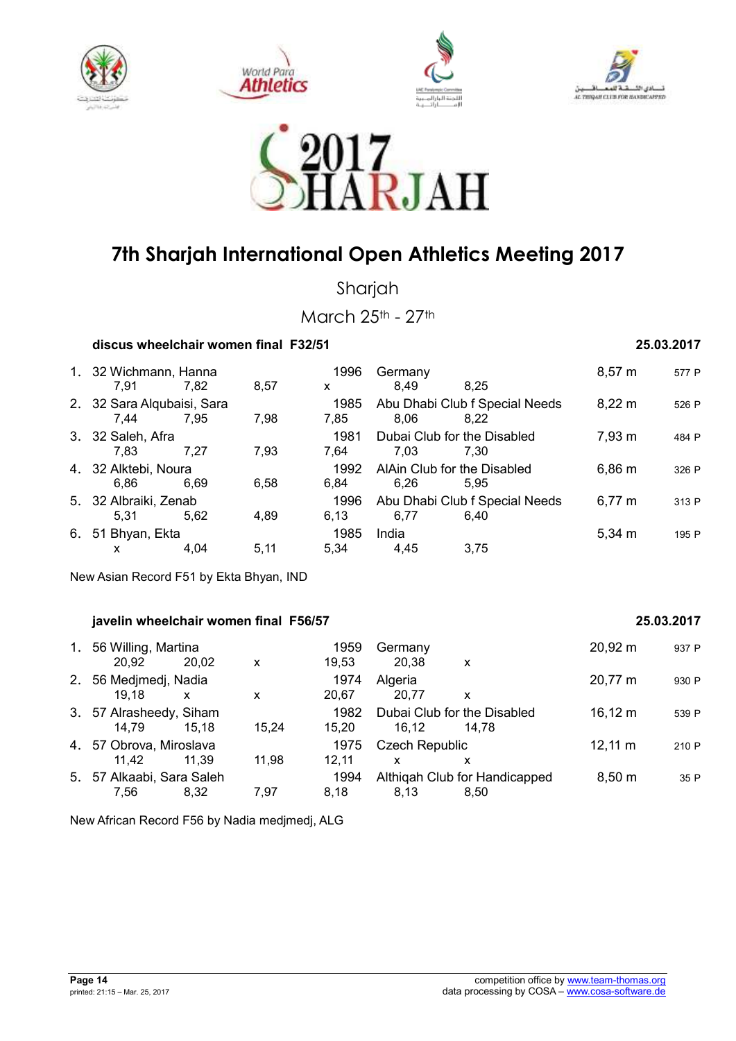# 7th Sharjah International Open Athletics Meeting 2017

Sharjah

March 25th - 27th

### discus wheelchair women final F32/51 — 25.03.2017

| Rank | Class | Name | Year | Club/Country | Result | Points |
|---|---|---|---|---|---|---|
| 1. | 32 | Wichmann, Hanna | 1996 | Germany | 8,57 m | 577 P |
| | | 7,91 / 7,82 / 8,57 / x / 8,49 / 8,25 | | | | |
| 2. | 32 | Sara Alqubaisi, Sara | 1985 | Abu Dhabi Club f Special Needs | 8,22 m | 526 P |
| | | 7,44 / 7,95 / 7,98 / 7,85 / 8,06 / 8,22 | | | | |
| 3. | 32 | Saleh, Afra | 1981 | Dubai Club for the Disabled | 7,93 m | 484 P |
| | | 7,83 / 7,27 / 7,93 / 7,64 / 7,03 / 7,30 | | | | |
| 4. | 32 | Alktebi, Noura | 1992 | AlAin Club for the Disabled | 6,86 m | 326 P |
| | | 6,86 / 6,69 / 6,58 / 6,84 / 6,26 / 5,95 | | | | |
| 5. | 32 | Albraiki, Zenab | 1996 | Abu Dhabi Club f Special Needs | 6,77 m | 313 P |
| | | 5,31 / 5,62 / 4,89 / 6,13 / 6,77 / 6,40 | | | | |
| 6. | 51 | Bhyan, Ekta | 1985 | India | 5,34 m | 195 P |
| | | x / 4,04 / 5,11 / 5,34 / 4,45 / 3,75 | | | | |

New Asian Record F51 by Ekta Bhyan, IND

### javelin wheelchair women final F56/57 — 25.03.2017

| Rank | Class | Name | Year | Club/Country | Result | Points |
|---|---|---|---|---|---|---|
| 1. | 56 | Willing, Martina | 1959 | Germany | 20,92 m | 937 P |
| | | 20,92 / 20,02 / x / 19,53 / 20,38 / x | | | | |
| 2. | 56 | Medjmedj, Nadia | 1974 | Algeria | 20,77 m | 930 P |
| | | 19,18 / x / x / 20,67 / 20,77 / x | | | | |
| 3. | 57 | Alrasheedy, Siham | 1982 | Dubai Club for the Disabled | 16,12 m | 539 P |
| | | 14,79 / 15,18 / 15,24 / 15,20 / 16,12 / 14,78 | | | | |
| 4. | 57 | Obrova, Miroslava | 1975 | Czech Republic | 12,11 m | 210 P |
| | | 11,42 / 11,39 / 11,98 / 12,11 / x / x | | | | |
| 5. | 57 | Alkaabi, Sara Saleh | 1994 | Althiqah Club for Handicapped | 8,50 m | 35 P |
| | | 7,56 / 8,32 / 7,97 / 8,18 / 8,13 / 8,50 | | | | |

New African Record F56 by Nadia medjmedj, ALG

printed: 21:15 – Mar. 25, 2017

competition office by www.team-thomas.org
data processing by COSA – www.cosa-software.de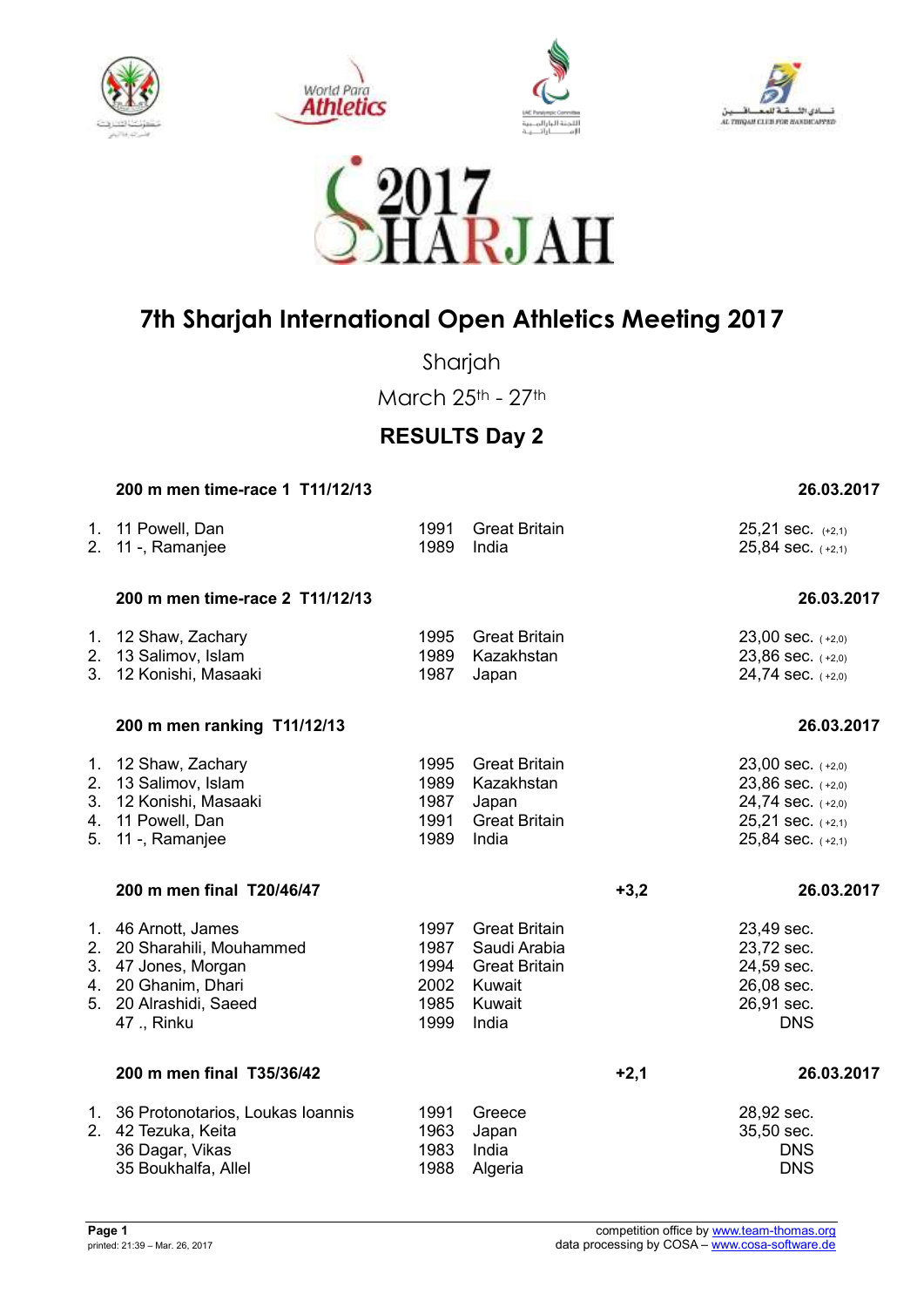# 7th Sharjah International Open Athletics Meeting 2017

Sharjah

March 25th - 27th

## RESULTS Day 2

### 200 m men time-race 1 T11/12/13 — 26.03.2017

| Rank | Class | Name | Year | Country | Result |
|---|---|---|---|---|---|
| 1. | 11 | Powell, Dan | 1991 | Great Britain | 25,21 sec. (+2,1) |
| 2. | 11 | -, Ramanjee | 1989 | India | 25,84 sec. ( +2,1) |

### 200 m men time-race 2 T11/12/13 — 26.03.2017

| Rank | Class | Name | Year | Country | Result |
|---|---|---|---|---|---|
| 1. | 12 | Shaw, Zachary | 1995 | Great Britain | 23,00 sec. ( +2,0) |
| 2. | 13 | Salimov, Islam | 1989 | Kazakhstan | 23,86 sec. ( +2,0) |
| 3. | 12 | Konishi, Masaaki | 1987 | Japan | 24,74 sec. ( +2,0) |

### 200 m men ranking T11/12/13 — 26.03.2017

| Rank | Class | Name | Year | Country | Result |
|---|---|---|---|---|---|
| 1. | 12 | Shaw, Zachary | 1995 | Great Britain | 23,00 sec. ( +2,0) |
| 2. | 13 | Salimov, Islam | 1989 | Kazakhstan | 23,86 sec. ( +2,0) |
| 3. | 12 | Konishi, Masaaki | 1987 | Japan | 24,74 sec. ( +2,0) |
| 4. | 11 | Powell, Dan | 1991 | Great Britain | 25,21 sec. ( +2,1) |
| 5. | 11 | -, Ramanjee | 1989 | India | 25,84 sec. ( +2,1) |

### 200 m men final T20/46/47 — +3,2 — 26.03.2017

| Rank | Class | Name | Year | Country | Result |
|---|---|---|---|---|---|
| 1. | 46 | Arnott, James | 1997 | Great Britain | 23,49 sec. |
| 2. | 20 | Sharahili, Mouhammed | 1987 | Saudi Arabia | 23,72 sec. |
| 3. | 47 | Jones, Morgan | 1994 | Great Britain | 24,59 sec. |
| 4. | 20 | Ghanim, Dhari | 2002 | Kuwait | 26,08 sec. |
| 5. | 20 | Alrashidi, Saeed | 1985 | Kuwait | 26,91 sec. |
| | 47 | ., Rinku | 1999 | India | DNS |

### 200 m men final T35/36/42 — +2,1 — 26.03.2017

| Rank | Class | Name | Year | Country | Result |
|---|---|---|---|---|---|
| 1. | 36 | Protonotarios, Loukas Ioannis | 1991 | Greece | 28,92 sec. |
| 2. | 42 | Tezuka, Keita | 1963 | Japan | 35,50 sec. |
| | 36 | Dagar, Vikas | 1983 | India | DNS |
| | 35 | Boukhalfa, Allel | 1988 | Algeria | DNS |

competition office by www.team-thomas.org
data processing by COSA – www.cosa-software.de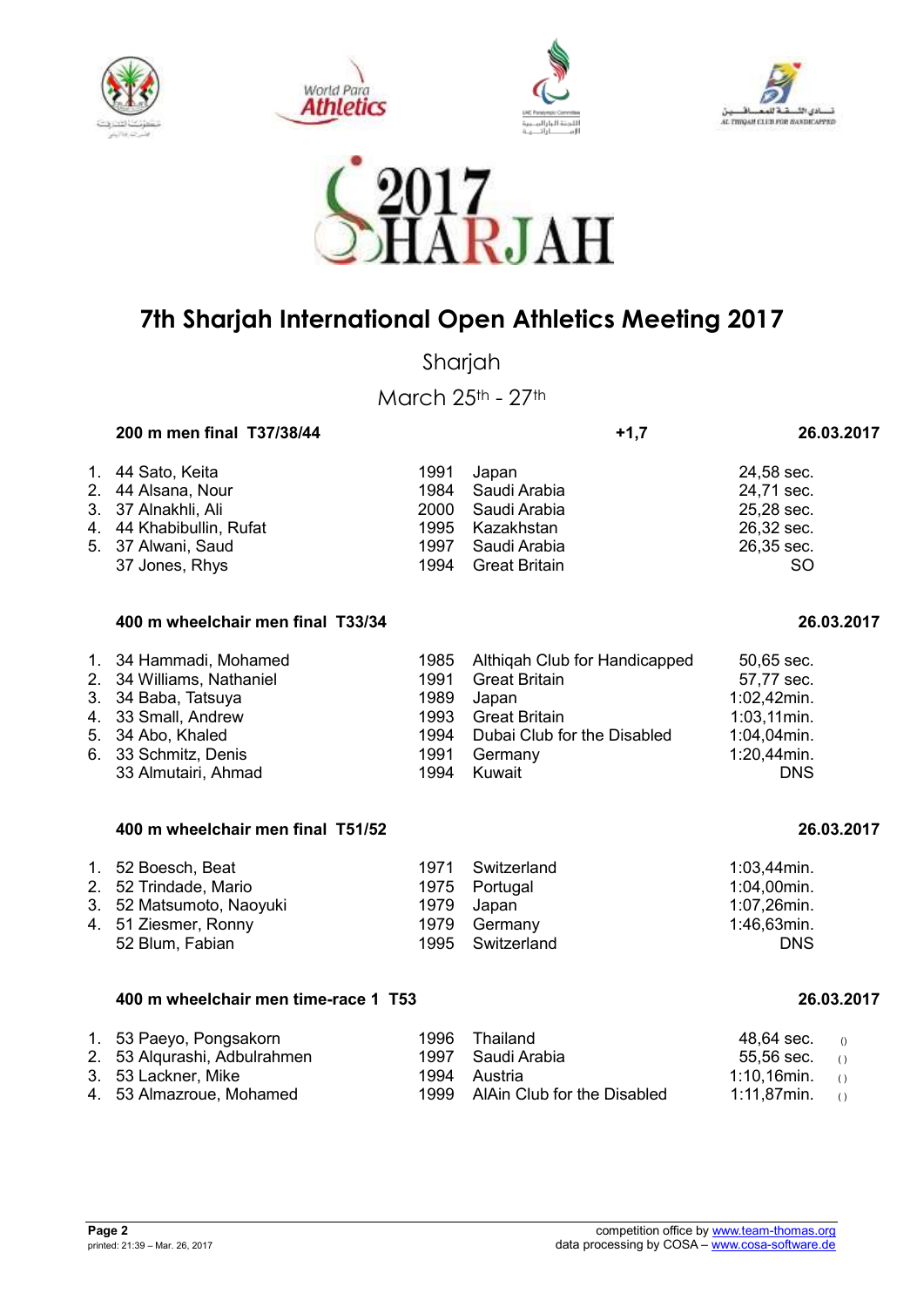# 7th Sharjah International Open Athletics Meeting 2017

Sharjah

March 25th - 27th

### 200 m men final T37/38/44 — +1,7 — 26.03.2017

| | | | | |
|---|---|---|---|---|
| 1. | 44 Sato, Keita | 1991 | Japan | 24,58 sec. |
| 2. | 44 Alsana, Nour | 1984 | Saudi Arabia | 24,71 sec. |
| 3. | 37 Alnakhli, Ali | 2000 | Saudi Arabia | 25,28 sec. |
| 4. | 44 Khabibullin, Rufat | 1995 | Kazakhstan | 26,32 sec. |
| 5. | 37 Alwani, Saud | 1997 | Saudi Arabia | 26,35 sec. |
| | 37 Jones, Rhys | 1994 | Great Britain | SO |

### 400 m wheelchair men final T33/34 — 26.03.2017

| | | | | |
|---|---|---|---|---|
| 1. | 34 Hammadi, Mohamed | 1985 | Althiqah Club for Handicapped | 50,65 sec. |
| 2. | 34 Williams, Nathaniel | 1991 | Great Britain | 57,77 sec. |
| 3. | 34 Baba, Tatsuya | 1989 | Japan | 1:02,42min. |
| 4. | 33 Small, Andrew | 1993 | Great Britain | 1:03,11min. |
| 5. | 34 Abo, Khaled | 1994 | Dubai Club for the Disabled | 1:04,04min. |
| 6. | 33 Schmitz, Denis | 1991 | Germany | 1:20,44min. |
| | 33 Almutairi, Ahmad | 1994 | Kuwait | DNS |

### 400 m wheelchair men final T51/52 — 26.03.2017

| | | | | |
|---|---|---|---|---|
| 1. | 52 Boesch, Beat | 1971 | Switzerland | 1:03,44min. |
| 2. | 52 Trindade, Mario | 1975 | Portugal | 1:04,00min. |
| 3. | 52 Matsumoto, Naoyuki | 1979 | Japan | 1:07,26min. |
| 4. | 51 Ziesmer, Ronny | 1979 | Germany | 1:46,63min. |
| | 52 Blum, Fabian | 1995 | Switzerland | DNS |

### 400 m wheelchair men time-race 1 T53 — 26.03.2017

| | | | | | |
|---|---|---|---|---|---|
| 1. | 53 Paeyo, Pongsakorn | 1996 | Thailand | 48,64 sec. | () |
| 2. | 53 Alqurashi, Adbulrahmen | 1997 | Saudi Arabia | 55,56 sec. | () |
| 3. | 53 Lackner, Mike | 1994 | Austria | 1:10,16min. | () |
| 4. | 53 Almazroue, Mohamed | 1999 | AlAin Club for the Disabled | 1:11,87min. | () |

printed: 21:39 – Mar. 26, 2017

competition office by www.team-thomas.org
data processing by COSA – www.cosa-software.de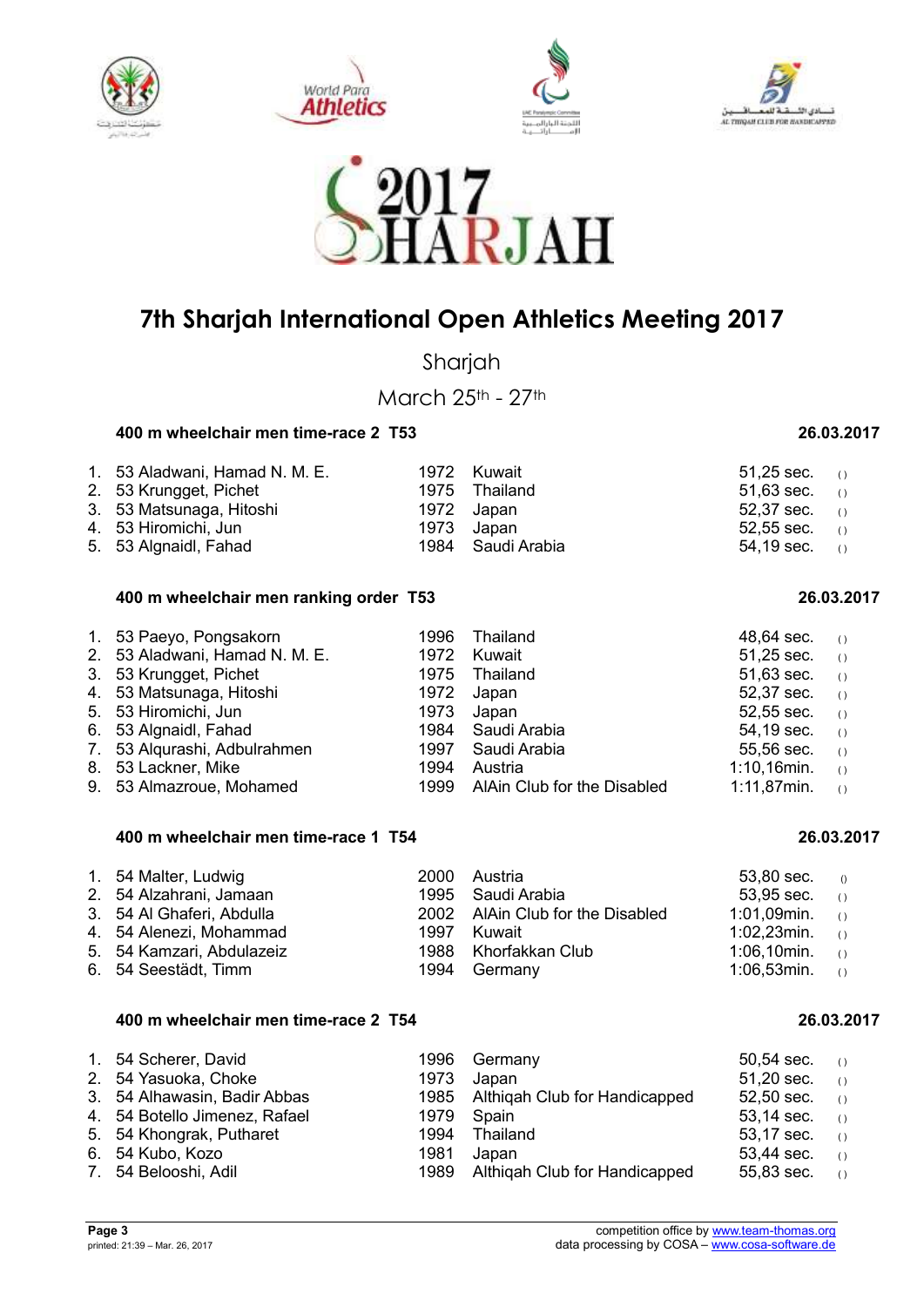# 7th Sharjah International Open Athletics Meeting 2017

Sharjah

March 25th - 27th

### 400 m wheelchair men time-race 2 T53 — 26.03.2017

| | | | | | |
|---|---|---|---|---|---|
| 1. | 53 Aladwani, Hamad N. M. E. | 1972 | Kuwait | 51,25 sec. | () |
| 2. | 53 Krungget, Pichet | 1975 | Thailand | 51,63 sec. | () |
| 3. | 53 Matsunaga, Hitoshi | 1972 | Japan | 52,37 sec. | () |
| 4. | 53 Hiromichi, Jun | 1973 | Japan | 52,55 sec. | () |
| 5. | 53 Algnaidl, Fahad | 1984 | Saudi Arabia | 54,19 sec. | () |

### 400 m wheelchair men ranking order T53 — 26.03.2017

| | | | | | |
|---|---|---|---|---|---|
| 1. | 53 Paeyo, Pongsakorn | 1996 | Thailand | 48,64 sec. | () |
| 2. | 53 Aladwani, Hamad N. M. E. | 1972 | Kuwait | 51,25 sec. | () |
| 3. | 53 Krungget, Pichet | 1975 | Thailand | 51,63 sec. | () |
| 4. | 53 Matsunaga, Hitoshi | 1972 | Japan | 52,37 sec. | () |
| 5. | 53 Hiromichi, Jun | 1973 | Japan | 52,55 sec. | () |
| 6. | 53 Algnaidl, Fahad | 1984 | Saudi Arabia | 54,19 sec. | () |
| 7. | 53 Alqurashi, Adbulrahmen | 1997 | Saudi Arabia | 55,56 sec. | () |
| 8. | 53 Lackner, Mike | 1994 | Austria | 1:10,16min. | () |
| 9. | 53 Almazroue, Mohamed | 1999 | AlAin Club for the Disabled | 1:11,87min. | () |

### 400 m wheelchair men time-race 1 T54 — 26.03.2017

| | | | | | |
|---|---|---|---|---|---|
| 1. | 54 Malter, Ludwig | 2000 | Austria | 53,80 sec. | () |
| 2. | 54 Alzahrani, Jamaan | 1995 | Saudi Arabia | 53,95 sec. | () |
| 3. | 54 Al Ghaferi, Abdulla | 2002 | AlAin Club for the Disabled | 1:01,09min. | () |
| 4. | 54 Alenezi, Mohammad | 1997 | Kuwait | 1:02,23min. | () |
| 5. | 54 Kamzari, Abdulazeiz | 1988 | Khorfakkan Club | 1:06,10min. | () |
| 6. | 54 Seestädt, Timm | 1994 | Germany | 1:06,53min. | () |

### 400 m wheelchair men time-race 2 T54 — 26.03.2017

| | | | | | |
|---|---|---|---|---|---|
| 1. | 54 Scherer, David | 1996 | Germany | 50,54 sec. | () |
| 2. | 54 Yasuoka, Choke | 1973 | Japan | 51,20 sec. | () |
| 3. | 54 Alhawasin, Badir Abbas | 1985 | Althiqah Club for Handicapped | 52,50 sec. | () |
| 4. | 54 Botello Jimenez, Rafael | 1979 | Spain | 53,14 sec. | () |
| 5. | 54 Khongrak, Putharet | 1994 | Thailand | 53,17 sec. | () |
| 6. | 54 Kubo, Kozo | 1981 | Japan | 53,44 sec. | () |
| 7. | 54 Belooshi, Adil | 1989 | Althiqah Club for Handicapped | 55,83 sec. | () |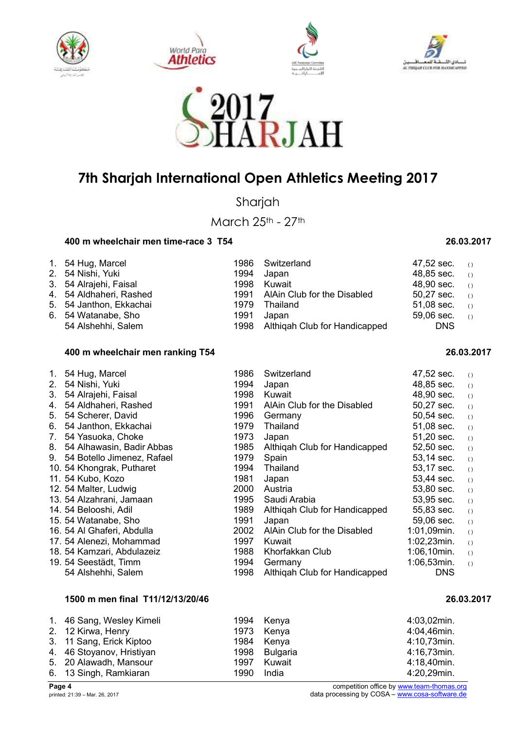# 7th Sharjah International Open Athletics Meeting 2017

Sharjah

March 25th - 27th

### 400 m wheelchair men time-race 3 T54 — 26.03.2017

| | | | | | |
|---|---|---|---|---|---|
| 1. | 54 Hug, Marcel | 1986 | Switzerland | 47,52 sec. | () |
| 2. | 54 Nishi, Yuki | 1994 | Japan | 48,85 sec. | () |
| 3. | 54 Alrajehi, Faisal | 1998 | Kuwait | 48,90 sec. | () |
| 4. | 54 Aldhaheri, Rashed | 1991 | AlAin Club for the Disabled | 50,27 sec. | () |
| 5. | 54 Janthon, Ekkachai | 1979 | Thailand | 51,08 sec. | () |
| 6. | 54 Watanabe, Sho | 1991 | Japan | 59,06 sec. | () |
| | 54 Alshehhi, Salem | 1998 | Althiqah Club for Handicapped | DNS | |

### 400 m wheelchair men ranking T54 — 26.03.2017

| | | | | | |
|---|---|---|---|---|---|
| 1. | 54 Hug, Marcel | 1986 | Switzerland | 47,52 sec. | () |
| 2. | 54 Nishi, Yuki | 1994 | Japan | 48,85 sec. | () |
| 3. | 54 Alrajehi, Faisal | 1998 | Kuwait | 48,90 sec. | () |
| 4. | 54 Aldhaheri, Rashed | 1991 | AlAin Club for the Disabled | 50,27 sec. | () |
| 5. | 54 Scherer, David | 1996 | Germany | 50,54 sec. | () |
| 6. | 54 Janthon, Ekkachai | 1979 | Thailand | 51,08 sec. | () |
| 7. | 54 Yasuoka, Choke | 1973 | Japan | 51,20 sec. | () |
| 8. | 54 Alhawasin, Badir Abbas | 1985 | Althiqah Club for Handicapped | 52,50 sec. | () |
| 9. | 54 Botello Jimenez, Rafael | 1979 | Spain | 53,14 sec. | () |
| 10. | 54 Khongrak, Putharet | 1994 | Thailand | 53,17 sec. | () |
| 11. | 54 Kubo, Kozo | 1981 | Japan | 53,44 sec. | () |
| 12. | 54 Malter, Ludwig | 2000 | Austria | 53,80 sec. | () |
| 13. | 54 Alzahrani, Jamaan | 1995 | Saudi Arabia | 53,95 sec. | () |
| 14. | 54 Belooshi, Adil | 1989 | Althiqah Club for Handicapped | 55,83 sec. | () |
| 15. | 54 Watanabe, Sho | 1991 | Japan | 59,06 sec. | () |
| 16. | 54 Al Ghaferi, Abdulla | 2002 | AlAin Club for the Disabled | 1:01,09min. | () |
| 17. | 54 Alenezi, Mohammad | 1997 | Kuwait | 1:02,23min. | () |
| 18. | 54 Kamzari, Abdulazeiz | 1988 | Khorfakkan Club | 1:06,10min. | () |
| 19. | 54 Seestädt, Timm | 1994 | Germany | 1:06,53min. | () |
| | 54 Alshehhi, Salem | 1998 | Althiqah Club for Handicapped | DNS | |

### 1500 m men final T11/12/13/20/46 — 26.03.2017

| | | | | |
|---|---|---|---|---|
| 1. | 46 Sang, Wesley Kimeli | 1994 | Kenya | 4:03,02min. |
| 2. | 12 Kirwa, Henry | 1973 | Kenya | 4:04,46min. |
| 3. | 11 Sang, Erick Kiptoo | 1984 | Kenya | 4:10,73min. |
| 4. | 46 Stoyanov, Hristiyan | 1998 | Bulgaria | 4:16,73min. |
| 5. | 20 Alawadh, Mansour | 1997 | Kuwait | 4:18,40min. |
| 6. | 13 Singh, Ramkiaran | 1990 | India | 4:20,29min. |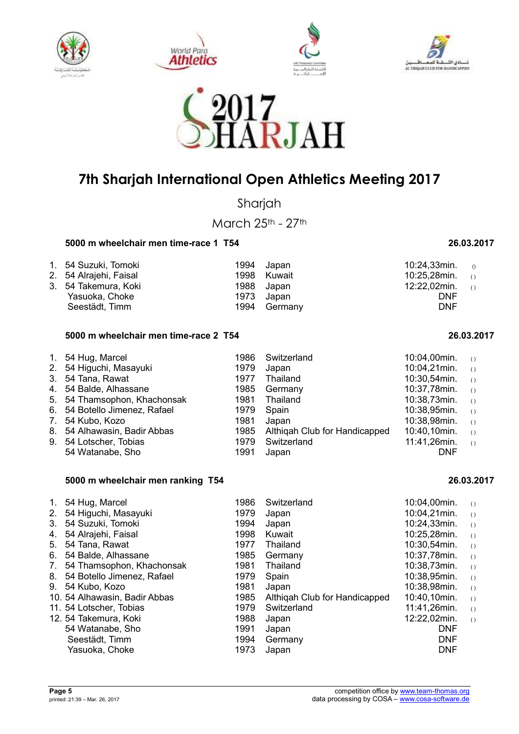# 7th Sharjah International Open Athletics Meeting 2017

Sharjah

March 25th - 27th

### 5000 m wheelchair men time-race 1 T54 — 26.03.2017

| Rank | Class | Name | Year | Country | Result | |
|---|---|---|---|---|---|---|
| 1. | 54 | Suzuki, Tomoki | 1994 | Japan | 10:24,33min. | () |
| 2. | 54 | Alrajehi, Faisal | 1998 | Kuwait | 10:25,28min. | () |
| 3. | 54 | Takemura, Koki | 1988 | Japan | 12:22,02min. | () |
| | | Yasuoka, Choke | 1973 | Japan | DNF | |
| | | Seestädt, Timm | 1994 | Germany | DNF | |

### 5000 m wheelchair men time-race 2 T54 — 26.03.2017

| Rank | Class | Name | Year | Country | Result | |
|---|---|---|---|---|---|---|
| 1. | 54 | Hug, Marcel | 1986 | Switzerland | 10:04,00min. | () |
| 2. | 54 | Higuchi, Masayuki | 1979 | Japan | 10:04,21min. | () |
| 3. | 54 | Tana, Rawat | 1977 | Thailand | 10:30,54min. | () |
| 4. | 54 | Balde, Alhassane | 1985 | Germany | 10:37,78min. | () |
| 5. | 54 | Thamsophon, Khachonsak | 1981 | Thailand | 10:38,73min. | () |
| 6. | 54 | Botello Jimenez, Rafael | 1979 | Spain | 10:38,95min. | () |
| 7. | 54 | Kubo, Kozo | 1981 | Japan | 10:38,98min. | () |
| 8. | 54 | Alhawasin, Badir Abbas | 1985 | Althiqah Club for Handicapped | 10:40,10min. | () |
| 9. | 54 | Lotscher, Tobias | 1979 | Switzerland | 11:41,26min. | () |
| | 54 | Watanabe, Sho | 1991 | Japan | DNF | |

### 5000 m wheelchair men ranking T54 — 26.03.2017

| Rank | Class | Name | Year | Country | Result | |
|---|---|---|---|---|---|---|
| 1. | 54 | Hug, Marcel | 1986 | Switzerland | 10:04,00min. | () |
| 2. | 54 | Higuchi, Masayuki | 1979 | Japan | 10:04,21min. | () |
| 3. | 54 | Suzuki, Tomoki | 1994 | Japan | 10:24,33min. | () |
| 4. | 54 | Alrajehi, Faisal | 1998 | Kuwait | 10:25,28min. | () |
| 5. | 54 | Tana, Rawat | 1977 | Thailand | 10:30,54min. | () |
| 6. | 54 | Balde, Alhassane | 1985 | Germany | 10:37,78min. | () |
| 7. | 54 | Thamsophon, Khachonsak | 1981 | Thailand | 10:38,73min. | () |
| 8. | 54 | Botello Jimenez, Rafael | 1979 | Spain | 10:38,95min. | () |
| 9. | 54 | Kubo, Kozo | 1981 | Japan | 10:38,98min. | () |
| 10. | 54 | Alhawasin, Badir Abbas | 1985 | Althiqah Club for Handicapped | 10:40,10min. | () |
| 11. | 54 | Lotscher, Tobias | 1979 | Switzerland | 11:41,26min. | () |
| 12. | 54 | Takemura, Koki | 1988 | Japan | 12:22,02min. | () |
| | 54 | Watanabe, Sho | 1991 | Japan | DNF | |
| | | Seestädt, Timm | 1994 | Germany | DNF | |
| | | Yasuoka, Choke | 1973 | Japan | DNF | |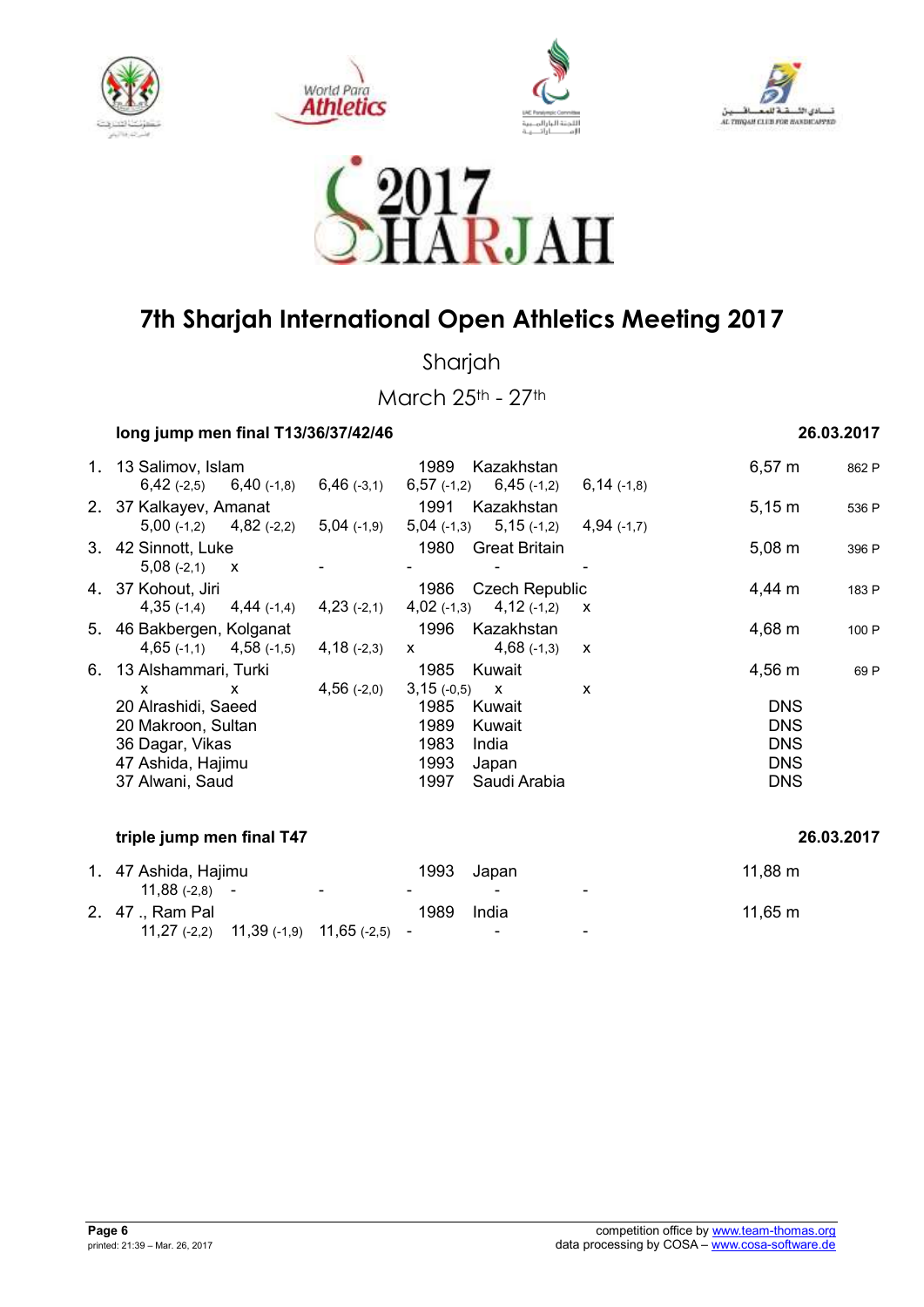# 7th Sharjah International Open Athletics Meeting 2017

Sharjah

March 25th - 27th

### long jump men final T13/36/37/42/46 — 26.03.2017

| Rank | Class | Name | Year | Country | Result | Points |
|---|---|---|---|---|---|---|
| 1. | 13 | Salimov, Islam | 1989 | Kazakhstan | 6,57 m | 862 P |
| | | 6,42 (-2,5) · 6,40 (-1,8) · 6,46 (-3,1) · 6,57 (-1,2) · 6,45 (-1,2) · 6,14 (-1,8) | | | | |
| 2. | 37 | Kalkayev, Amanat | 1991 | Kazakhstan | 5,15 m | 536 P |
| | | 5,00 (-1,2) · 4,82 (-2,2) · 5,04 (-1,9) · 5,04 (-1,3) · 5,15 (-1,2) · 4,94 (-1,7) | | | | |
| 3. | 42 | Sinnott, Luke | 1980 | Great Britain | 5,08 m | 396 P |
| | | 5,08 (-2,1) · x · - · - · - · - | | | | |
| 4. | 37 | Kohout, Jiri | 1986 | Czech Republic | 4,44 m | 183 P |
| | | 4,35 (-1,4) · 4,44 (-1,4) · 4,23 (-2,1) · 4,02 (-1,3) · 4,12 (-1,2) · x | | | | |
| 5. | 46 | Bakbergen, Kolganat | 1996 | Kazakhstan | 4,68 m | 100 P |
| | | 4,65 (-1,1) · 4,58 (-1,5) · 4,18 (-2,3) · x · 4,68 (-1,3) · x | | | | |
| 6. | 13 | Alshammari, Turki | 1985 | Kuwait | 4,56 m | 69 P |
| | | x · x · 4,56 (-2,0) · 3,15 (-0,5) · x · x | | | | |
| | 20 | Alrashidi, Saeed | 1985 | Kuwait | DNS | |
| | 20 | Makroon, Sultan | 1989 | Kuwait | DNS | |
| | 36 | Dagar, Vikas | 1983 | India | DNS | |
| | 47 | Ashida, Hajimu | 1993 | Japan | DNS | |
| | 37 | Alwani, Saud | 1997 | Saudi Arabia | DNS | |

### triple jump men final T47 — 26.03.2017

| Rank | Class | Name | Year | Country | Result |
|---|---|---|---|---|---|
| 1. | 47 | Ashida, Hajimu | 1993 | Japan | 11,88 m |
| | | 11,88 (-2,8) · - · - · - · - · - | | | |
| 2. | 47 | ., Ram Pal | 1989 | India | 11,65 m |
| | | 11,27 (-2,2) · 11,39 (-1,9) · 11,65 (-2,5) · - · - · - | | | |

printed: 21:39 – Mar. 26, 2017

competition office by www.team-thomas.org
data processing by COSA – www.cosa-software.de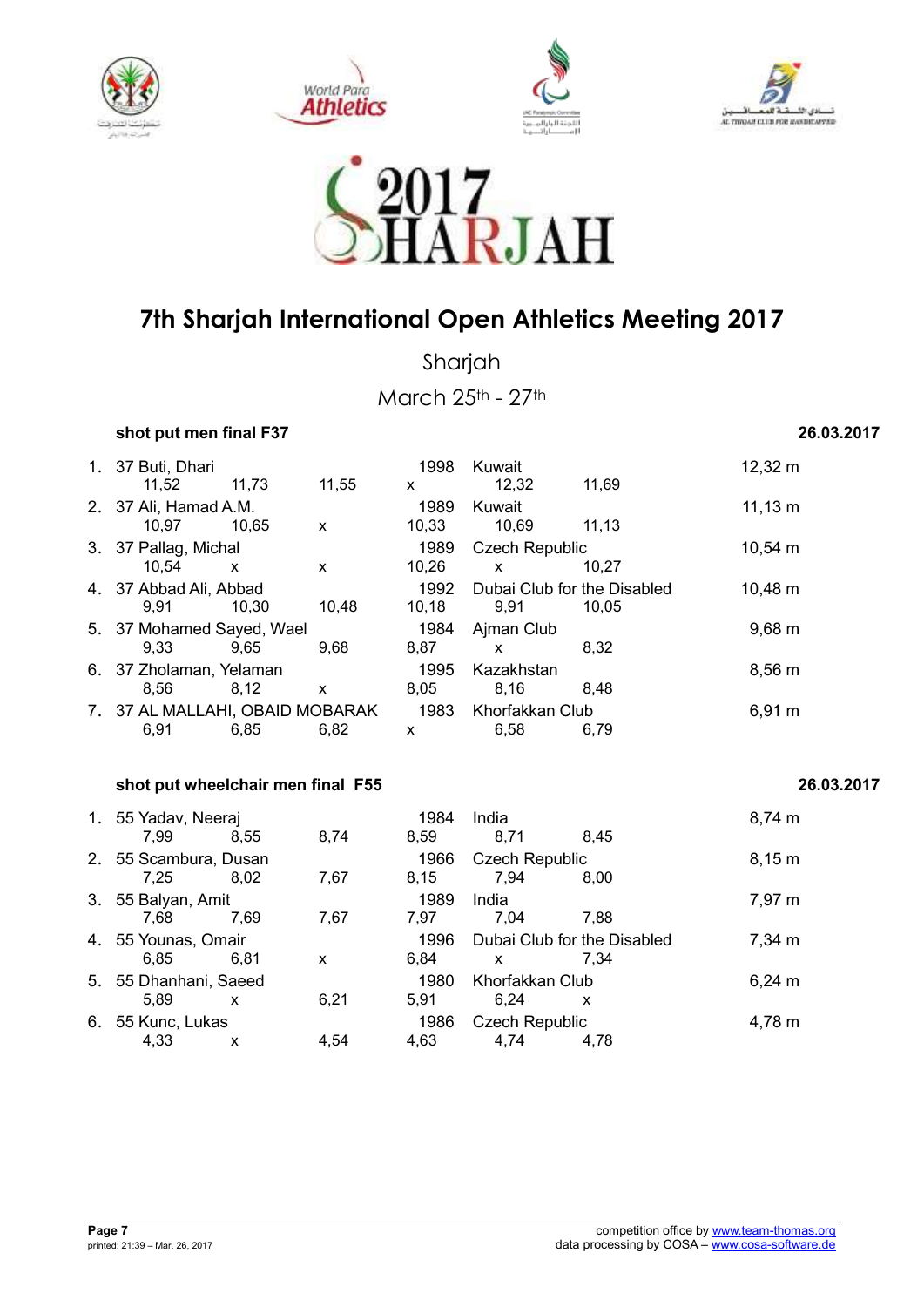# 7th Sharjah International Open Athletics Meeting 2017

Sharjah

March 25th - 27th

### shot put men final F37

26.03.2017

| Rank | Class | Name | Year | Country/Club | Result |
|---|---|---|---|---|---|
| 1. | 37 | Buti, Dhari | 1998 | Kuwait | 12,32 m |
| | | 11,52 · 11,73 · 11,55 · x · 12,32 · 11,69 | | | |
| 2. | 37 | Ali, Hamad A.M. | 1989 | Kuwait | 11,13 m |
| | | 10,97 · 10,65 · x · 10,33 · 10,69 · 11,13 | | | |
| 3. | 37 | Pallag, Michal | 1989 | Czech Republic | 10,54 m |
| | | 10,54 · x · x · 10,26 · x · 10,27 | | | |
| 4. | 37 | Abbad Ali, Abbad | 1992 | Dubai Club for the Disabled | 10,48 m |
| | | 9,91 · 10,30 · 10,48 · 10,18 · 9,91 · 10,05 | | | |
| 5. | 37 | Mohamed Sayed, Wael | 1984 | Ajman Club | 9,68 m |
| | | 9,33 · 9,65 · 9,68 · 8,87 · x · 8,32 | | | |
| 6. | 37 | Zholaman, Yelaman | 1995 | Kazakhstan | 8,56 m |
| | | 8,56 · 8,12 · x · 8,05 · 8,16 · 8,48 | | | |
| 7. | 37 | AL MALLAHI, OBAID MOBARAK | 1983 | Khorfakkan Club | 6,91 m |
| | | 6,91 · 6,85 · 6,82 · x · 6,58 · 6,79 | | | |

### shot put wheelchair men final F55

26.03.2017

| Rank | Class | Name | Year | Country/Club | Result |
|---|---|---|---|---|---|
| 1. | 55 | Yadav, Neeraj | 1984 | India | 8,74 m |
| | | 7,99 · 8,55 · 8,74 · 8,59 · 8,71 · 8,45 | | | |
| 2. | 55 | Scambura, Dusan | 1966 | Czech Republic | 8,15 m |
| | | 7,25 · 8,02 · 7,67 · 8,15 · 7,94 · 8,00 | | | |
| 3. | 55 | Balyan, Amit | 1989 | India | 7,97 m |
| | | 7,68 · 7,69 · 7,67 · 7,97 · 7,04 · 7,88 | | | |
| 4. | 55 | Younas, Omair | 1996 | Dubai Club for the Disabled | 7,34 m |
| | | 6,85 · 6,81 · x · 6,84 · x · 7,34 | | | |
| 5. | 55 | Dhanhani, Saeed | 1980 | Khorfakkan Club | 6,24 m |
| | | 5,89 · x · 6,21 · 5,91 · 6,24 · x | | | |
| 6. | 55 | Kunc, Lukas | 1986 | Czech Republic | 4,78 m |
| | | 4,33 · x · 4,54 · 4,63 · 4,74 · 4,78 | | | |

printed: 21:39 – Mar. 26, 2017

competition office by www.team-thomas.org
data processing by COSA – www.cosa-software.de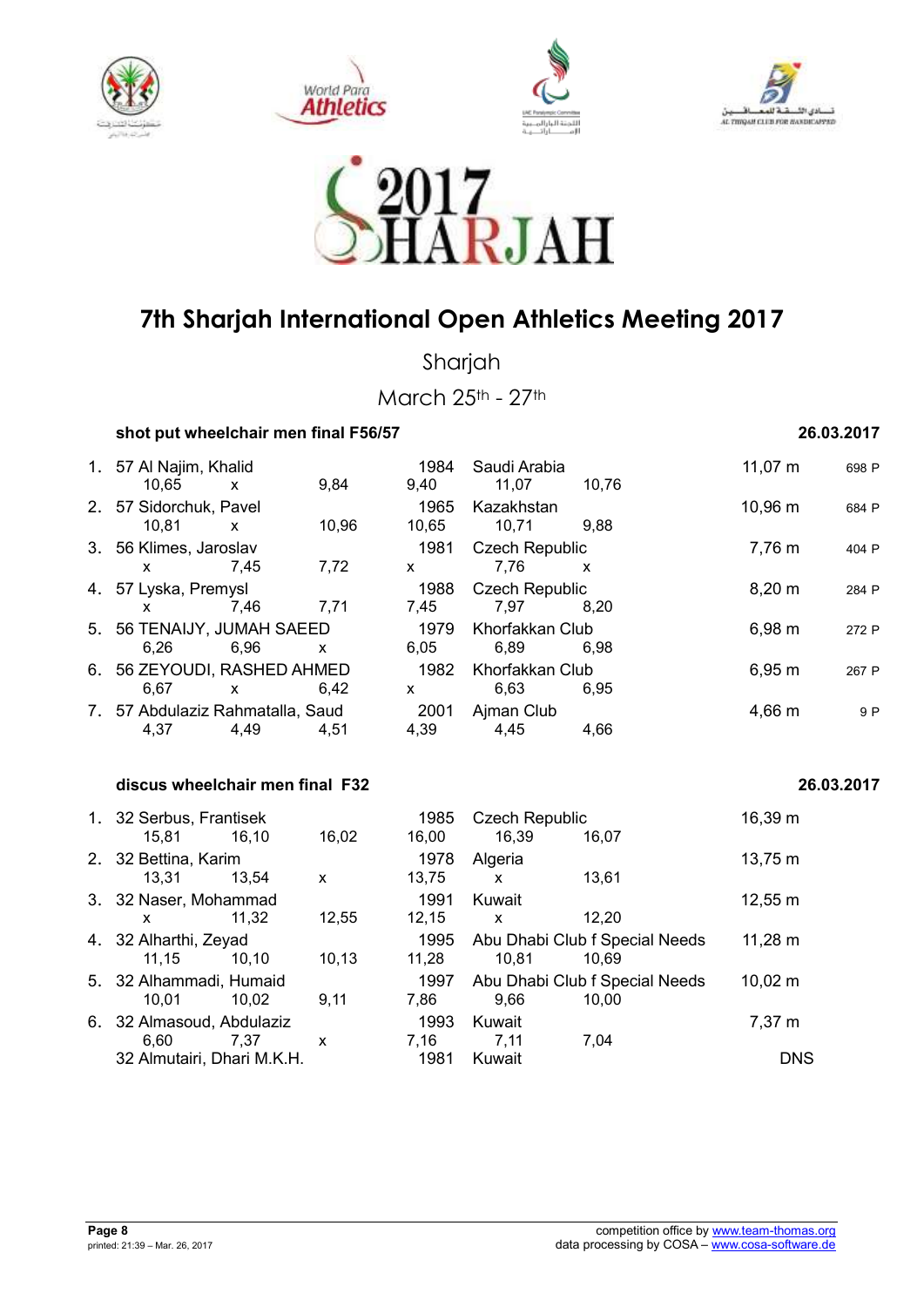# 7th Sharjah International Open Athletics Meeting 2017

Sharjah

March 25th - 27th

## shot put wheelchair men final F56/57

26.03.2017

| Rank | Class | Name | Year | Country/Club | Result | Points |
|---|---|---|---|---|---|---|
| 1. | 57 | Al Najim, Khalid | 1984 | Saudi Arabia | 11,07 m | 698 P |
| | | 10,65 / x / 9,84 / 9,40 / 11,07 / 10,76 | | | | |
| 2. | 57 | Sidorchuk, Pavel | 1965 | Kazakhstan | 10,96 m | 684 P |
| | | 10,81 / x / 10,96 / 10,65 / 10,71 / 9,88 | | | | |
| 3. | 56 | Klimes, Jaroslav | 1981 | Czech Republic | 7,76 m | 404 P |
| | | x / 7,45 / 7,72 / x / 7,76 / x | | | | |
| 4. | 57 | Lyska, Premysl | 1988 | Czech Republic | 8,20 m | 284 P |
| | | x / 7,46 / 7,71 / 7,45 / 7,97 / 8,20 | | | | |
| 5. | 56 | TENAIJY, JUMAH SAEED | 1979 | Khorfakkan Club | 6,98 m | 272 P |
| | | 6,26 / 6,96 / x / 6,05 / 6,89 / 6,98 | | | | |
| 6. | 56 | ZEYOUDI, RASHED AHMED | 1982 | Khorfakkan Club | 6,95 m | 267 P |
| | | 6,67 / x / 6,42 / x / 6,63 / 6,95 | | | | |
| 7. | 57 | Abdulaziz Rahmatalla, Saud | 2001 | Ajman Club | 4,66 m | 9 P |
| | | 4,37 / 4,49 / 4,51 / 4,39 / 4,45 / 4,66 | | | | |

## discus wheelchair men final F32

26.03.2017

| Rank | Class | Name | Year | Country/Club | Result |
|---|---|---|---|---|---|
| 1. | 32 | Serbus, Frantisek | 1985 | Czech Republic | 16,39 m |
| | | 15,81 / 16,10 / 16,02 / 16,00 / 16,39 / 16,07 | | | |
| 2. | 32 | Bettina, Karim | 1978 | Algeria | 13,75 m |
| | | 13,31 / 13,54 / x / 13,75 / x / 13,61 | | | |
| 3. | 32 | Naser, Mohammad | 1991 | Kuwait | 12,55 m |
| | | x / 11,32 / 12,55 / 12,15 / x / 12,20 | | | |
| 4. | 32 | Alharthi, Zeyad | 1995 | Abu Dhabi Club f Special Needs | 11,28 m |
| | | 11,15 / 10,10 / 10,13 / 11,28 / 10,81 / 10,69 | | | |
| 5. | 32 | Alhammadi, Humaid | 1997 | Abu Dhabi Club f Special Needs | 10,02 m |
| | | 10,01 / 10,02 / 9,11 / 7,86 / 9,66 / 10,00 | | | |
| 6. | 32 | Almasoud, Abdulaziz | 1993 | Kuwait | 7,37 m |
| | | 6,60 / 7,37 / x / 7,16 / 7,11 / 7,04 | | | |
| | 32 | Almutairi, Dhari M.K.H. | 1981 | Kuwait | DNS |

printed: 21:39 – Mar. 26, 2017

competition office by www.team-thomas.org
data processing by COSA – www.cosa-software.de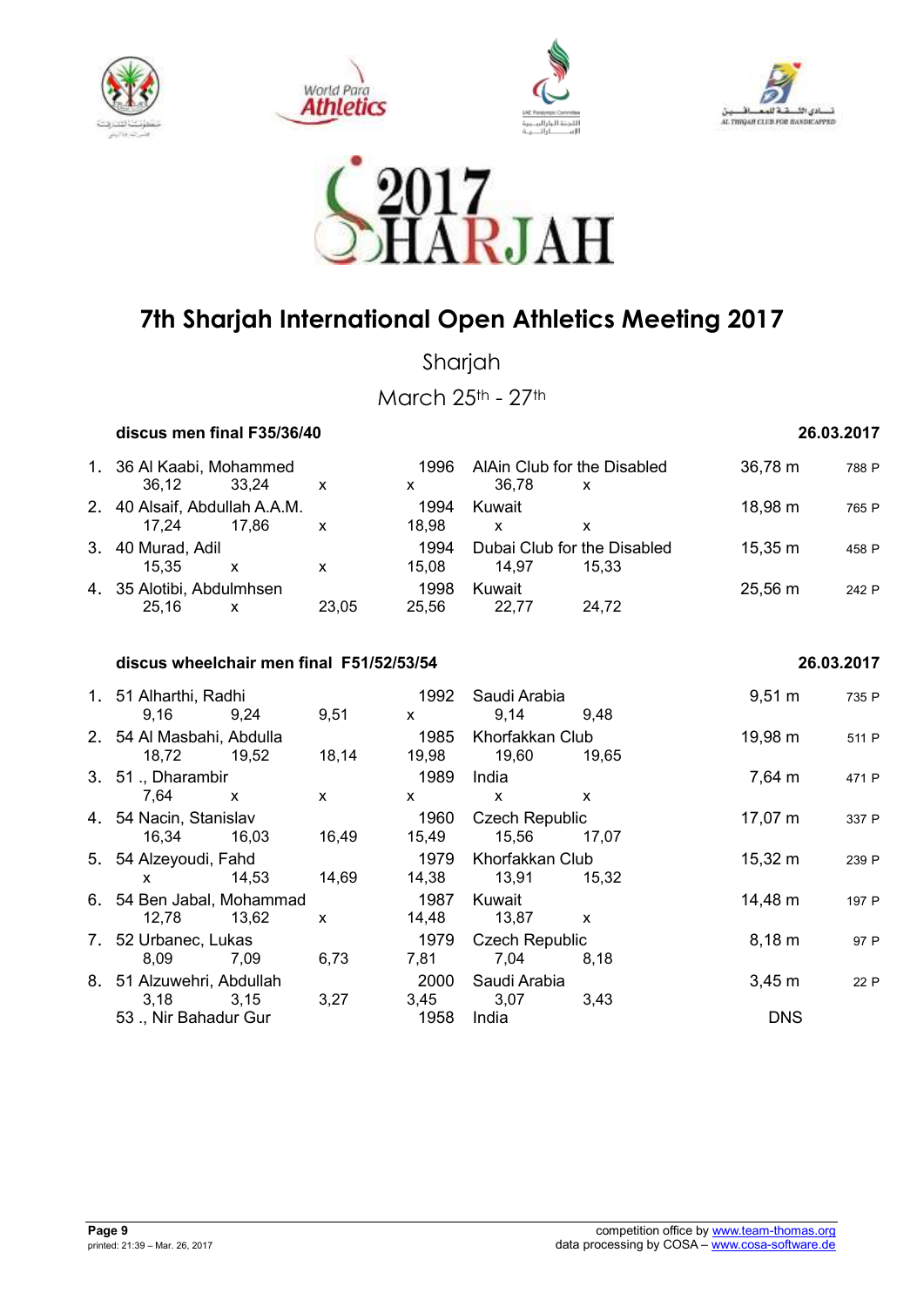# 7th Sharjah International Open Athletics Meeting 2017

Sharjah

March 25th - 27th

### discus men final F35/36/40 — 26.03.2017

| Rank | Class | Name | Year | Club/Country | Result | Points |
|---|---|---|---|---|---|---|
| 1. | 36 | Al Kaabi, Mohammed | 1996 | AlAin Club for the Disabled | 36,78 m | 788 P |
| | | 36,12 · 33,24 · x · x · 36,78 · x | | | | |
| 2. | 40 | Alsaif, Abdullah A.A.M. | 1994 | Kuwait | 18,98 m | 765 P |
| | | 17,24 · 17,86 · x · 18,98 · x · x | | | | |
| 3. | 40 | Murad, Adil | 1994 | Dubai Club for the Disabled | 15,35 m | 458 P |
| | | 15,35 · x · x · 15,08 · 14,97 · 15,33 | | | | |
| 4. | 35 | Alotibi, Abdulmhsen | 1998 | Kuwait | 25,56 m | 242 P |
| | | 25,16 · x · 23,05 · 25,56 · 22,77 · 24,72 | | | | |

### discus wheelchair men final F51/52/53/54 — 26.03.2017

| Rank | Class | Name | Year | Club/Country | Result | Points |
|---|---|---|---|---|---|---|
| 1. | 51 | Alharthi, Radhi | 1992 | Saudi Arabia | 9,51 m | 735 P |
| | | 9,16 · 9,24 · 9,51 · x · 9,14 · 9,48 | | | | |
| 2. | 54 | Al Masbahi, Abdulla | 1985 | Khorfakkan Club | 19,98 m | 511 P |
| | | 18,72 · 19,52 · 18,14 · 19,98 · 19,60 · 19,65 | | | | |
| 3. | 51 | ., Dharambir | 1989 | India | 7,64 m | 471 P |
| | | 7,64 · x · x · x · x · x | | | | |
| 4. | 54 | Nacin, Stanislav | 1960 | Czech Republic | 17,07 m | 337 P |
| | | 16,34 · 16,03 · 16,49 · 15,49 · 15,56 · 17,07 | | | | |
| 5. | 54 | Alzeyoudi, Fahd | 1979 | Khorfakkan Club | 15,32 m | 239 P |
| | | x · 14,53 · 14,69 · 14,38 · 13,91 · 15,32 | | | | |
| 6. | 54 | Ben Jabal, Mohammad | 1987 | Kuwait | 14,48 m | 197 P |
| | | 12,78 · 13,62 · x · 14,48 · 13,87 · x | | | | |
| 7. | 52 | Urbanec, Lukas | 1979 | Czech Republic | 8,18 m | 97 P |
| | | 8,09 · 7,09 · 6,73 · 7,81 · 7,04 · 8,18 | | | | |
| 8. | 51 | Alzuwehri, Abdullah | 2000 | Saudi Arabia | 3,45 m | 22 P |
| | | 3,18 · 3,15 · 3,27 · 3,45 · 3,07 · 3,43 | | | | |
| | 53 | ., Nir Bahadur Gur | 1958 | India | DNS | |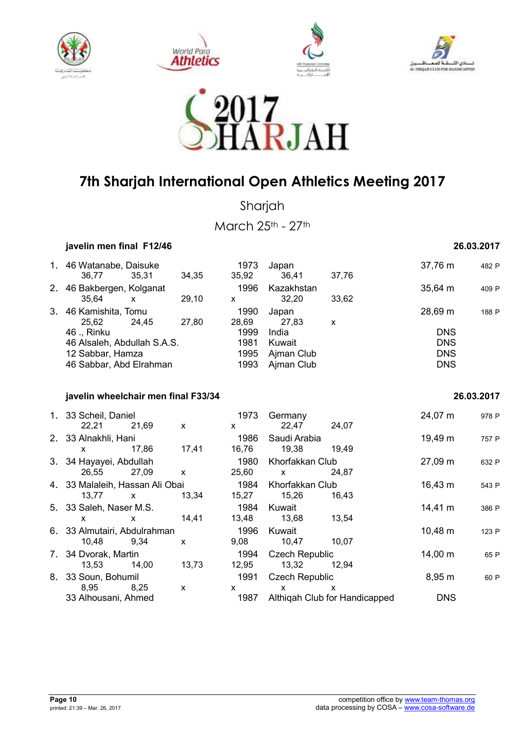# 7th Sharjah International Open Athletics Meeting 2017

Sharjah

March 25th - 27th

### javelin men final F12/46 — 26.03.2017

| Rank | Class | Name | Year | Country/Club | Result | Points |
|---|---|---|---|---|---|---|
| 1. | 46 | Watanabe, Daisuke | 1973 | Japan | 37,76 m | 482 P |
| | | 36,77 / 35,31 / 34,35 / 35,92 / 36,41 / 37,76 | | | | |
| 2. | 46 | Bakbergen, Kolganat | 1996 | Kazakhstan | 35,64 m | 409 P |
| | | 35,64 / x / 29,10 / x / 32,20 / 33,62 | | | | |
| 3. | 46 | Kamishita, Tomu | 1990 | Japan | 28,69 m | 188 P |
| | | 25,62 / 24,45 / 27,80 / 28,69 / 27,83 / x | | | | |
| | 46 | ., Rinku | 1999 | India | DNS | |
| | 46 | Alsaleh, Abdullah S.A.S. | 1981 | Kuwait | DNS | |
| | 12 | Sabbar, Hamza | 1995 | Ajman Club | DNS | |
| | 46 | Sabbar, Abd Elrahman | 1993 | Ajman Club | DNS | |

### javelin wheelchair men final F33/34 — 26.03.2017

| Rank | Class | Name | Year | Country/Club | Result | Points |
|---|---|---|---|---|---|---|
| 1. | 33 | Scheil, Daniel | 1973 | Germany | 24,07 m | 978 P |
| | | 22,21 / 21,69 / x / x / 22,47 / 24,07 | | | | |
| 2. | 33 | Alnakhli, Hani | 1986 | Saudi Arabia | 19,49 m | 757 P |
| | | x / 17,86 / 17,41 / 16,76 / 19,38 / 19,49 | | | | |
| 3. | 34 | Hayayei, Abdullah | 1980 | Khorfakkan Club | 27,09 m | 632 P |
| | | 26,55 / 27,09 / x / 25,60 / x / 24,87 | | | | |
| 4. | 33 | Malaleih, Hassan Ali Obai | 1984 | Khorfakkan Club | 16,43 m | 543 P |
| | | 13,77 / x / 13,34 / 15,27 / 15,26 / 16,43 | | | | |
| 5. | 33 | Saleh, Naser M.S. | 1984 | Kuwait | 14,41 m | 386 P |
| | | x / x / 14,41 / 13,48 / 13,68 / 13,54 | | | | |
| 6. | 33 | Almutairi, Abdulrahman | 1996 | Kuwait | 10,48 m | 123 P |
| | | 10,48 / 9,34 / x / 9,08 / 10,47 / 10,07 | | | | |
| 7. | 34 | Dvorak, Martin | 1994 | Czech Republic | 14,00 m | 65 P |
| | | 13,53 / 14,00 / 13,73 / 12,95 / 13,32 / 12,94 | | | | |
| 8. | 33 | Soun, Bohumil | 1991 | Czech Republic | 8,95 m | 60 P |
| | | 8,95 / 8,25 / x / x / x / x | | | | |
| | 33 | Alhousani, Ahmed | 1987 | Althiqah Club for Handicapped | DNS | |

competition office by www.team-thomas.org
data processing by COSA – www.cosa-software.de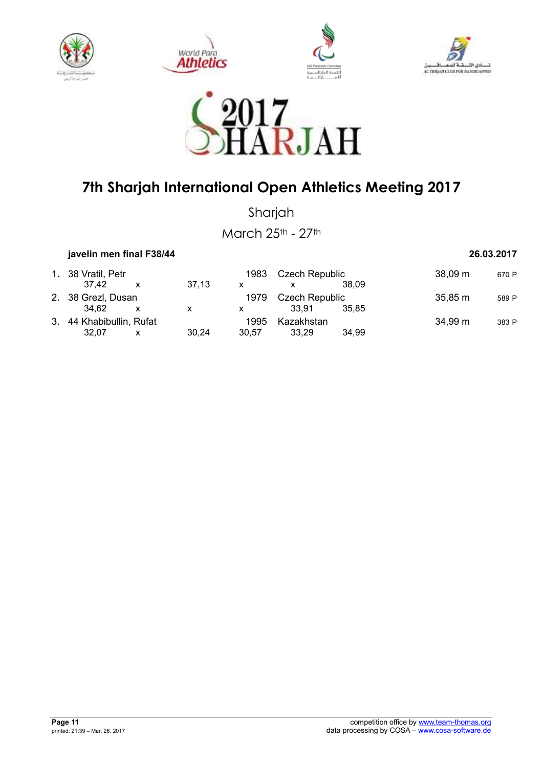# 7th Sharjah International Open Athletics Meeting 2017

Sharjah

March 25th - 27th

**javelin men final F38/44** **26.03.2017**

| Rank | Class | Name | Year | Country | Result | Points |
|---|---|---|---|---|---|---|
| 1. | 38 | Vratil, Petr | 1983 | Czech Republic | 38,09 m | 670 P |
| | | 37,42 x 37,13 x x 38,09 | | | | |
| 2. | 38 | Grezl, Dusan | 1979 | Czech Republic | 35,85 m | 589 P |
| | | 34,62 x x x 33,91 35,85 | | | | |
| 3. | 44 | Khabibullin, Rufat | 1995 | Kazakhstan | 34,99 m | 383 P |
| | | 32,07 x 30,24 30,57 33,29 34,99 | | | | |

competition office by www.team-thomas.org
data processing by COSA – www.cosa-software.de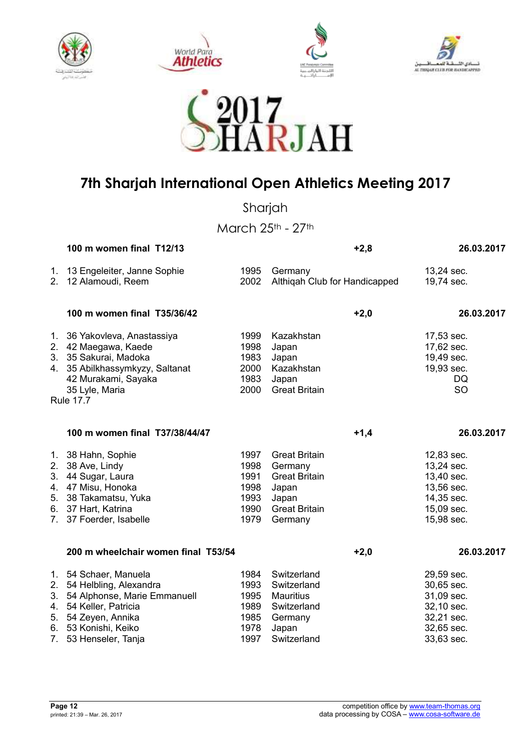# 7th Sharjah International Open Athletics Meeting 2017

Sharjah

March 25th - 27th

### 100 m women final T12/13 — +2,8 — 26.03.2017

| | | | | |
|---|---|---|---|---|
| 1. | 13 Engeleiter, Janne Sophie | 1995 | Germany | 13,24 sec. |
| 2. | 12 Alamoudi, Reem | 2002 | Althiqah Club for Handicapped | 19,74 sec. |

### 100 m women final T35/36/42 — +2,0 — 26.03.2017

| | | | | |
|---|---|---|---|---|
| 1. | 36 Yakovleva, Anastassiya | 1999 | Kazakhstan | 17,53 sec. |
| 2. | 42 Maegawa, Kaede | 1998 | Japan | 17,62 sec. |
| 3. | 35 Sakurai, Madoka | 1983 | Japan | 19,49 sec. |
| 4. | 35 Abilkhassymkyzy, Saltanat | 2000 | Kazakhstan | 19,93 sec. |
| | 42 Murakami, Sayaka | 1983 | Japan | DQ |
| | 35 Lyle, Maria | 2000 | Great Britain | SO |

Rule 17.7

### 100 m women final T37/38/44/47 — +1,4 — 26.03.2017

| | | | | |
|---|---|---|---|---|
| 1. | 38 Hahn, Sophie | 1997 | Great Britain | 12,83 sec. |
| 2. | 38 Ave, Lindy | 1998 | Germany | 13,24 sec. |
| 3. | 44 Sugar, Laura | 1991 | Great Britain | 13,40 sec. |
| 4. | 47 Misu, Honoka | 1998 | Japan | 13,56 sec. |
| 5. | 38 Takamatsu, Yuka | 1993 | Japan | 14,35 sec. |
| 6. | 37 Hart, Katrina | 1990 | Great Britain | 15,09 sec. |
| 7. | 37 Foerder, Isabelle | 1979 | Germany | 15,98 sec. |

### 200 m wheelchair women final T53/54 — +2,0 — 26.03.2017

| | | | | |
|---|---|---|---|---|
| 1. | 54 Schaer, Manuela | 1984 | Switzerland | 29,59 sec. |
| 2. | 54 Helbling, Alexandra | 1993 | Switzerland | 30,65 sec. |
| 3. | 54 Alphonse, Marie Emmanuell | 1995 | Mauritius | 31,09 sec. |
| 4. | 54 Keller, Patricia | 1989 | Switzerland | 32,10 sec. |
| 5. | 54 Zeyen, Annika | 1985 | Germany | 32,21 sec. |
| 6. | 53 Konishi, Keiko | 1978 | Japan | 32,65 sec. |
| 7. | 53 Henseler, Tanja | 1997 | Switzerland | 33,63 sec. |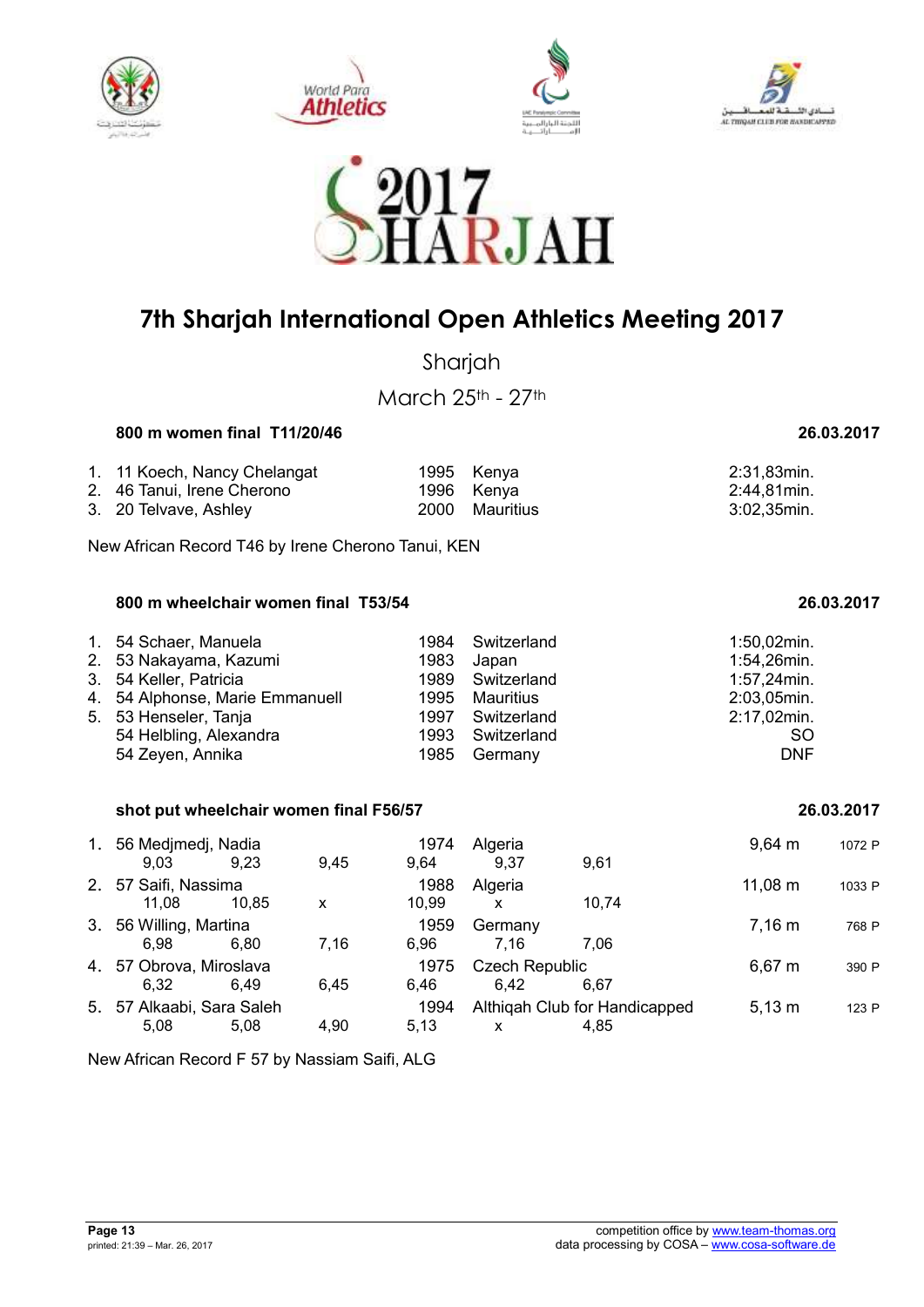# 7th Sharjah International Open Athletics Meeting 2017

Sharjah

March 25th - 27th

### 800 m women final T11/20/46 — 26.03.2017

| | | | | |
|---|---|---|---|---|
| 1. | 11 Koech, Nancy Chelangat | 1995 | Kenya | 2:31,83min. |
| 2. | 46 Tanui, Irene Cherono | 1996 | Kenya | 2:44,81min. |
| 3. | 20 Telvave, Ashley | 2000 | Mauritius | 3:02,35min. |

New African Record T46 by Irene Cherono Tanui, KEN

### 800 m wheelchair women final T53/54 — 26.03.2017

| | | | | |
|---|---|---|---|---|
| 1. | 54 Schaer, Manuela | 1984 | Switzerland | 1:50,02min. |
| 2. | 53 Nakayama, Kazumi | 1983 | Japan | 1:54,26min. |
| 3. | 54 Keller, Patricia | 1989 | Switzerland | 1:57,24min. |
| 4. | 54 Alphonse, Marie Emmanuell | 1995 | Mauritius | 2:03,05min. |
| 5. | 53 Henseler, Tanja | 1997 | Switzerland | 2:17,02min. |
| | 54 Helbling, Alexandra | 1993 | Switzerland | SO |
| | 54 Zeyen, Annika | 1985 | Germany | DNF |

### shot put wheelchair women final F56/57 — 26.03.2017

| | | | | | |
|---|---|---|---|---|---|
| 1. | 56 Medjmedj, Nadia | 1974 | Algeria | 9,64 m | 1072 P |
| | 9,03 / 9,23 / 9,45 / 9,64 / 9,37 / 9,61 | | | | |
| 2. | 57 Saifi, Nassima | 1988 | Algeria | 11,08 m | 1033 P |
| | 11,08 / 10,85 / x / 10,99 / x / 10,74 | | | | |
| 3. | 56 Willing, Martina | 1959 | Germany | 7,16 m | 768 P |
| | 6,98 / 6,80 / 7,16 / 6,96 / 7,16 / 7,06 | | | | |
| 4. | 57 Obrova, Miroslava | 1975 | Czech Republic | 6,67 m | 390 P |
| | 6,32 / 6,49 / 6,45 / 6,46 / 6,42 / 6,67 | | | | |
| 5. | 57 Alkaabi, Sara Saleh | 1994 | Althiqah Club for Handicapped | 5,13 m | 123 P |
| | 5,08 / 5,08 / 4,90 / 5,13 / x / 4,85 | | | | |

New African Record F 57 by Nassiam Saifi, ALG

printed: 21:39 – Mar. 26, 2017

competition office by www.team-thomas.org
data processing by COSA – www.cosa-software.de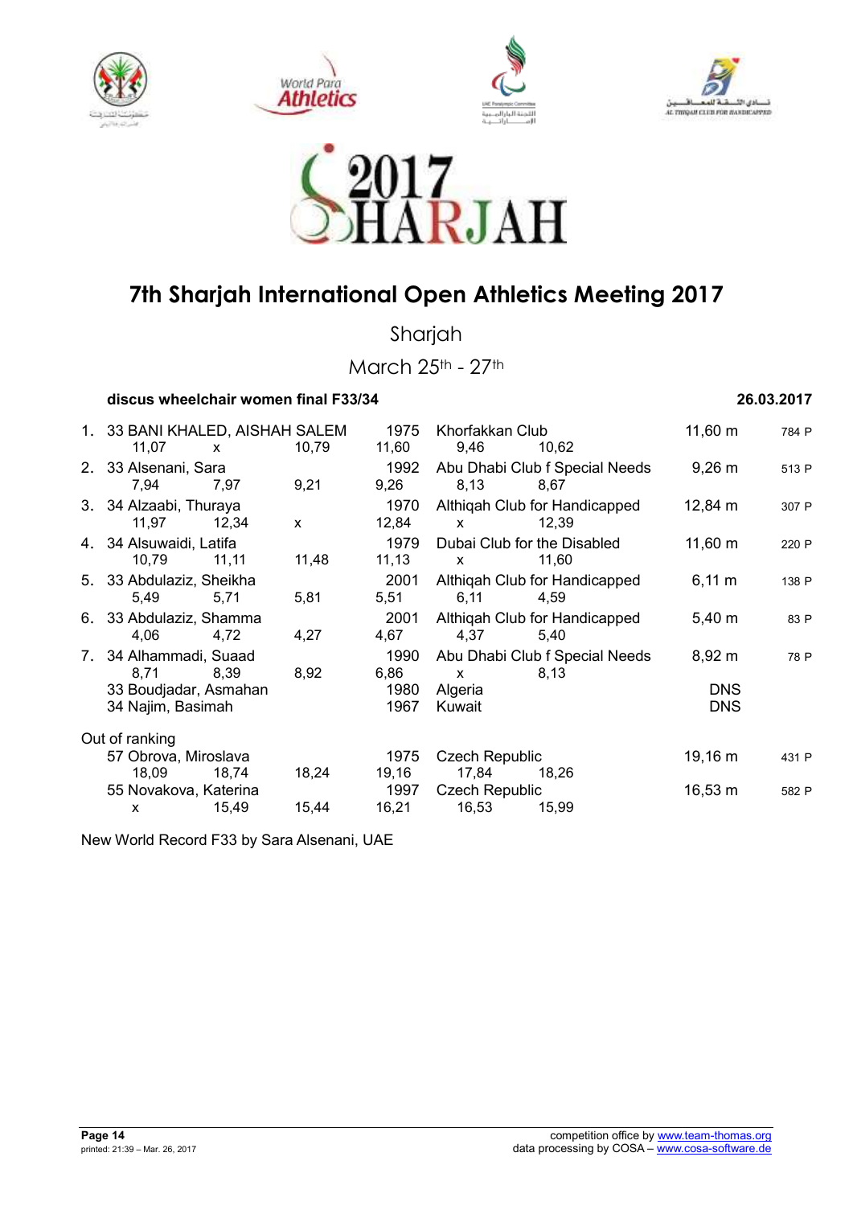# 7th Sharjah International Open Athletics Meeting 2017

Sharjah

March 25th - 27th

**discus wheelchair women final F33/34** **26.03.2017**

| Rank | Class / Name | | | Year | Club / Country | | Result | Points |
|---|---|---|---|---|---|---|---|---|
| 1. | 33 BANI KHALED, AISHAH SALEM | | | 1975 | Khorfakkan Club | | 11,60 m | 784 P |
| | 11,07 | x | 10,79 | 11,60 | 9,46 | 10,62 | | |
| 2. | 33 Alsenani, Sara | | | 1992 | Abu Dhabi Club f Special Needs | | 9,26 m | 513 P |
| | 7,94 | 7,97 | 9,21 | 9,26 | 8,13 | 8,67 | | |
| 3. | 34 Alzaabi, Thuraya | | | 1970 | Althiqah Club for Handicapped | | 12,84 m | 307 P |
| | 11,97 | 12,34 | x | 12,84 | x | 12,39 | | |
| 4. | 34 Alsuwaidi, Latifa | | | 1979 | Dubai Club for the Disabled | | 11,60 m | 220 P |
| | 10,79 | 11,11 | 11,48 | 11,13 | x | 11,60 | | |
| 5. | 33 Abdulaziz, Sheikha | | | 2001 | Althiqah Club for Handicapped | | 6,11 m | 138 P |
| | 5,49 | 5,71 | 5,81 | 5,51 | 6,11 | 4,59 | | |
| 6. | 33 Abdulaziz, Shamma | | | 2001 | Althiqah Club for Handicapped | | 5,40 m | 83 P |
| | 4,06 | 4,72 | 4,27 | 4,67 | 4,37 | 5,40 | | |
| 7. | 34 Alhammadi, Suaad | | | 1990 | Abu Dhabi Club f Special Needs | | 8,92 m | 78 P |
| | 8,71 | 8,39 | 8,92 | 6,86 | x | 8,13 | | |
| | 33 Boudjadar, Asmahan | | | 1980 | Algeria | | DNS | |
| | 34 Najim, Basimah | | | 1967 | Kuwait | | DNS | |

Out of ranking

| Class / Name | | | Year | Country | | Result | Points |
|---|---|---|---|---|---|---|---|
| 57 Obrova, Miroslava | | | 1975 | Czech Republic | | 19,16 m | 431 P |
| 18,09 | 18,74 | 18,24 | 19,16 | 17,84 | 18,26 | | |
| 55 Novakova, Katerina | | | 1997 | Czech Republic | | 16,53 m | 582 P |
| x | 15,49 | 15,44 | 16,21 | 16,53 | 15,99 | | |

New World Record F33 by Sara Alsenani, UAE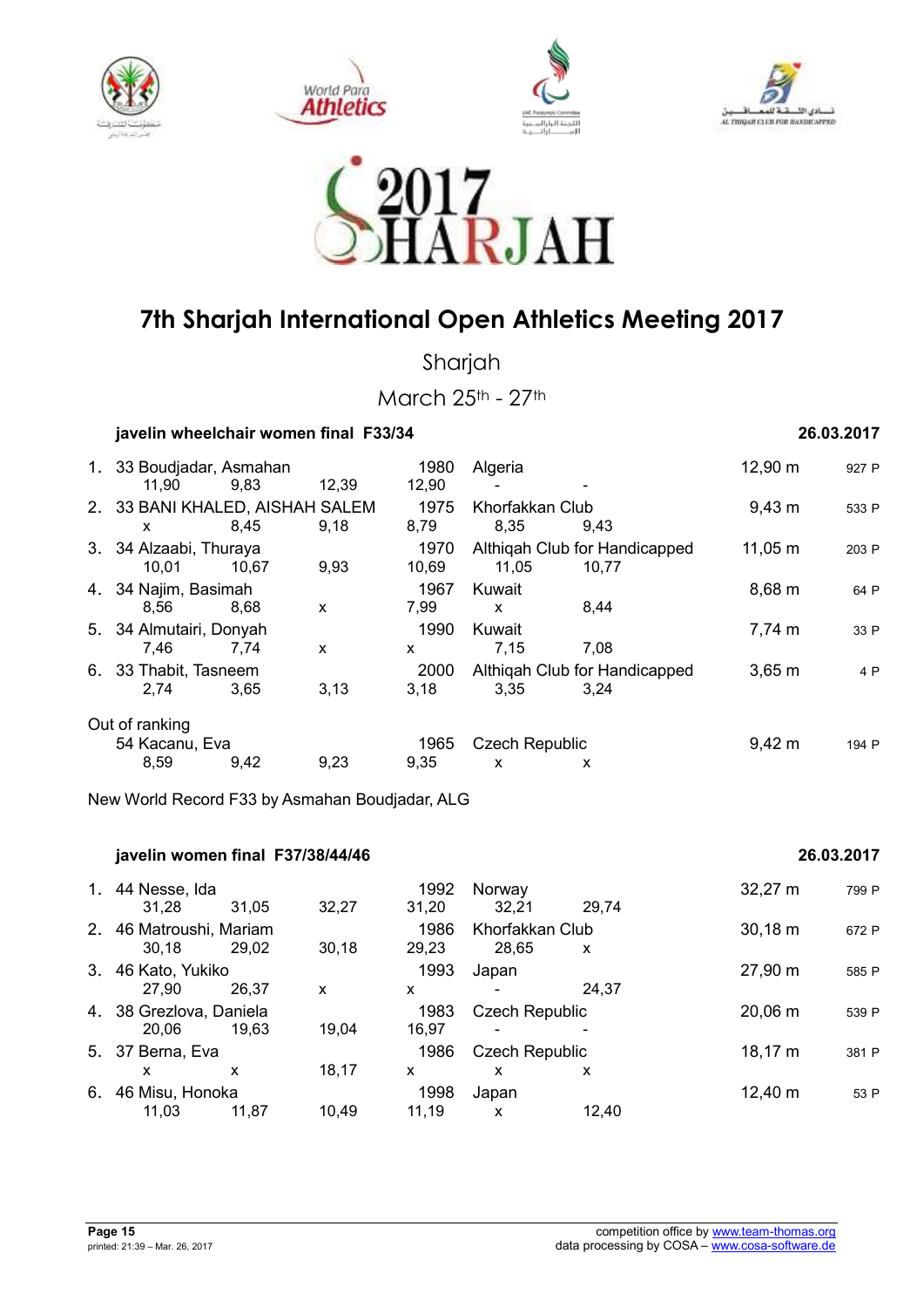# 7th Sharjah International Open Athletics Meeting 2017

Sharjah

March 25th - 27th

## javelin wheelchair women final F33/34 — 26.03.2017

| Rank | Class | Name | Year | Nation / Club | Result | Points |
|---|---|---|---|---|---|---|
| 1. | 33 | Boudjadar, Asmahan | 1980 | Algeria | 12,90 m | 927 P |
| | | 11,90 — 9,83 — 12,39 — 12,90 — - — - | | | | |
| 2. | 33 | BANI KHALED, AISHAH SALEM | 1975 | Khorfakkan Club | 9,43 m | 533 P |
| | | x — 8,45 — 9,18 — 8,79 — 8,35 — 9,43 | | | | |
| 3. | 34 | Alzaabi, Thuraya | 1970 | Althiqah Club for Handicapped | 11,05 m | 203 P |
| | | 10,01 — 10,67 — 9,93 — 10,69 — 11,05 — 10,77 | | | | |
| 4. | 34 | Najim, Basimah | 1967 | Kuwait | 8,68 m | 64 P |
| | | 8,56 — 8,68 — x — 7,99 — x — 8,44 | | | | |
| 5. | 34 | Almutairi, Donyah | 1990 | Kuwait | 7,74 m | 33 P |
| | | 7,46 — 7,74 — x — x — 7,15 — 7,08 | | | | |
| 6. | 33 | Thabit, Tasneem | 2000 | Althiqah Club for Handicapped | 3,65 m | 4 P |
| | | 2,74 — 3,65 — 3,13 — 3,18 — 3,35 — 3,24 | | | | |

Out of ranking

| Rank | Class | Name | Year | Nation / Club | Result | Points |
|---|---|---|---|---|---|---|
| | 54 | Kacanu, Eva | 1965 | Czech Republic | 9,42 m | 194 P |
| | | 8,59 — 9,42 — 9,23 — 9,35 — x — x | | | | |

New World Record F33 by Asmahan Boudjadar, ALG

## javelin women final F37/38/44/46 — 26.03.2017

| Rank | Class | Name | Year | Nation / Club | Result | Points |
|---|---|---|---|---|---|---|
| 1. | 44 | Nesse, Ida | 1992 | Norway | 32,27 m | 799 P |
| | | 31,28 — 31,05 — 32,27 — 31,20 — 32,21 — 29,74 | | | | |
| 2. | 46 | Matroushi, Mariam | 1986 | Khorfakkan Club | 30,18 m | 672 P |
| | | 30,18 — 29,02 — 30,18 — 29,23 — 28,65 — x | | | | |
| 3. | 46 | Kato, Yukiko | 1993 | Japan | 27,90 m | 585 P |
| | | 27,90 — 26,37 — x — x — - — 24,37 | | | | |
| 4. | 38 | Grezlova, Daniela | 1983 | Czech Republic | 20,06 m | 539 P |
| | | 20,06 — 19,63 — 19,04 — 16,97 — - — - | | | | |
| 5. | 37 | Berna, Eva | 1986 | Czech Republic | 18,17 m | 381 P |
| | | x — x — 18,17 — x — x — x | | | | |
| 6. | 46 | Misu, Honoka | 1998 | Japan | 12,40 m | 53 P |
| | | 11,03 — 11,87 — 10,49 — 11,19 — x — 12,40 | | | | |

printed: 21:39 – Mar. 26, 2017

competition office by www.team-thomas.org
data processing by COSA – www.cosa-software.de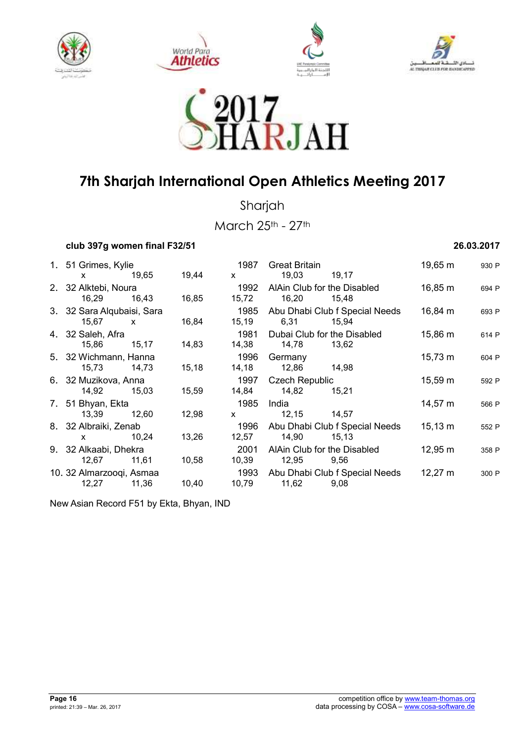# 7th Sharjah International Open Athletics Meeting 2017

Sharjah

March 25th - 27th

**club 397g women final F32/51** **26.03.2017**

| Rank | Class | Name | Year | Club/Country | Result | Points |
|---|---|---|---|---|---|---|
| 1. | 51 | Grimes, Kylie | 1987 | Great Britain | 19,65 m | 930 P |
| | | x 19,65 19,44 x 19,03 19,17 | | | | |
| 2. | 32 | Alktebi, Noura | 1992 | AlAin Club for the Disabled | 16,85 m | 694 P |
| | | 16,29 16,43 16,85 15,72 16,20 15,48 | | | | |
| 3. | 32 | Sara Alqubaisi, Sara | 1985 | Abu Dhabi Club f Special Needs | 16,84 m | 693 P |
| | | 15,67 x 16,84 15,19 6,31 15,94 | | | | |
| 4. | 32 | Saleh, Afra | 1981 | Dubai Club for the Disabled | 15,86 m | 614 P |
| | | 15,86 15,17 14,83 14,38 14,78 13,62 | | | | |
| 5. | 32 | Wichmann, Hanna | 1996 | Germany | 15,73 m | 604 P |
| | | 15,73 14,73 15,18 14,18 12,86 14,98 | | | | |
| 6. | 32 | Muzikova, Anna | 1997 | Czech Republic | 15,59 m | 592 P |
| | | 14,92 15,03 15,59 14,84 14,82 15,21 | | | | |
| 7. | 51 | Bhyan, Ekta | 1985 | India | 14,57 m | 566 P |
| | | 13,39 12,60 12,98 x 12,15 14,57 | | | | |
| 8. | 32 | Albraiki, Zenab | 1996 | Abu Dhabi Club f Special Needs | 15,13 m | 552 P |
| | | x 10,24 13,26 12,57 14,90 15,13 | | | | |
| 9. | 32 | Alkaabi, Dhekra | 2001 | AlAin Club for the Disabled | 12,95 m | 358 P |
| | | 12,67 11,61 10,58 10,39 12,95 9,56 | | | | |
| 10. | 32 | Almarzooqi, Asmaa | 1993 | Abu Dhabi Club f Special Needs | 12,27 m | 300 P |
| | | 12,27 11,36 10,40 10,79 11,62 9,08 | | | | |

New Asian Record F51 by Ekta, Bhyan, IND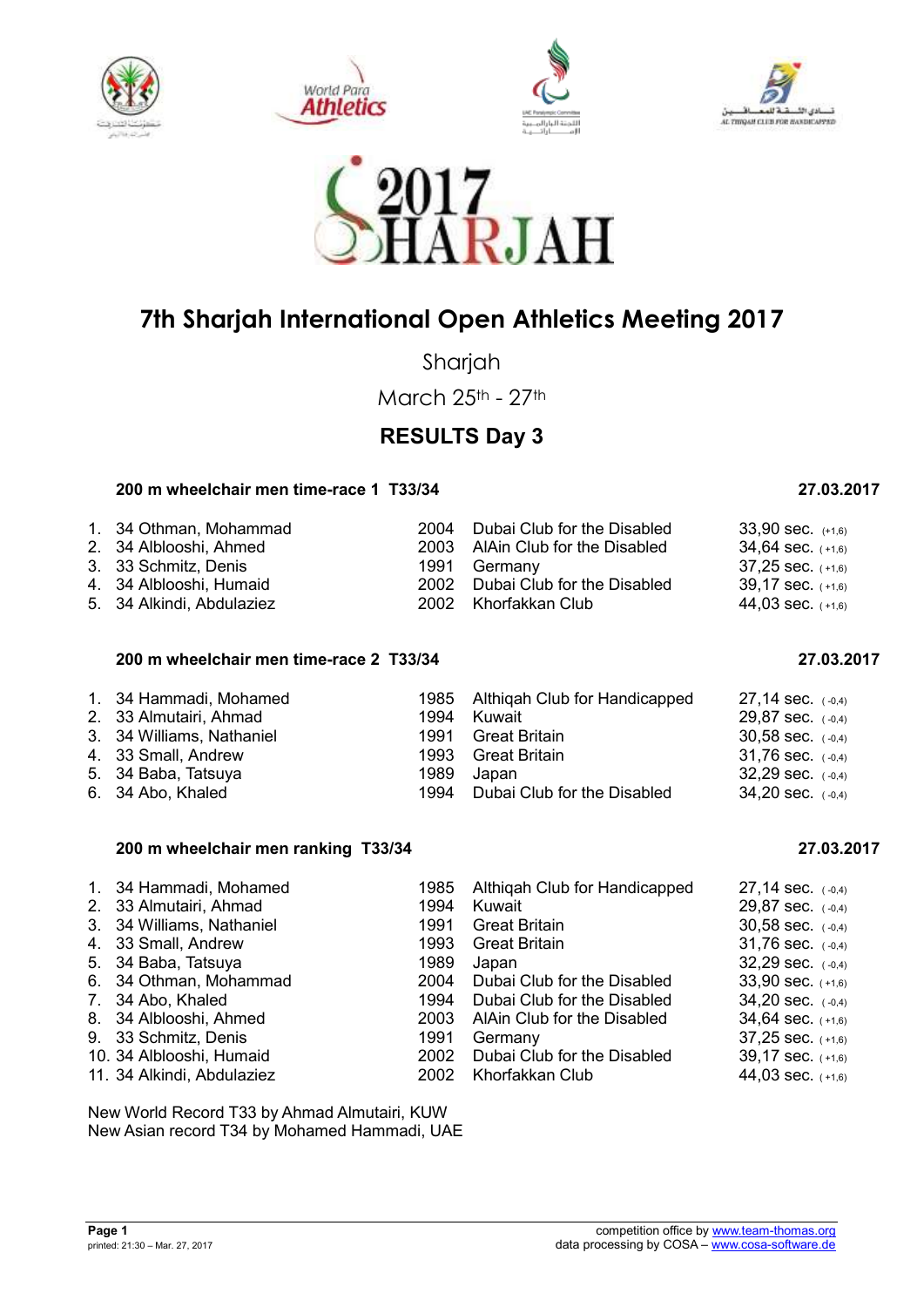# 7th Sharjah International Open Athletics Meeting 2017

Sharjah

March 25th - 27th

## RESULTS Day 3

### 200 m wheelchair men time-race 1 T33/34 — 27.03.2017

| Rank | Class | Name | Year | Club/Country | Result |
|---|---|---|---|---|---|
| 1. | 34 | Othman, Mohammad | 2004 | Dubai Club for the Disabled | 33,90 sec. (+1,6) |
| 2. | 34 | Alblooshi, Ahmed | 2003 | AlAin Club for the Disabled | 34,64 sec. (+1,6) |
| 3. | 33 | Schmitz, Denis | 1991 | Germany | 37,25 sec. (+1,6) |
| 4. | 34 | Alblooshi, Humaid | 2002 | Dubai Club for the Disabled | 39,17 sec. (+1,6) |
| 5. | 34 | Alkindi, Abdulaziez | 2002 | Khorfakkan Club | 44,03 sec. (+1,6) |

### 200 m wheelchair men time-race 2 T33/34 — 27.03.2017

| Rank | Class | Name | Year | Club/Country | Result |
|---|---|---|---|---|---|
| 1. | 34 | Hammadi, Mohamed | 1985 | Althiqah Club for Handicapped | 27,14 sec. (-0,4) |
| 2. | 33 | Almutairi, Ahmad | 1994 | Kuwait | 29,87 sec. (-0,4) |
| 3. | 34 | Williams, Nathaniel | 1991 | Great Britain | 30,58 sec. (-0,4) |
| 4. | 33 | Small, Andrew | 1993 | Great Britain | 31,76 sec. (-0,4) |
| 5. | 34 | Baba, Tatsuya | 1989 | Japan | 32,29 sec. (-0,4) |
| 6. | 34 | Abo, Khaled | 1994 | Dubai Club for the Disabled | 34,20 sec. (-0,4) |

### 200 m wheelchair men ranking T33/34 — 27.03.2017

| Rank | Class | Name | Year | Club/Country | Result |
|---|---|---|---|---|---|
| 1. | 34 | Hammadi, Mohamed | 1985 | Althiqah Club for Handicapped | 27,14 sec. (-0,4) |
| 2. | 33 | Almutairi, Ahmad | 1994 | Kuwait | 29,87 sec. (-0,4) |
| 3. | 34 | Williams, Nathaniel | 1991 | Great Britain | 30,58 sec. (-0,4) |
| 4. | 33 | Small, Andrew | 1993 | Great Britain | 31,76 sec. (-0,4) |
| 5. | 34 | Baba, Tatsuya | 1989 | Japan | 32,29 sec. (-0,4) |
| 6. | 34 | Othman, Mohammad | 2004 | Dubai Club for the Disabled | 33,90 sec. (+1,6) |
| 7. | 34 | Abo, Khaled | 1994 | Dubai Club for the Disabled | 34,20 sec. (-0,4) |
| 8. | 34 | Alblooshi, Ahmed | 2003 | AlAin Club for the Disabled | 34,64 sec. (+1,6) |
| 9. | 33 | Schmitz, Denis | 1991 | Germany | 37,25 sec. (+1,6) |
| 10. | 34 | Alblooshi, Humaid | 2002 | Dubai Club for the Disabled | 39,17 sec. (+1,6) |
| 11. | 34 | Alkindi, Abdulaziez | 2002 | Khorfakkan Club | 44,03 sec. (+1,6) |

New World Record T33 by Ahmad Almutairi, KUW
New Asian record T34 by Mohamed Hammadi, UAE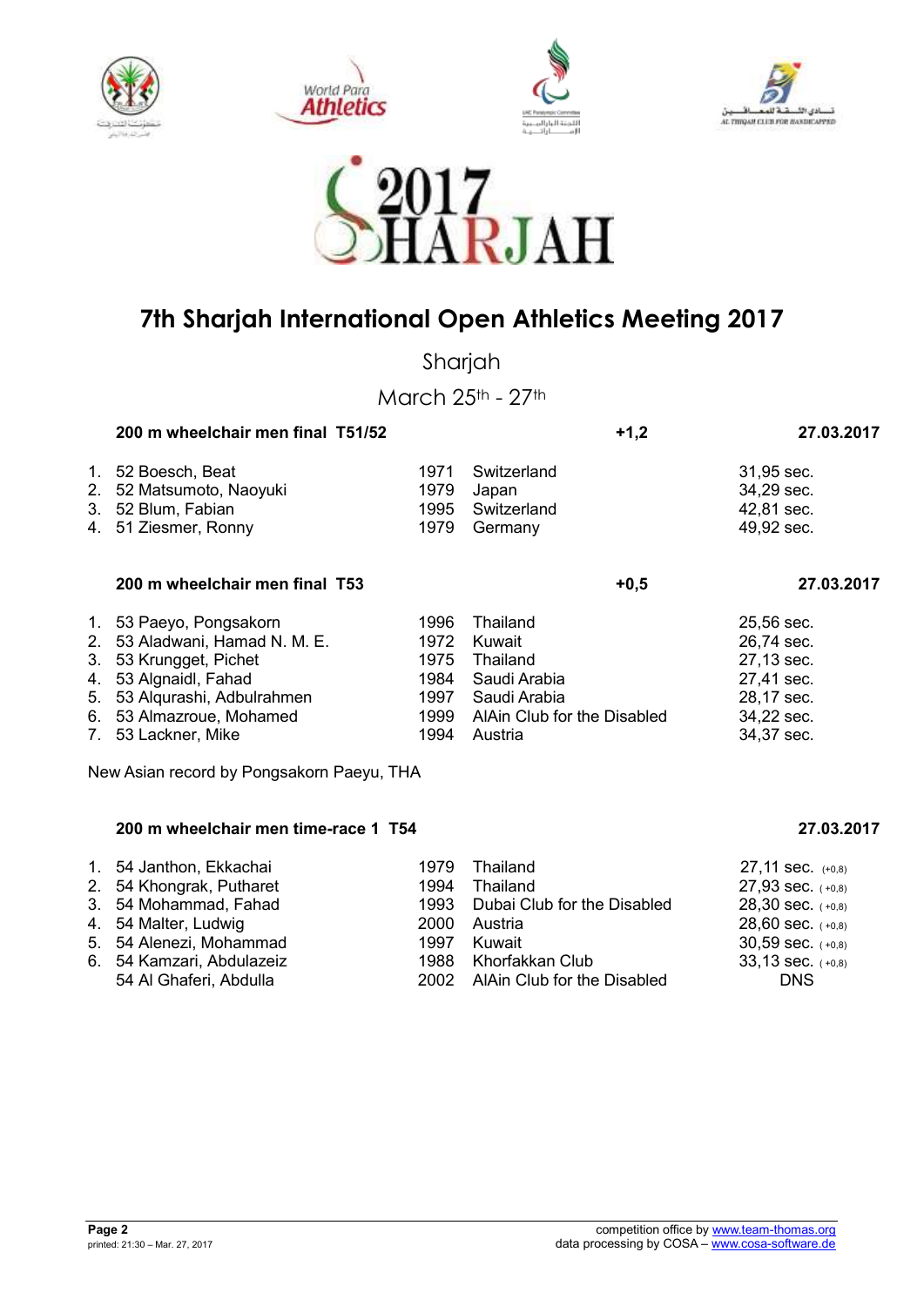# 7th Sharjah International Open Athletics Meeting 2017

Sharjah

March 25th - 27th

### 200 m wheelchair men final T51/52 — +1,2 — 27.03.2017

| | | | | |
|---|---|---|---|---|
| 1. | 52 Boesch, Beat | 1971 | Switzerland | 31,95 sec. |
| 2. | 52 Matsumoto, Naoyuki | 1979 | Japan | 34,29 sec. |
| 3. | 52 Blum, Fabian | 1995 | Switzerland | 42,81 sec. |
| 4. | 51 Ziesmer, Ronny | 1979 | Germany | 49,92 sec. |

### 200 m wheelchair men final T53 — +0,5 — 27.03.2017

| | | | | |
|---|---|---|---|---|
| 1. | 53 Paeyo, Pongsakorn | 1996 | Thailand | 25,56 sec. |
| 2. | 53 Aladwani, Hamad N. M. E. | 1972 | Kuwait | 26,74 sec. |
| 3. | 53 Krungget, Pichet | 1975 | Thailand | 27,13 sec. |
| 4. | 53 Algnaidl, Fahad | 1984 | Saudi Arabia | 27,41 sec. |
| 5. | 53 Alqurashi, Adbulrahmen | 1997 | Saudi Arabia | 28,17 sec. |
| 6. | 53 Almazroue, Mohamed | 1999 | AlAin Club for the Disabled | 34,22 sec. |
| 7. | 53 Lackner, Mike | 1994 | Austria | 34,37 sec. |

New Asian record by Pongsakorn Paeyu, THA

### 200 m wheelchair men time-race 1 T54 — 27.03.2017

| | | | | |
|---|---|---|---|---|
| 1. | 54 Janthon, Ekkachai | 1979 | Thailand | 27,11 sec. (+0,8) |
| 2. | 54 Khongrak, Putharet | 1994 | Thailand | 27,93 sec. (+0,8) |
| 3. | 54 Mohammad, Fahad | 1993 | Dubai Club for the Disabled | 28,30 sec. (+0,8) |
| 4. | 54 Malter, Ludwig | 2000 | Austria | 28,60 sec. (+0,8) |
| 5. | 54 Alenezi, Mohammad | 1997 | Kuwait | 30,59 sec. (+0,8) |
| 6. | 54 Kamzari, Abdulazeiz | 1988 | Khorfakkan Club | 33,13 sec. (+0,8) |
| | 54 Al Ghaferi, Abdulla | 2002 | AlAin Club for the Disabled | DNS |

competition office by www.team-thomas.org
data processing by COSA – www.cosa-software.de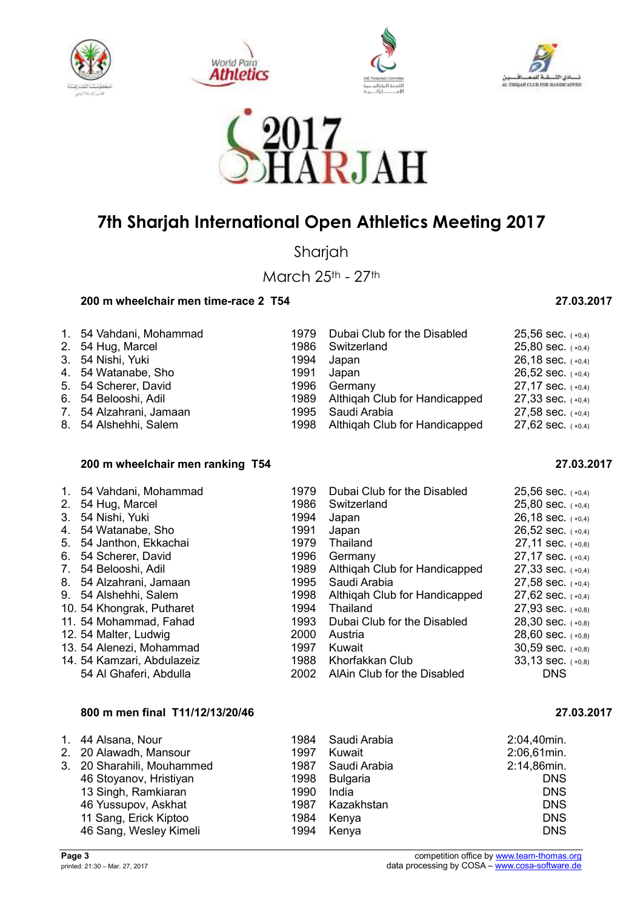# 7th Sharjah International Open Athletics Meeting 2017

Sharjah

March 25th - 27th

## 200 m wheelchair men time-race 2 T54 — 27.03.2017

| Rank | Class | Name | Year | Club/Country | Result |
|---|---|---|---|---|---|
| 1. | 54 | Vahdani, Mohammad | 1979 | Dubai Club for the Disabled | 25,56 sec. (+0,4) |
| 2. | 54 | Hug, Marcel | 1986 | Switzerland | 25,80 sec. (+0,4) |
| 3. | 54 | Nishi, Yuki | 1994 | Japan | 26,18 sec. (+0,4) |
| 4. | 54 | Watanabe, Sho | 1991 | Japan | 26,52 sec. (+0,4) |
| 5. | 54 | Scherer, David | 1996 | Germany | 27,17 sec. (+0,4) |
| 6. | 54 | Belooshi, Adil | 1989 | Althiqah Club for Handicapped | 27,33 sec. (+0,4) |
| 7. | 54 | Alzahrani, Jamaan | 1995 | Saudi Arabia | 27,58 sec. (+0,4) |
| 8. | 54 | Alshehhi, Salem | 1998 | Althiqah Club for Handicapped | 27,62 sec. (+0,4) |

## 200 m wheelchair men ranking T54 — 27.03.2017

| Rank | Class | Name | Year | Club/Country | Result |
|---|---|---|---|---|---|
| 1. | 54 | Vahdani, Mohammad | 1979 | Dubai Club for the Disabled | 25,56 sec. (+0,4) |
| 2. | 54 | Hug, Marcel | 1986 | Switzerland | 25,80 sec. (+0,4) |
| 3. | 54 | Nishi, Yuki | 1994 | Japan | 26,18 sec. (+0,4) |
| 4. | 54 | Watanabe, Sho | 1991 | Japan | 26,52 sec. (+0,4) |
| 5. | 54 | Janthon, Ekkachai | 1979 | Thailand | 27,11 sec. (+0,8) |
| 6. | 54 | Scherer, David | 1996 | Germany | 27,17 sec. (+0,4) |
| 7. | 54 | Belooshi, Adil | 1989 | Althiqah Club for Handicapped | 27,33 sec. (+0,4) |
| 8. | 54 | Alzahrani, Jamaan | 1995 | Saudi Arabia | 27,58 sec. (+0,4) |
| 9. | 54 | Alshehhi, Salem | 1998 | Althiqah Club for Handicapped | 27,62 sec. (+0,4) |
| 10. | 54 | Khongrak, Putharet | 1994 | Thailand | 27,93 sec. (+0,8) |
| 11. | 54 | Mohammad, Fahad | 1993 | Dubai Club for the Disabled | 28,30 sec. (+0,8) |
| 12. | 54 | Malter, Ludwig | 2000 | Austria | 28,60 sec. (+0,8) |
| 13. | 54 | Alenezi, Mohammad | 1997 | Kuwait | 30,59 sec. (+0,8) |
| 14. | 54 | Kamzari, Abdulazeiz | 1988 | Khorfakkan Club | 33,13 sec. (+0,8) |
| | 54 | Al Ghaferi, Abdulla | 2002 | AlAin Club for the Disabled | DNS |

## 800 m men final T11/12/13/20/46 — 27.03.2017

| Rank | Class | Name | Year | Club/Country | Result |
|---|---|---|---|---|---|
| 1. | 44 | Alsana, Nour | 1984 | Saudi Arabia | 2:04,40min. |
| 2. | 20 | Alawadh, Mansour | 1997 | Kuwait | 2:06,61min. |
| 3. | 20 | Sharahili, Mouhammed | 1987 | Saudi Arabia | 2:14,86min. |
| | 46 | Stoyanov, Hristiyan | 1998 | Bulgaria | DNS |
| | 13 | Singh, Ramkiaran | 1990 | India | DNS |
| | 46 | Yussupov, Askhat | 1987 | Kazakhstan | DNS |
| | 11 | Sang, Erick Kiptoo | 1984 | Kenya | DNS |
| | 46 | Sang, Wesley Kimeli | 1994 | Kenya | DNS |

printed: 21:30 – Mar. 27, 2017

competition office by www.team-thomas.org
data processing by COSA – www.cosa-software.de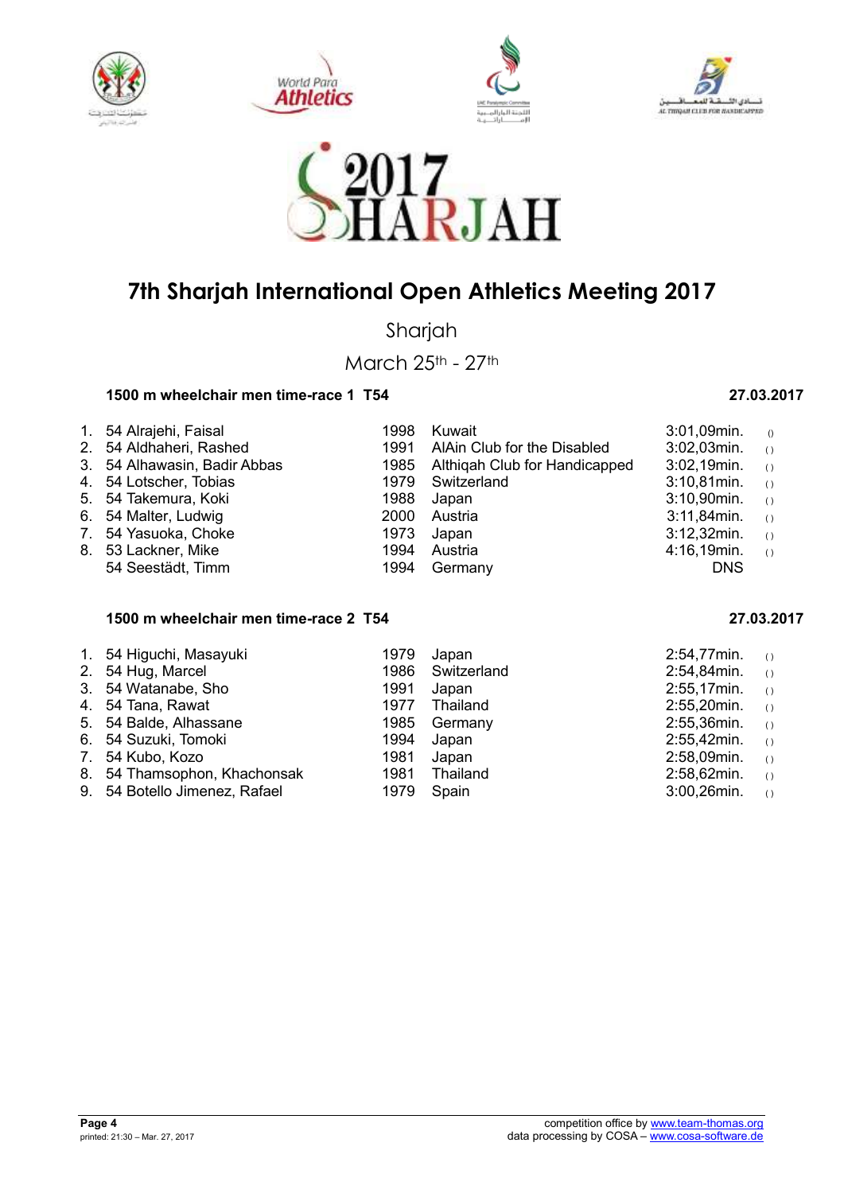# 7th Sharjah International Open Athletics Meeting 2017

Sharjah

March 25th - 27th

### 1500 m wheelchair men time-race 1 T54 — 27.03.2017

| | | | | |
|---|---|---|---|---|
| 1. | 54 Alrajehi, Faisal | 1998 | Kuwait | 3:01,09min. () |
| 2. | 54 Aldhaheri, Rashed | 1991 | AlAin Club for the Disabled | 3:02,03min. () |
| 3. | 54 Alhawasin, Badir Abbas | 1985 | Althiqah Club for Handicapped | 3:02,19min. () |
| 4. | 54 Lotscher, Tobias | 1979 | Switzerland | 3:10,81min. () |
| 5. | 54 Takemura, Koki | 1988 | Japan | 3:10,90min. () |
| 6. | 54 Malter, Ludwig | 2000 | Austria | 3:11,84min. () |
| 7. | 54 Yasuoka, Choke | 1973 | Japan | 3:12,32min. () |
| 8. | 53 Lackner, Mike | 1994 | Austria | 4:16,19min. () |
| | 54 Seestädt, Timm | 1994 | Germany | DNS |

### 1500 m wheelchair men time-race 2 T54 — 27.03.2017

| | | | | |
|---|---|---|---|---|
| 1. | 54 Higuchi, Masayuki | 1979 | Japan | 2:54,77min. () |
| 2. | 54 Hug, Marcel | 1986 | Switzerland | 2:54,84min. () |
| 3. | 54 Watanabe, Sho | 1991 | Japan | 2:55,17min. () |
| 4. | 54 Tana, Rawat | 1977 | Thailand | 2:55,20min. () |
| 5. | 54 Balde, Alhassane | 1985 | Germany | 2:55,36min. () |
| 6. | 54 Suzuki, Tomoki | 1994 | Japan | 2:55,42min. () |
| 7. | 54 Kubo, Kozo | 1981 | Japan | 2:58,09min. () |
| 8. | 54 Thamsophon, Khachonsak | 1981 | Thailand | 2:58,62min. () |
| 9. | 54 Botello Jimenez, Rafael | 1979 | Spain | 3:00,26min. () |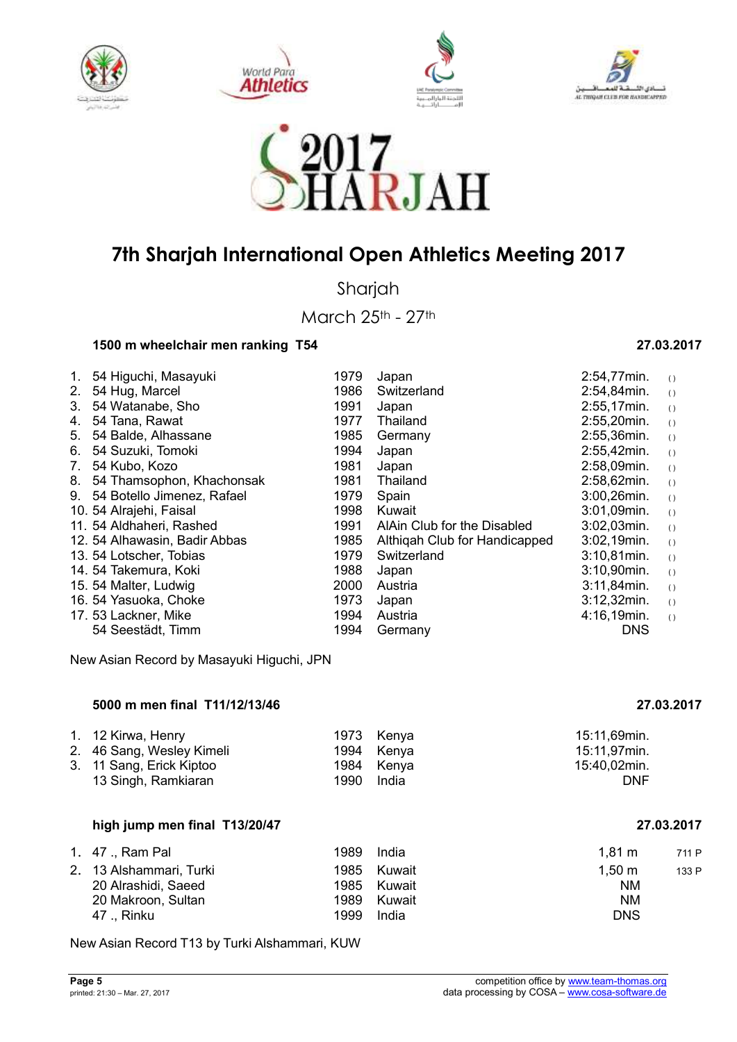# 7th Sharjah International Open Athletics Meeting 2017

Sharjah

March 25th - 27th

### 1500 m wheelchair men ranking T54 — 27.03.2017

| Rank | Class | Name | Year | Country | Result | |
|---|---|---|---|---|---|---|
| 1. | 54 | Higuchi, Masayuki | 1979 | Japan | 2:54,77min. | () |
| 2. | 54 | Hug, Marcel | 1986 | Switzerland | 2:54,84min. | () |
| 3. | 54 | Watanabe, Sho | 1991 | Japan | 2:55,17min. | () |
| 4. | 54 | Tana, Rawat | 1977 | Thailand | 2:55,20min. | () |
| 5. | 54 | Balde, Alhassane | 1985 | Germany | 2:55,36min. | () |
| 6. | 54 | Suzuki, Tomoki | 1994 | Japan | 2:55,42min. | () |
| 7. | 54 | Kubo, Kozo | 1981 | Japan | 2:58,09min. | () |
| 8. | 54 | Thamsophon, Khachonsak | 1981 | Thailand | 2:58,62min. | () |
| 9. | 54 | Botello Jimenez, Rafael | 1979 | Spain | 3:00,26min. | () |
| 10. | 54 | Alrajehi, Faisal | 1998 | Kuwait | 3:01,09min. | () |
| 11. | 54 | Aldhaheri, Rashed | 1991 | AlAin Club for the Disabled | 3:02,03min. | () |
| 12. | 54 | Alhawasin, Badir Abbas | 1985 | Althiqah Club for Handicapped | 3:02,19min. | () |
| 13. | 54 | Lotscher, Tobias | 1979 | Switzerland | 3:10,81min. | () |
| 14. | 54 | Takemura, Koki | 1988 | Japan | 3:10,90min. | () |
| 15. | 54 | Malter, Ludwig | 2000 | Austria | 3:11,84min. | () |
| 16. | 54 | Yasuoka, Choke | 1973 | Japan | 3:12,32min. | () |
| 17. | 53 | Lackner, Mike | 1994 | Austria | 4:16,19min. | () |
| | 54 | Seestädt, Timm | 1994 | Germany | DNS | |

New Asian Record by Masayuki Higuchi, JPN

### 5000 m men final T11/12/13/46 — 27.03.2017

| Rank | Class | Name | Year | Country | Result |
|---|---|---|---|---|---|
| 1. | 12 | Kirwa, Henry | 1973 | Kenya | 15:11,69min. |
| 2. | 46 | Sang, Wesley Kimeli | 1994 | Kenya | 15:11,97min. |
| 3. | 11 | Sang, Erick Kiptoo | 1984 | Kenya | 15:40,02min. |
| | 13 | Singh, Ramkiaran | 1990 | India | DNF |

### high jump men final T13/20/47 — 27.03.2017

| Rank | Class | Name | Year | Country | Result | Points |
|---|---|---|---|---|---|---|
| 1. | 47 | ., Ram Pal | 1989 | India | 1,81 m | 711 P |
| 2. | 13 | Alshammari, Turki | 1985 | Kuwait | 1,50 m | 133 P |
| | 20 | Alrashidi, Saeed | 1985 | Kuwait | NM | |
| | 20 | Makroon, Sultan | 1989 | Kuwait | NM | |
| | 47 | ., Rinku | 1999 | India | DNS | |

New Asian Record T13 by Turki Alshammari, KUW

competition office by www.team-thomas.org
data processing by COSA – www.cosa-software.de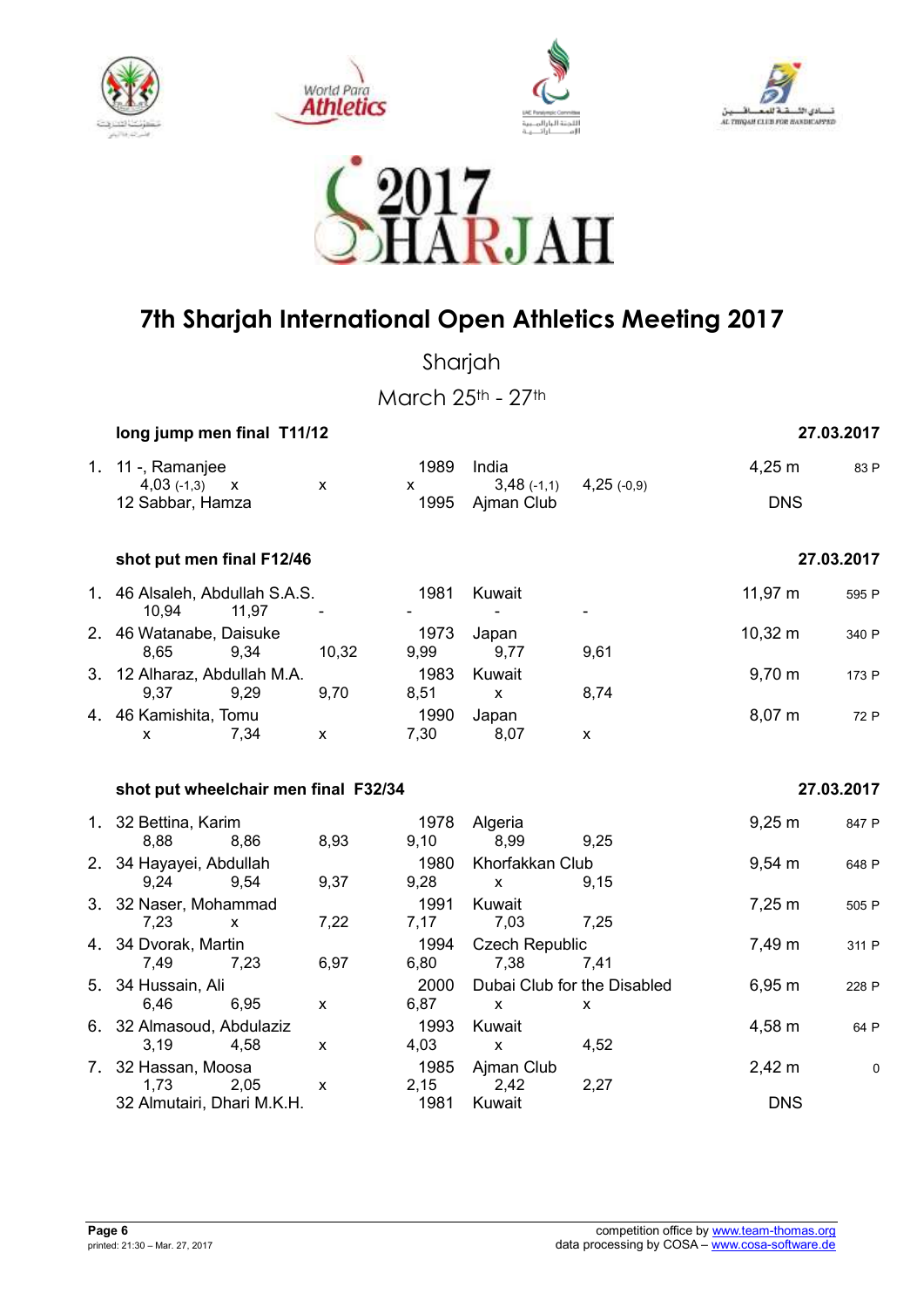# 7th Sharjah International Open Athletics Meeting 2017

Sharjah

March 25th - 27th

### long jump men final T11/12 — 27.03.2017

| Rank | Class Name | Year | Nation/Club | Result | Points |
|---|---|---|---|---|---|
| 1. | 11 -, Ramanjee | 1989 | India | 4,25 m | 83 P |
| | 4,03 (-1,3) x x x 3,48 (-1,1) 4,25 (-0,9) | | | | |
| | 12 Sabbar, Hamza | 1995 | Ajman Club | DNS | |

### shot put men final F12/46 — 27.03.2017

| Rank | Class Name | Year | Nation/Club | Result | Points |
|---|---|---|---|---|---|
| 1. | 46 Alsaleh, Abdullah S.A.S. | 1981 | Kuwait | 11,97 m | 595 P |
| | 10,94 11,97 - - - - | | | | |
| 2. | 46 Watanabe, Daisuke | 1973 | Japan | 10,32 m | 340 P |
| | 8,65 9,34 10,32 9,99 9,77 9,61 | | | | |
| 3. | 12 Alharaz, Abdullah M.A. | 1983 | Kuwait | 9,70 m | 173 P |
| | 9,37 9,29 9,70 8,51 x 8,74 | | | | |
| 4. | 46 Kamishita, Tomu | 1990 | Japan | 8,07 m | 72 P |
| | x 7,34 x 7,30 8,07 x | | | | |

### shot put wheelchair men final F32/34 — 27.03.2017

| Rank | Class Name | Year | Nation/Club | Result | Points |
|---|---|---|---|---|---|
| 1. | 32 Bettina, Karim | 1978 | Algeria | 9,25 m | 847 P |
| | 8,88 8,86 8,93 9,10 8,99 9,25 | | | | |
| 2. | 34 Hayayei, Abdullah | 1980 | Khorfakkan Club | 9,54 m | 648 P |
| | 9,24 9,54 9,37 9,28 x 9,15 | | | | |
| 3. | 32 Naser, Mohammad | 1991 | Kuwait | 7,25 m | 505 P |
| | 7,23 x 7,22 7,17 7,03 7,25 | | | | |
| 4. | 34 Dvorak, Martin | 1994 | Czech Republic | 7,49 m | 311 P |
| | 7,49 7,23 6,97 6,80 7,38 7,41 | | | | |
| 5. | 34 Hussain, Ali | 2000 | Dubai Club for the Disabled | 6,95 m | 228 P |
| | 6,46 6,95 x 6,87 x x | | | | |
| 6. | 32 Almasoud, Abdulaziz | 1993 | Kuwait | 4,58 m | 64 P |
| | 3,19 4,58 x 4,03 x 4,52 | | | | |
| 7. | 32 Hassan, Moosa | 1985 | Ajman Club | 2,42 m | 0 |
| | 1,73 2,05 x 2,15 2,42 2,27 | | | | |
| | 32 Almutairi, Dhari M.K.H. | 1981 | Kuwait | DNS | |

printed: 21:30 – Mar. 27, 2017

competition office by www.team-thomas.org
data processing by COSA – www.cosa-software.de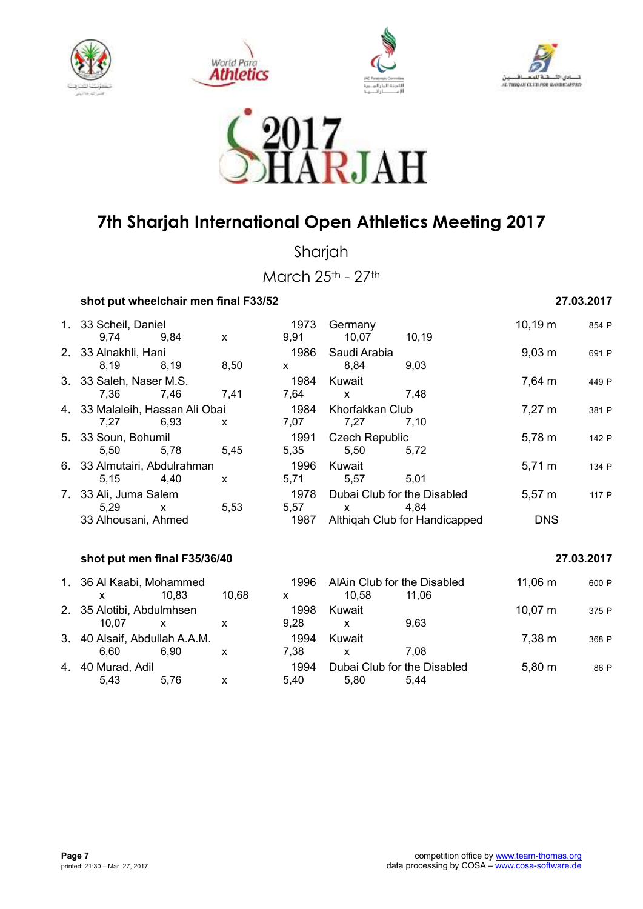# 7th Sharjah International Open Athletics Meeting 2017

Sharjah

March 25th - 27th

### shot put wheelchair men final F33/52

27.03.2017

| Rank | Class | Name | Year | Club/Country | Result | Points |
|---|---|---|---|---|---|---|
| 1. | 33 | Scheil, Daniel | 1973 | Germany | 10,19 m | 854 P |
| | | 9,74 · 9,84 · x · 9,91 · 10,07 · 10,19 | | | | |
| 2. | 33 | Alnakhli, Hani | 1986 | Saudi Arabia | 9,03 m | 691 P |
| | | 8,19 · 8,19 · 8,50 · x · 8,84 · 9,03 | | | | |
| 3. | 33 | Saleh, Naser M.S. | 1984 | Kuwait | 7,64 m | 449 P |
| | | 7,36 · 7,46 · 7,41 · 7,64 · x · 7,48 | | | | |
| 4. | 33 | Malaleih, Hassan Ali Obai | 1984 | Khorfakkan Club | 7,27 m | 381 P |
| | | 7,27 · 6,93 · x · 7,07 · 7,27 · 7,10 | | | | |
| 5. | 33 | Soun, Bohumil | 1991 | Czech Republic | 5,78 m | 142 P |
| | | 5,50 · 5,78 · 5,45 · 5,35 · 5,50 · 5,72 | | | | |
| 6. | 33 | Almutairi, Abdulrahman | 1996 | Kuwait | 5,71 m | 134 P |
| | | 5,15 · 4,40 · x · 5,71 · 5,57 · 5,01 | | | | |
| 7. | 33 | Ali, Juma Salem | 1978 | Dubai Club for the Disabled | 5,57 m | 117 P |
| | | 5,29 · x · 5,53 · 5,57 · x · 4,84 | | | | |
| | 33 | Alhousani, Ahmed | 1987 | Althiqah Club for Handicapped | DNS | |

### shot put men final F35/36/40

27.03.2017

| Rank | Class | Name | Year | Club/Country | Result | Points |
|---|---|---|---|---|---|---|
| 1. | 36 | Al Kaabi, Mohammed | 1996 | AlAin Club for the Disabled | 11,06 m | 600 P |
| | | x · 10,83 · 10,68 · x · 10,58 · 11,06 | | | | |
| 2. | 35 | Alotibi, Abdulmhsen | 1998 | Kuwait | 10,07 m | 375 P |
| | | 10,07 · x · x · 9,28 · x · 9,63 | | | | |
| 3. | 40 | Alsaif, Abdullah A.A.M. | 1994 | Kuwait | 7,38 m | 368 P |
| | | 6,60 · 6,90 · x · 7,38 · x · 7,08 | | | | |
| 4. | 40 | Murad, Adil | 1994 | Dubai Club for the Disabled | 5,80 m | 86 P |
| | | 5,43 · 5,76 · x · 5,40 · 5,80 · 5,44 | | | | |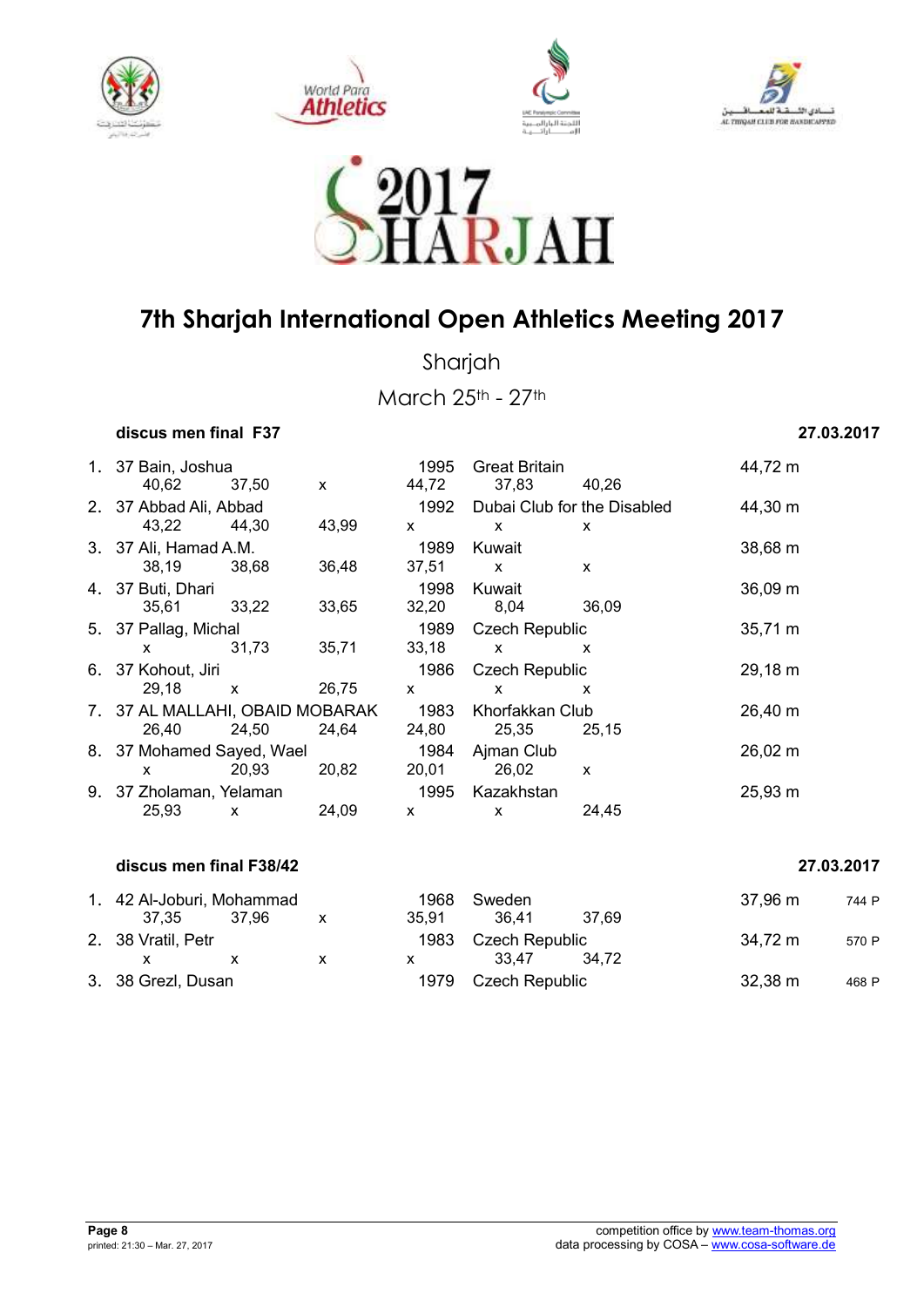2017 SHARJAH

# 7th Sharjah International Open Athletics Meeting 2017

Sharjah

March 25th - 27th

### discus men final F37

27.03.2017

| Rank | Class | Name | Year | Team | Result |
|---|---|---|---|---|---|
| 1. | 37 | Bain, Joshua | 1995 | Great Britain | 44,72 m |
| | | 40,62 · 37,50 · x · 44,72 · 37,83 · 40,26 | | | |
| 2. | 37 | Abbad Ali, Abbad | 1992 | Dubai Club for the Disabled | 44,30 m |
| | | 43,22 · 44,30 · 43,99 · x · x · x | | | |
| 3. | 37 | Ali, Hamad A.M. | 1989 | Kuwait | 38,68 m |
| | | 38,19 · 38,68 · 36,48 · 37,51 · x · x | | | |
| 4. | 37 | Buti, Dhari | 1998 | Kuwait | 36,09 m |
| | | 35,61 · 33,22 · 33,65 · 32,20 · 8,04 · 36,09 | | | |
| 5. | 37 | Pallag, Michal | 1989 | Czech Republic | 35,71 m |
| | | x · 31,73 · 35,71 · 33,18 · x · x | | | |
| 6. | 37 | Kohout, Jiri | 1986 | Czech Republic | 29,18 m |
| | | 29,18 · x · 26,75 · x · x · x | | | |
| 7. | 37 | AL MALLAHI, OBAID MOBARAK | 1983 | Khorfakkan Club | 26,40 m |
| | | 26,40 · 24,50 · 24,64 · 24,80 · 25,35 · 25,15 | | | |
| 8. | 37 | Mohamed Sayed, Wael | 1984 | Ajman Club | 26,02 m |
| | | x · 20,93 · 20,82 · 20,01 · 26,02 · x | | | |
| 9. | 37 | Zholaman, Yelaman | 1995 | Kazakhstan | 25,93 m |
| | | 25,93 · x · 24,09 · x · x · 24,45 | | | |

### discus men final F38/42

27.03.2017

| Rank | Class | Name | Year | Team | Result | Points |
|---|---|---|---|---|---|---|
| 1. | 42 | Al-Joburi, Mohammad | 1968 | Sweden | 37,96 m | 744 P |
| | | 37,35 · 37,96 · x · 35,91 · 36,41 · 37,69 | | | | |
| 2. | 38 | Vratil, Petr | 1983 | Czech Republic | 34,72 m | 570 P |
| | | x · x · x · x · 33,47 · 34,72 | | | | |
| 3. | 38 | Grezl, Dusan | 1979 | Czech Republic | 32,38 m | 468 P |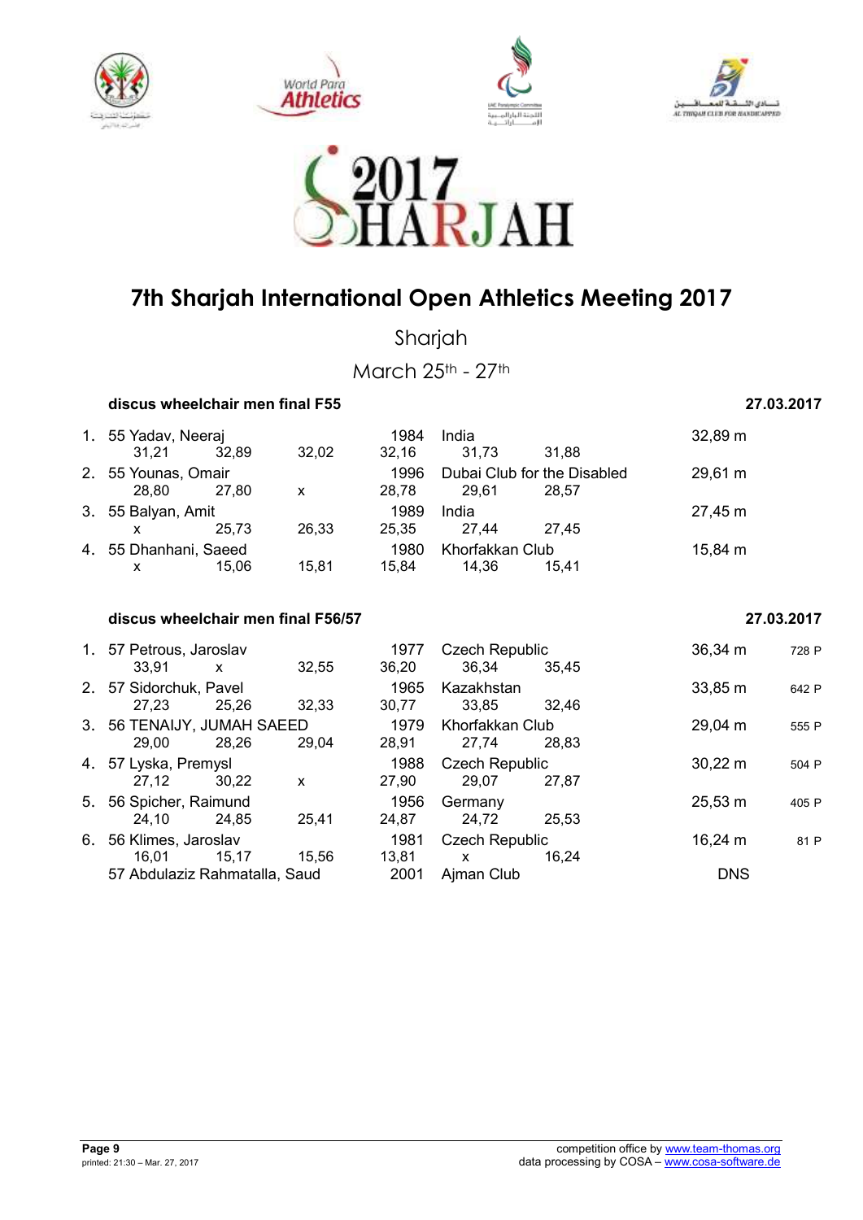# 7th Sharjah International Open Athletics Meeting 2017

Sharjah

March 25th - 27th

## discus wheelchair men final F55 — 27.03.2017

| Rank | Class | Name | Year | Country/Club | Result |
|---|---|---|---|---|---|
| 1. | 55 | Yadav, Neeraj | 1984 | India | 32,89 m |
| | | 31,21 / 32,89 / 32,02 | 32,16 | 31,73 / 31,88 | |
| 2. | 55 | Younas, Omair | 1996 | Dubai Club for the Disabled | 29,61 m |
| | | 28,80 / 27,80 / x | 28,78 | 29,61 / 28,57 | |
| 3. | 55 | Balyan, Amit | 1989 | India | 27,45 m |
| | | x / 25,73 / 26,33 | 25,35 | 27,44 / 27,45 | |
| 4. | 55 | Dhanhani, Saeed | 1980 | Khorfakkan Club | 15,84 m |
| | | x / 15,06 / 15,81 | 15,84 | 14,36 / 15,41 | |

## discus wheelchair men final F56/57 — 27.03.2017

| Rank | Class | Name | Year | Country/Club | Result | Points |
|---|---|---|---|---|---|---|
| 1. | 57 | Petrous, Jaroslav | 1977 | Czech Republic | 36,34 m | 728 P |
| | | 33,91 / x / 32,55 | 36,20 | 36,34 / 35,45 | | |
| 2. | 57 | Sidorchuk, Pavel | 1965 | Kazakhstan | 33,85 m | 642 P |
| | | 27,23 / 25,26 / 32,33 | 30,77 | 33,85 / 32,46 | | |
| 3. | 56 | TENAIJY, JUMAH SAEED | 1979 | Khorfakkan Club | 29,04 m | 555 P |
| | | 29,00 / 28,26 / 29,04 | 28,91 | 27,74 / 28,83 | | |
| 4. | 57 | Lyska, Premysl | 1988 | Czech Republic | 30,22 m | 504 P |
| | | 27,12 / 30,22 / x | 27,90 | 29,07 / 27,87 | | |
| 5. | 56 | Spicher, Raimund | 1956 | Germany | 25,53 m | 405 P |
| | | 24,10 / 24,85 / 25,41 | 24,87 | 24,72 / 25,53 | | |
| 6. | 56 | Klimes, Jaroslav | 1981 | Czech Republic | 16,24 m | 81 P |
| | | 16,01 / 15,17 / 15,56 | 13,81 | x / 16,24 | | |
| | 57 | Abdulaziz Rahmatalla, Saud | 2001 | Ajman Club | DNS | |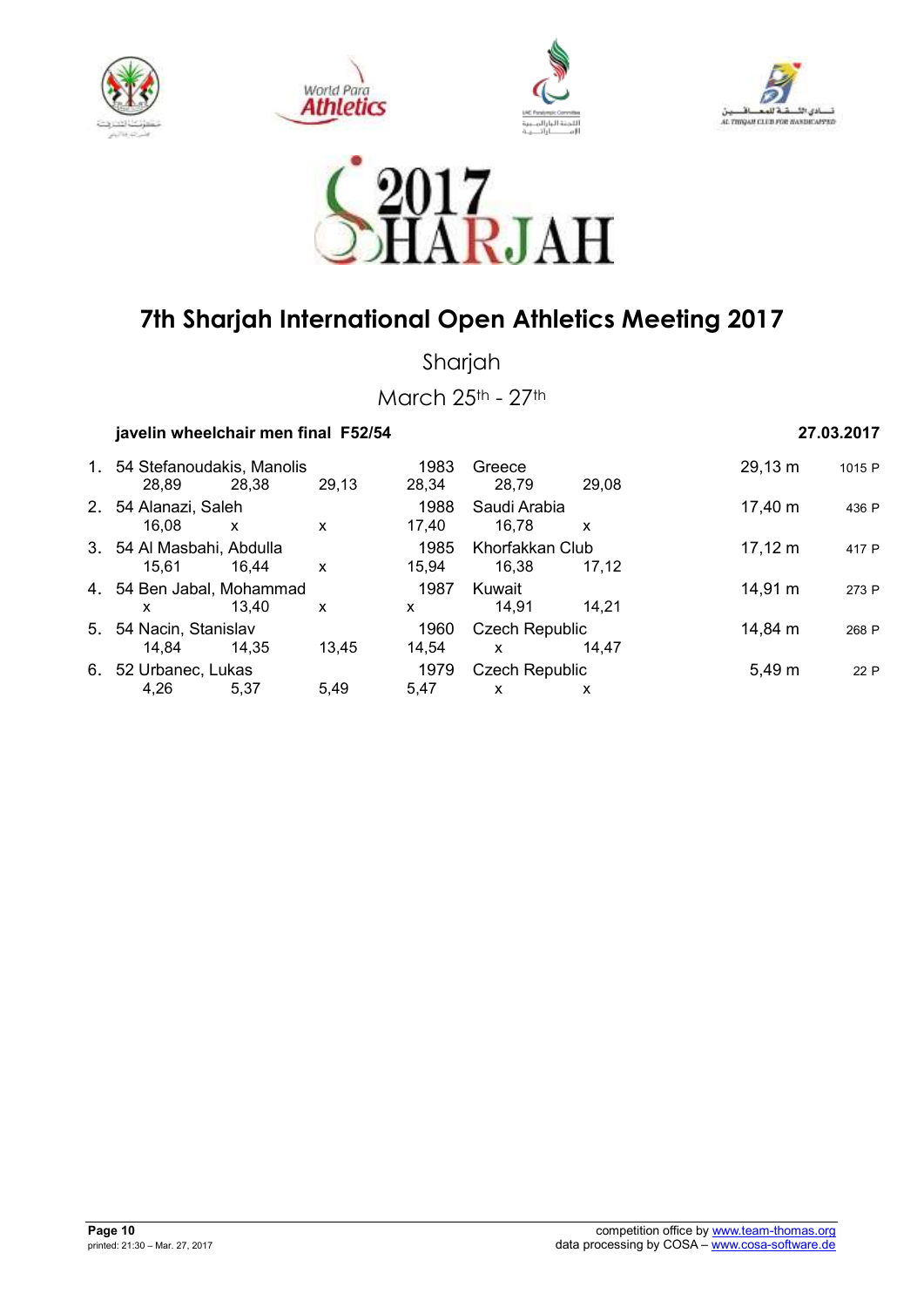# 7th Sharjah International Open Athletics Meeting 2017

Sharjah

March 25th - 27th

**javelin wheelchair men final F52/54** **27.03.2017**

| Rank | Class | Name | Year | Country | Result | Points |
|---|---|---|---|---|---|---|
| 1. | 54 | Stefanoudakis, Manolis | 1983 | Greece | 29,13 m | 1015 P |
| | | 28,89 28,38 29,13 | 28,34 | 28,79 29,08 | | |
| 2. | 54 | Alanazi, Saleh | 1988 | Saudi Arabia | 17,40 m | 436 P |
| | | 16,08 x x | 17,40 | 16,78 x | | |
| 3. | 54 | Al Masbahi, Abdulla | 1985 | Khorfakkan Club | 17,12 m | 417 P |
| | | 15,61 16,44 x | 15,94 | 16,38 17,12 | | |
| 4. | 54 | Ben Jabal, Mohammad | 1987 | Kuwait | 14,91 m | 273 P |
| | | x 13,40 x | x | 14,91 14,21 | | |
| 5. | 54 | Nacin, Stanislav | 1960 | Czech Republic | 14,84 m | 268 P |
| | | 14,84 14,35 13,45 | 14,54 | x 14,47 | | |
| 6. | 52 | Urbanec, Lukas | 1979 | Czech Republic | 5,49 m | 22 P |
| | | 4,26 5,37 5,49 | 5,47 | x x | | |

**Page 10**
printed: 21:30 – Mar. 27, 2017

competition office by www.team-thomas.org
data processing by COSA – www.cosa-software.de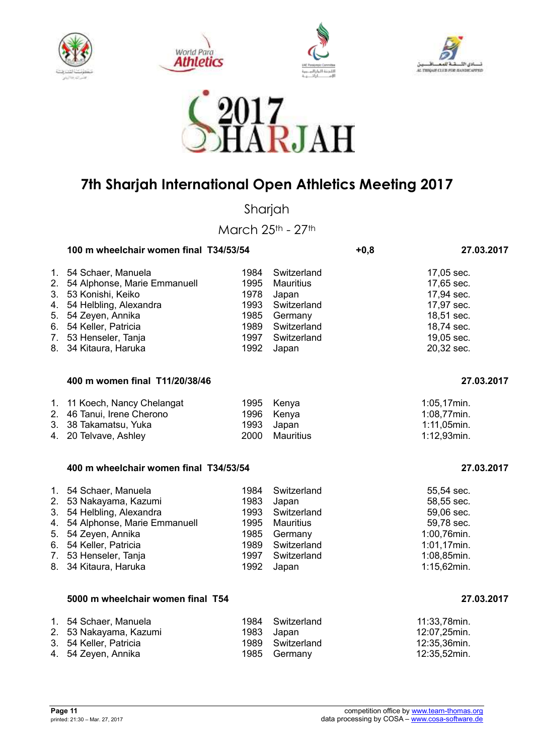# 7th Sharjah International Open Athletics Meeting 2017

Sharjah

March 25th - 27th

### 100 m wheelchair women final T34/53/54 — +0,8 — 27.03.2017

| | | | | |
|---|---|---|---|---|
| 1. | 54 Schaer, Manuela | 1984 | Switzerland | 17,05 sec. |
| 2. | 54 Alphonse, Marie Emmanuell | 1995 | Mauritius | 17,65 sec. |
| 3. | 53 Konishi, Keiko | 1978 | Japan | 17,94 sec. |
| 4. | 54 Helbling, Alexandra | 1993 | Switzerland | 17,97 sec. |
| 5. | 54 Zeyen, Annika | 1985 | Germany | 18,51 sec. |
| 6. | 54 Keller, Patricia | 1989 | Switzerland | 18,74 sec. |
| 7. | 53 Henseler, Tanja | 1997 | Switzerland | 19,05 sec. |
| 8. | 34 Kitaura, Haruka | 1992 | Japan | 20,32 sec. |

### 400 m women final T11/20/38/46 — 27.03.2017

| | | | | |
|---|---|---|---|---|
| 1. | 11 Koech, Nancy Chelangat | 1995 | Kenya | 1:05,17min. |
| 2. | 46 Tanui, Irene Cherono | 1996 | Kenya | 1:08,77min. |
| 3. | 38 Takamatsu, Yuka | 1993 | Japan | 1:11,05min. |
| 4. | 20 Telvave, Ashley | 2000 | Mauritius | 1:12,93min. |

### 400 m wheelchair women final T34/53/54 — 27.03.2017

| | | | | |
|---|---|---|---|---|
| 1. | 54 Schaer, Manuela | 1984 | Switzerland | 55,54 sec. |
| 2. | 53 Nakayama, Kazumi | 1983 | Japan | 58,55 sec. |
| 3. | 54 Helbling, Alexandra | 1993 | Switzerland | 59,06 sec. |
| 4. | 54 Alphonse, Marie Emmanuell | 1995 | Mauritius | 59,78 sec. |
| 5. | 54 Zeyen, Annika | 1985 | Germany | 1:00,76min. |
| 6. | 54 Keller, Patricia | 1989 | Switzerland | 1:01,17min. |
| 7. | 53 Henseler, Tanja | 1997 | Switzerland | 1:08,85min. |
| 8. | 34 Kitaura, Haruka | 1992 | Japan | 1:15,62min. |

### 5000 m wheelchair women final T54 — 27.03.2017

| | | | | |
|---|---|---|---|---|
| 1. | 54 Schaer, Manuela | 1984 | Switzerland | 11:33,78min. |
| 2. | 53 Nakayama, Kazumi | 1983 | Japan | 12:07,25min. |
| 3. | 54 Keller, Patricia | 1989 | Switzerland | 12:35,36min. |
| 4. | 54 Zeyen, Annika | 1985 | Germany | 12:35,52min. |

printed: 21:30 – Mar. 27, 2017

competition office by www.team-thomas.org
data processing by COSA – www.cosa-software.de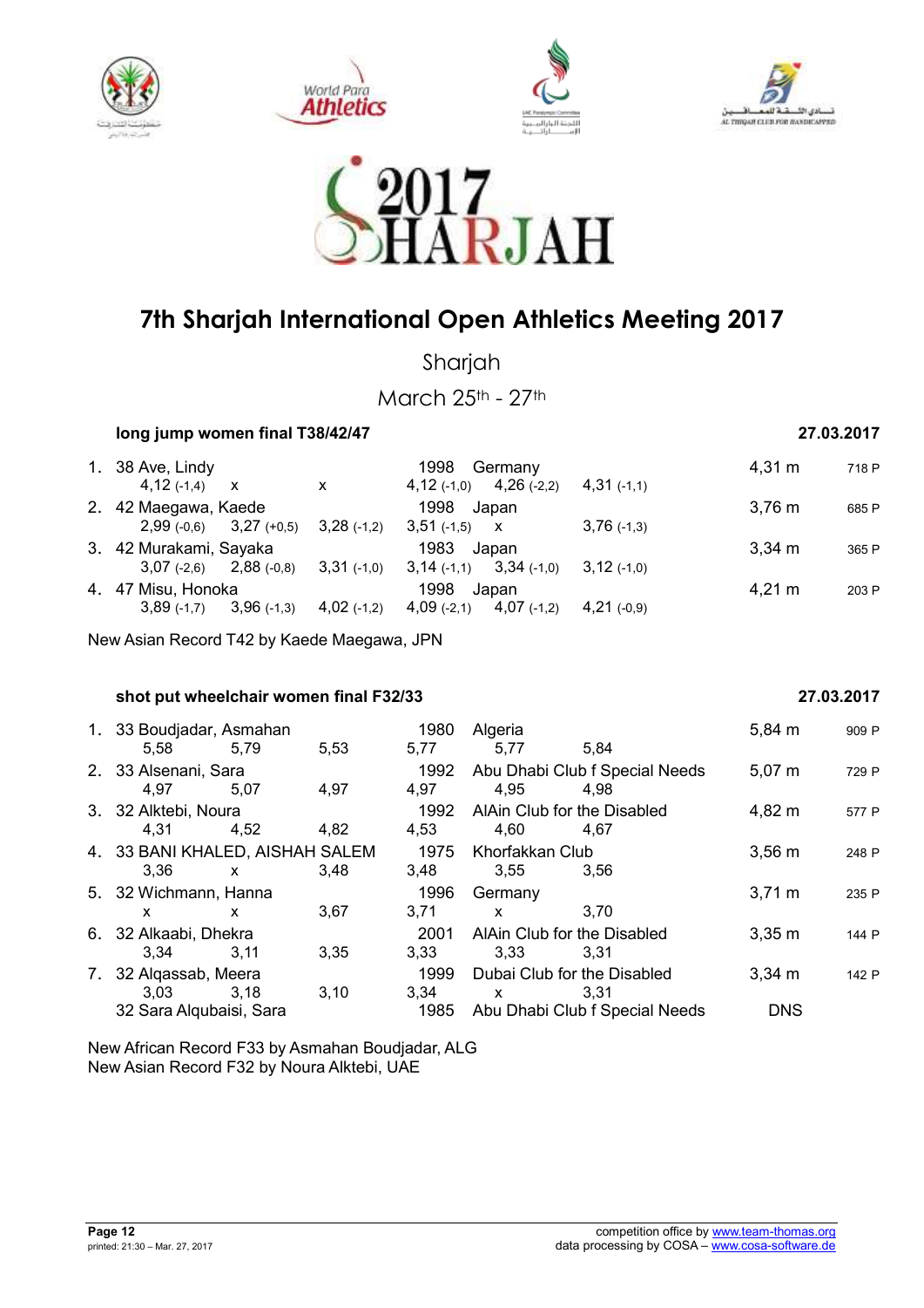# 7th Sharjah International Open Athletics Meeting 2017

Sharjah

March 25th - 27th

### long jump women final T38/42/47 — 27.03.2017

| Rank | Class | Name | Year | Nation/Club | Result | Points |
|---|---|---|---|---|---|---|
| 1. | 38 | Ave, Lindy | 1998 | Germany | 4,31 m | 718 P |
| | | 4,12 (-1,4) · x · x · 4,12 (-1,0) · 4,26 (-2,2) · 4,31 (-1,1) | | | | |
| 2. | 42 | Maegawa, Kaede | 1998 | Japan | 3,76 m | 685 P |
| | | 2,99 (-0,6) · 3,27 (+0,5) · 3,28 (-1,2) · 3,51 (-1,5) · x · 3,76 (-1,3) | | | | |
| 3. | 42 | Murakami, Sayaka | 1983 | Japan | 3,34 m | 365 P |
| | | 3,07 (-2,6) · 2,88 (-0,8) · 3,31 (-1,0) · 3,14 (-1,1) · 3,34 (-1,0) · 3,12 (-1,0) | | | | |
| 4. | 47 | Misu, Honoka | 1998 | Japan | 4,21 m | 203 P |
| | | 3,89 (-1,7) · 3,96 (-1,3) · 4,02 (-1,2) · 4,09 (-2,1) · 4,07 (-1,2) · 4,21 (-0,9) | | | | |

New Asian Record T42 by Kaede Maegawa, JPN

### shot put wheelchair women final F32/33 — 27.03.2017

| Rank | Class | Name | Year | Nation/Club | Result | Points |
|---|---|---|---|---|---|---|
| 1. | 33 | Boudjadar, Asmahan | 1980 | Algeria | 5,84 m | 909 P |
| | | 5,58 · 5,79 · 5,53 · 5,77 · 5,77 · 5,84 | | | | |
| 2. | 33 | Alsenani, Sara | 1992 | Abu Dhabi Club f Special Needs | 5,07 m | 729 P |
| | | 4,97 · 5,07 · 4,97 · 4,97 · 4,95 · 4,98 | | | | |
| 3. | 32 | Alktebi, Noura | 1992 | AlAin Club for the Disabled | 4,82 m | 577 P |
| | | 4,31 · 4,52 · 4,82 · 4,53 · 4,60 · 4,67 | | | | |
| 4. | 33 | BANI KHALED, AISHAH SALEM | 1975 | Khorfakkan Club | 3,56 m | 248 P |
| | | 3,36 · x · 3,48 · 3,48 · 3,55 · 3,56 | | | | |
| 5. | 32 | Wichmann, Hanna | 1996 | Germany | 3,71 m | 235 P |
| | | x · x · 3,67 · 3,71 · x · 3,70 | | | | |
| 6. | 32 | Alkaabi, Dhekra | 2001 | AlAin Club for the Disabled | 3,35 m | 144 P |
| | | 3,34 · 3,11 · 3,35 · 3,33 · 3,33 · 3,31 | | | | |
| 7. | 32 | Alqassab, Meera | 1999 | Dubai Club for the Disabled | 3,34 m | 142 P |
| | | 3,03 · 3,18 · 3,10 · 3,34 · x · 3,31 | | | | |
| | 32 | Sara Alqubaisi, Sara | 1985 | Abu Dhabi Club f Special Needs | DNS | |

New African Record F33 by Asmahan Boudjadar, ALG
New Asian Record F32 by Noura Alktebi, UAE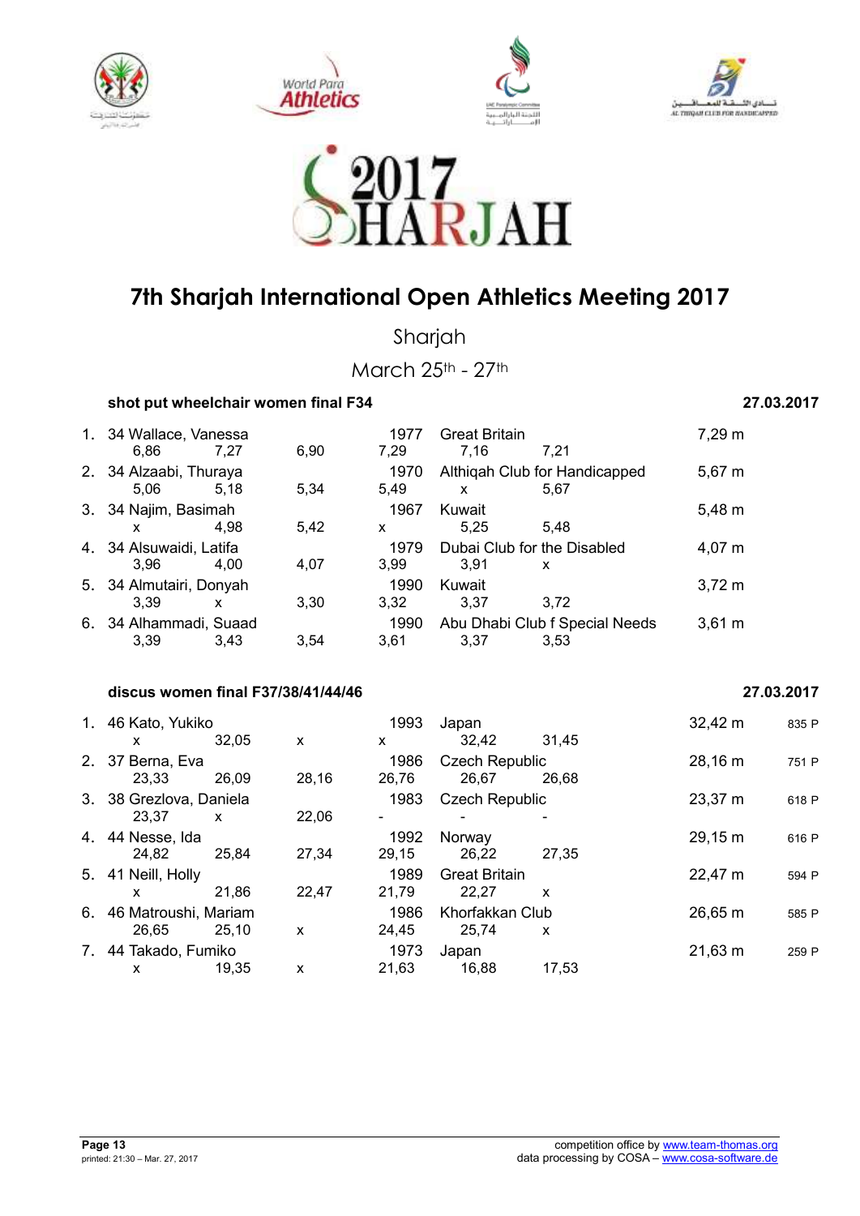# 7th Sharjah International Open Athletics Meeting 2017

Sharjah

March 25th - 27th

### shot put wheelchair women final F34 — 27.03.2017

| Rank | Class | Name | Year | Club/Country | Result |
|---|---|---|---|---|---|
| 1. | 34 | Wallace, Vanessa | 1977 | Great Britain | 7,29 m |
| | | 6,86 / 7,27 / 6,90 | 7,29 | 7,16 / 7,21 | |
| 2. | 34 | Alzaabi, Thuraya | 1970 | Althiqah Club for Handicapped | 5,67 m |
| | | 5,06 / 5,18 / 5,34 | 5,49 | x / 5,67 | |
| 3. | 34 | Najim, Basimah | 1967 | Kuwait | 5,48 m |
| | | x / 4,98 / 5,42 | x | 5,25 / 5,48 | |
| 4. | 34 | Alsuwaidi, Latifa | 1979 | Dubai Club for the Disabled | 4,07 m |
| | | 3,96 / 4,00 / 4,07 | 3,99 | 3,91 / x | |
| 5. | 34 | Almutairi, Donyah | 1990 | Kuwait | 3,72 m |
| | | 3,39 / x / 3,30 | 3,32 | 3,37 / 3,72 | |
| 6. | 34 | Alhammadi, Suaad | 1990 | Abu Dhabi Club f Special Needs | 3,61 m |
| | | 3,39 / 3,43 / 3,54 | 3,61 | 3,37 / 3,53 | |

### discus women final F37/38/41/44/46 — 27.03.2017

| Rank | Class | Name | Year | Club/Country | Result | Points |
|---|---|---|---|---|---|---|
| 1. | 46 | Kato, Yukiko | 1993 | Japan | 32,42 m | 835 P |
| | | x / 32,05 / x | x | 32,42 / 31,45 | | |
| 2. | 37 | Berna, Eva | 1986 | Czech Republic | 28,16 m | 751 P |
| | | 23,33 / 26,09 / 28,16 | 26,76 | 26,67 / 26,68 | | |
| 3. | 38 | Grezlova, Daniela | 1983 | Czech Republic | 23,37 m | 618 P |
| | | 23,37 / x / 22,06 | - | - / - | | |
| 4. | 44 | Nesse, Ida | 1992 | Norway | 29,15 m | 616 P |
| | | 24,82 / 25,84 / 27,34 | 29,15 | 26,22 / 27,35 | | |
| 5. | 41 | Neill, Holly | 1989 | Great Britain | 22,47 m | 594 P |
| | | x / 21,86 / 22,47 | 21,79 | 22,27 / x | | |
| 6. | 46 | Matroushi, Mariam | 1986 | Khorfakkan Club | 26,65 m | 585 P |
| | | 26,65 / 25,10 / x | 24,45 | 25,74 / x | | |
| 7. | 44 | Takado, Fumiko | 1973 | Japan | 21,63 m | 259 P |
| | | x / 19,35 / x | 21,63 | 16,88 / 17,53 | | |

printed: 21:30 – Mar. 27, 2017

competition office by www.team-thomas.org
data processing by COSA – www.cosa-software.de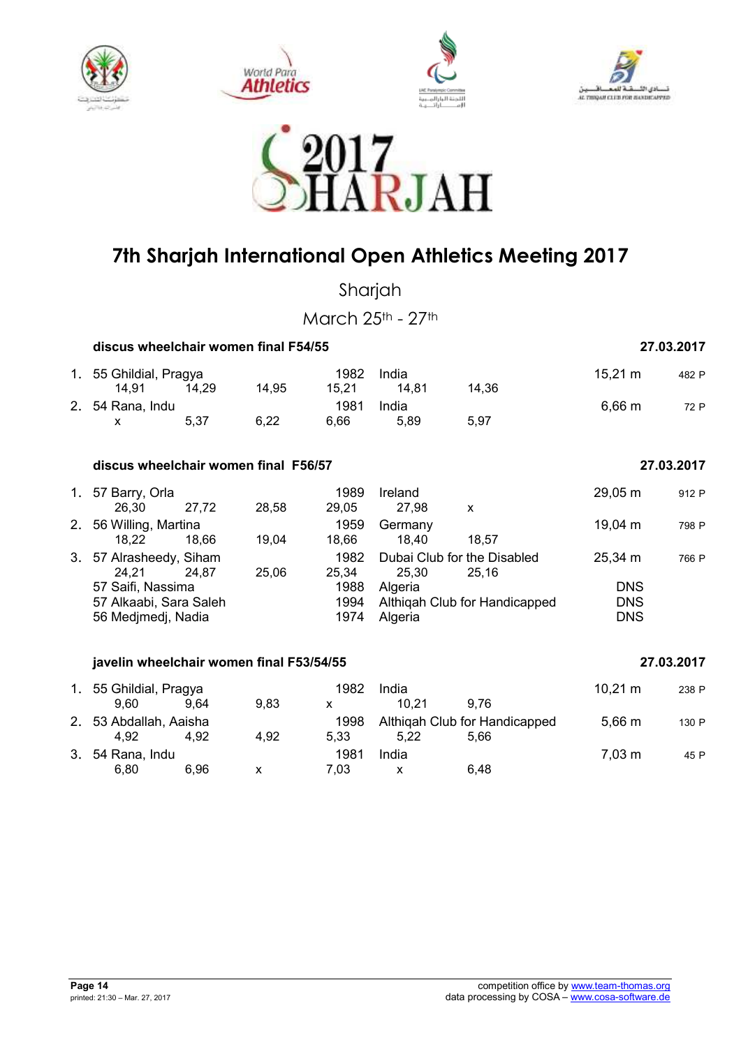# 7th Sharjah International Open Athletics Meeting 2017

Sharjah

March 25th - 27th

### discus wheelchair women final F54/55 — 27.03.2017

| | | | | | | | | |
|---|---|---|---|---|---|---|---|---|
| 1. | 55 Ghildial, Pragya | | | 1982 | India | | 15,21 m | 482 P |
| | 14,91 | 14,29 | 14,95 | 15,21 | 14,81 | 14,36 | | |
| 2. | 54 Rana, Indu | | | 1981 | India | | 6,66 m | 72 P |
| | x | 5,37 | 6,22 | 6,66 | 5,89 | 5,97 | | |

### discus wheelchair women final F56/57 — 27.03.2017

| | | | | | | | | |
|---|---|---|---|---|---|---|---|---|
| 1. | 57 Barry, Orla | | | 1989 | Ireland | | 29,05 m | 912 P |
| | 26,30 | 27,72 | 28,58 | 29,05 | 27,98 | x | | |
| 2. | 56 Willing, Martina | | | 1959 | Germany | | 19,04 m | 798 P |
| | 18,22 | 18,66 | 19,04 | 18,66 | 18,40 | 18,57 | | |
| 3. | 57 Alrasheedy, Siham | | | 1982 | Dubai Club for the Disabled | | 25,34 m | 766 P |
| | 24,21 | 24,87 | 25,06 | 25,34 | 25,30 | 25,16 | | |
| | 57 Saifi, Nassima | | | 1988 | Algeria | | DNS | |
| | 57 Alkaabi, Sara Saleh | | | 1994 | Althiqah Club for Handicapped | | DNS | |
| | 56 Medjmedj, Nadia | | | 1974 | Algeria | | DNS | |

### javelin wheelchair women final F53/54/55 — 27.03.2017

| | | | | | | | | |
|---|---|---|---|---|---|---|---|---|
| 1. | 55 Ghildial, Pragya | | | 1982 | India | | 10,21 m | 238 P |
| | 9,60 | 9,64 | 9,83 | x | 10,21 | 9,76 | | |
| 2. | 53 Abdallah, Aaisha | | | 1998 | Althiqah Club for Handicapped | | 5,66 m | 130 P |
| | 4,92 | 4,92 | 4,92 | 5,33 | 5,22 | 5,66 | | |
| 3. | 54 Rana, Indu | | | 1981 | India | | 7,03 m | 45 P |
| | 6,80 | 6,96 | x | 7,03 | x | 6,48 | | |

printed: 21:30 – Mar. 27, 2017

competition office by www.team-thomas.org
data processing by COSA – www.cosa-software.de